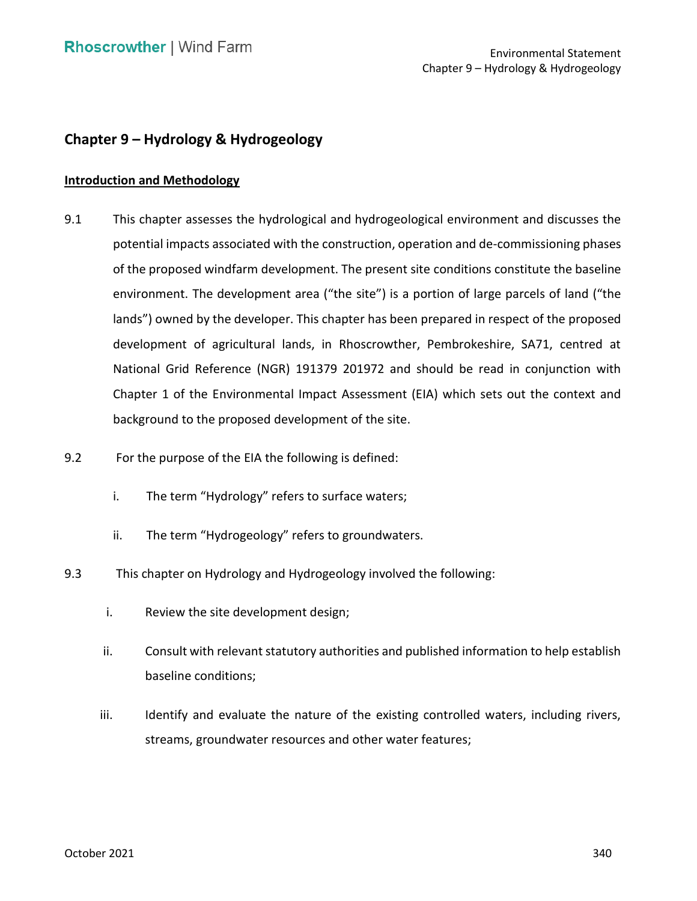## Chapter 9 – Hydrology & Hydrogeology

### Introduction and Methodology

9.1 This chapter assesses the hydrological and hydrogeological environment and discusses the potential impacts associated with the construction, operation and de-commissioning phases of the proposed windfarm development. The present site conditions constitute the baseline environment. The development area ("the site") is a portion of large parcels of land ("the lands") owned by the developer. This chapter has been prepared in respect of the proposed development of agricultural lands, in Rhoscrowther, Pembrokeshire, SA71, centred at National Grid Reference (NGR) 191379 201972 and should be read in conjunction with Chapter 1 of the Environmental Impact Assessment (EIA) which sets out the context and background to the proposed development of the site.

9.2 For the purpose of the EIA the following is defined:

i. The term "Hydrology" refers to surface waters;

ii. The term "Hydrogeology" refers to groundwaters.

9.3 This chapter on Hydrology and Hydrogeology involved the following:

i. Review the site development design;

ii. Consult with relevant statutory authorities and published information to help establish baseline conditions;

iii. Identify and evaluate the nature of the existing controlled waters, including rivers, streams, groundwater resources and other water features;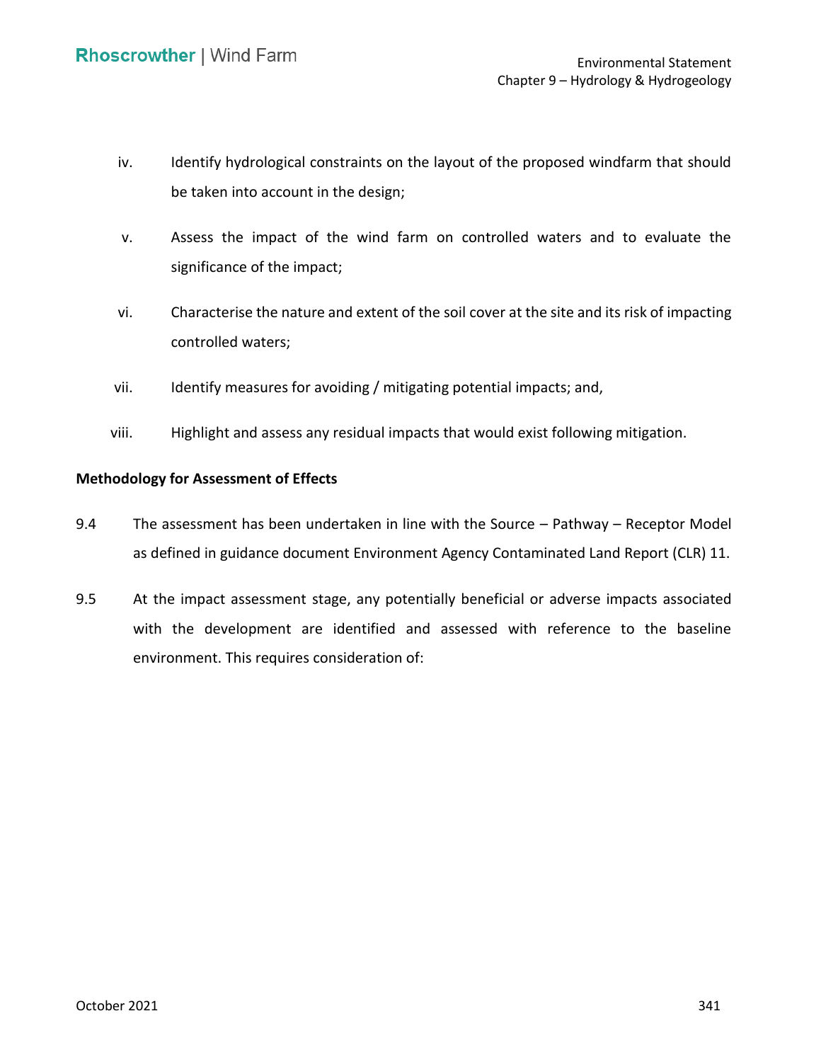iv. Identify hydrological constraints on the layout of the proposed windfarm that should be taken into account in the design;

v. Assess the impact of the wind farm on controlled waters and to evaluate the significance of the impact;

vi. Characterise the nature and extent of the soil cover at the site and its risk of impacting controlled waters;

vii. Identify measures for avoiding / mitigating potential impacts; and,

viii. Highlight and assess any residual impacts that would exist following mitigation.

**Methodology for Assessment of Effects**

9.4 The assessment has been undertaken in line with the Source – Pathway – Receptor Model as defined in guidance document Environment Agency Contaminated Land Report (CLR) 11.

9.5 At the impact assessment stage, any potentially beneficial or adverse impacts associated with the development are identified and assessed with reference to the baseline environment. This requires consideration of: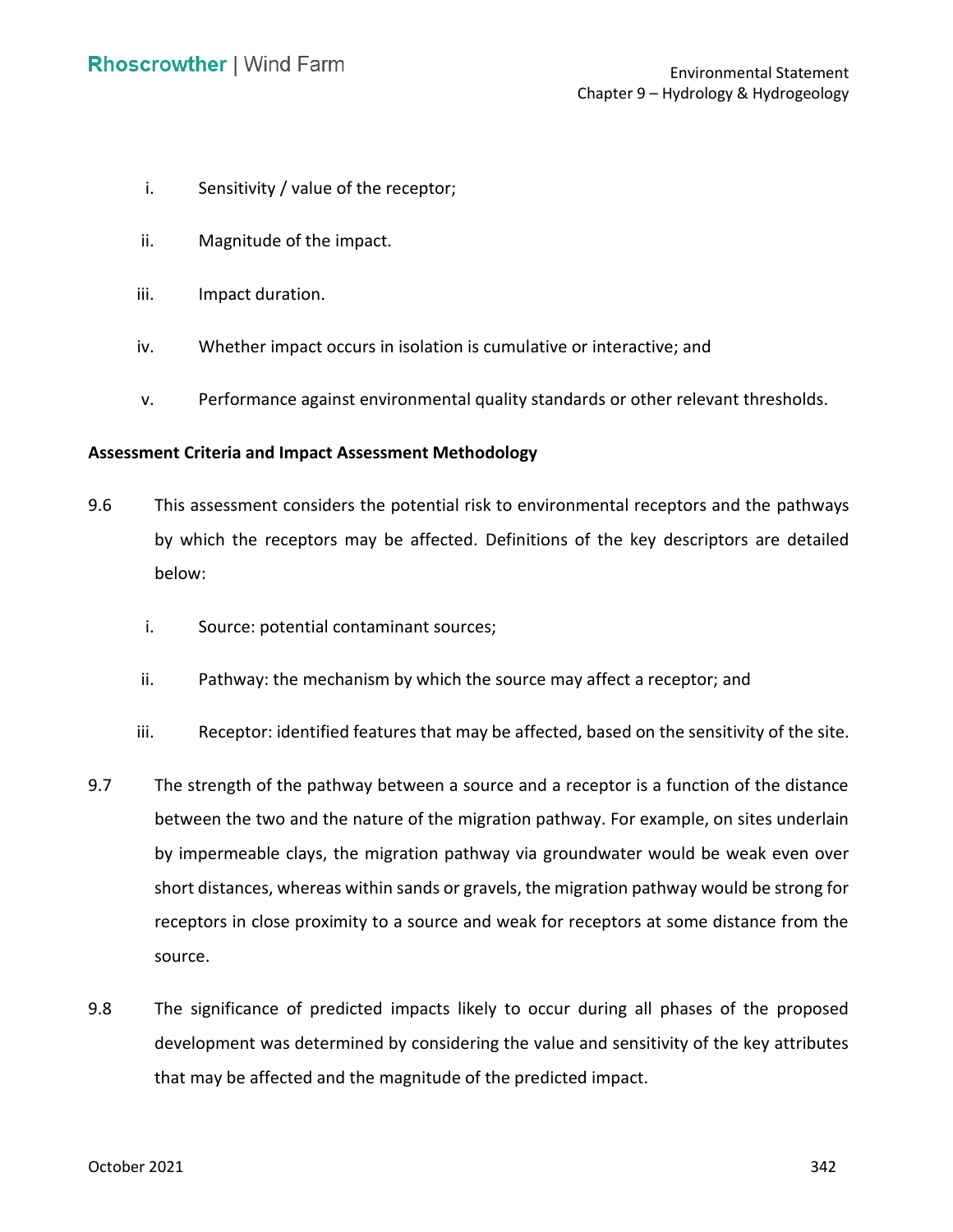i. Sensitivity / value of the receptor;

ii. Magnitude of the impact.

iii. Impact duration.

iv. Whether impact occurs in isolation is cumulative or interactive; and

v. Performance against environmental quality standards or other relevant thresholds.

**Assessment Criteria and Impact Assessment Methodology**

9.6 This assessment considers the potential risk to environmental receptors and the pathways by which the receptors may be affected. Definitions of the key descriptors are detailed below:

i. Source: potential contaminant sources;

ii. Pathway: the mechanism by which the source may affect a receptor; and

iii. Receptor: identified features that may be affected, based on the sensitivity of the site.

9.7 The strength of the pathway between a source and a receptor is a function of the distance between the two and the nature of the migration pathway. For example, on sites underlain by impermeable clays, the migration pathway via groundwater would be weak even over short distances, whereas within sands or gravels, the migration pathway would be strong for receptors in close proximity to a source and weak for receptors at some distance from the source.

9.8 The significance of predicted impacts likely to occur during all phases of the proposed development was determined by considering the value and sensitivity of the key attributes that may be affected and the magnitude of the predicted impact.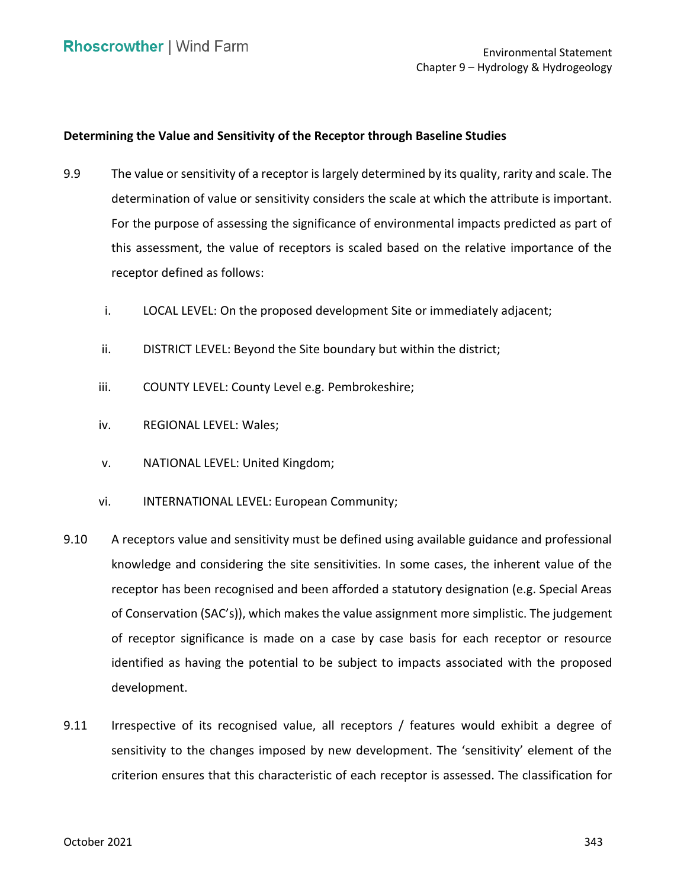**Determining the Value and Sensitivity of the Receptor through Baseline Studies**

9.9 The value or sensitivity of a receptor is largely determined by its quality, rarity and scale. The determination of value or sensitivity considers the scale at which the attribute is important. For the purpose of assessing the significance of environmental impacts predicted as part of this assessment, the value of receptors is scaled based on the relative importance of the receptor defined as follows:

i. LOCAL LEVEL: On the proposed development Site or immediately adjacent;

ii. DISTRICT LEVEL: Beyond the Site boundary but within the district;

iii. COUNTY LEVEL: County Level e.g. Pembrokeshire;

iv. REGIONAL LEVEL: Wales;

v. NATIONAL LEVEL: United Kingdom;

vi. INTERNATIONAL LEVEL: European Community;

9.10 A receptors value and sensitivity must be defined using available guidance and professional knowledge and considering the site sensitivities. In some cases, the inherent value of the receptor has been recognised and been afforded a statutory designation (e.g. Special Areas of Conservation (SAC's)), which makes the value assignment more simplistic. The judgement of receptor significance is made on a case by case basis for each receptor or resource identified as having the potential to be subject to impacts associated with the proposed development.

9.11 Irrespective of its recognised value, all receptors / features would exhibit a degree of sensitivity to the changes imposed by new development. The 'sensitivity' element of the criterion ensures that this characteristic of each receptor is assessed. The classification for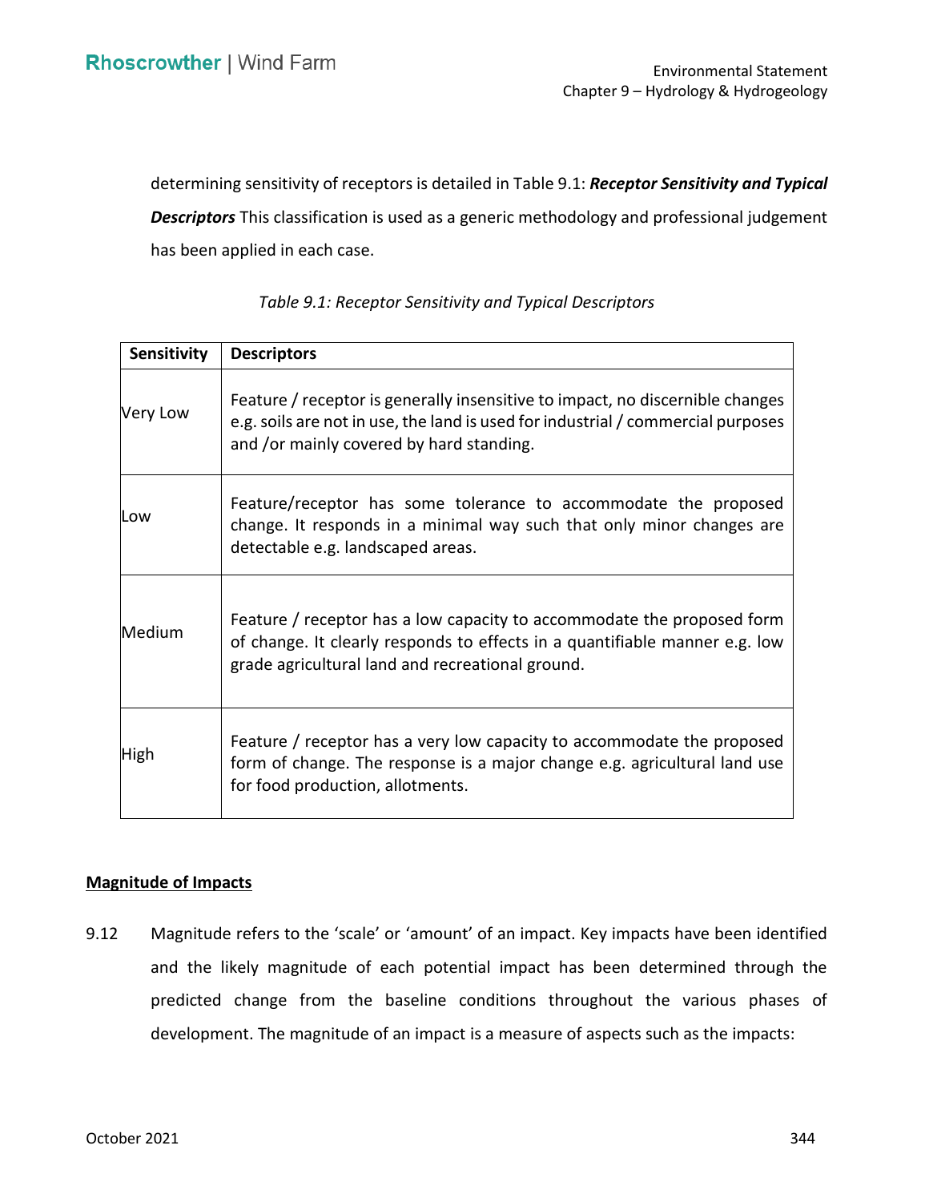determining sensitivity of receptors is detailed in Table 9.1: ***Receptor Sensitivity and Typical Descriptors*** This classification is used as a generic methodology and professional judgement has been applied in each case.

*Table 9.1: Receptor Sensitivity and Typical Descriptors*

| Sensitivity | Descriptors |
|---|---|
| Very Low | Feature / receptor is generally insensitive to impact, no discernible changes e.g. soils are not in use, the land is used for industrial / commercial purposes and /or mainly covered by hard standing. |
| Low | Feature/receptor has some tolerance to accommodate the proposed change. It responds in a minimal way such that only minor changes are detectable e.g. landscaped areas. |
| Medium | Feature / receptor has a low capacity to accommodate the proposed form of change. It clearly responds to effects in a quantifiable manner e.g. low grade agricultural land and recreational ground. |
| High | Feature / receptor has a very low capacity to accommodate the proposed form of change. The response is a major change e.g. agricultural land use for food production, allotments. |

**Magnitude of Impacts**

9.12 Magnitude refers to the 'scale' or 'amount' of an impact. Key impacts have been identified and the likely magnitude of each potential impact has been determined through the predicted change from the baseline conditions throughout the various phases of development. The magnitude of an impact is a measure of aspects such as the impacts: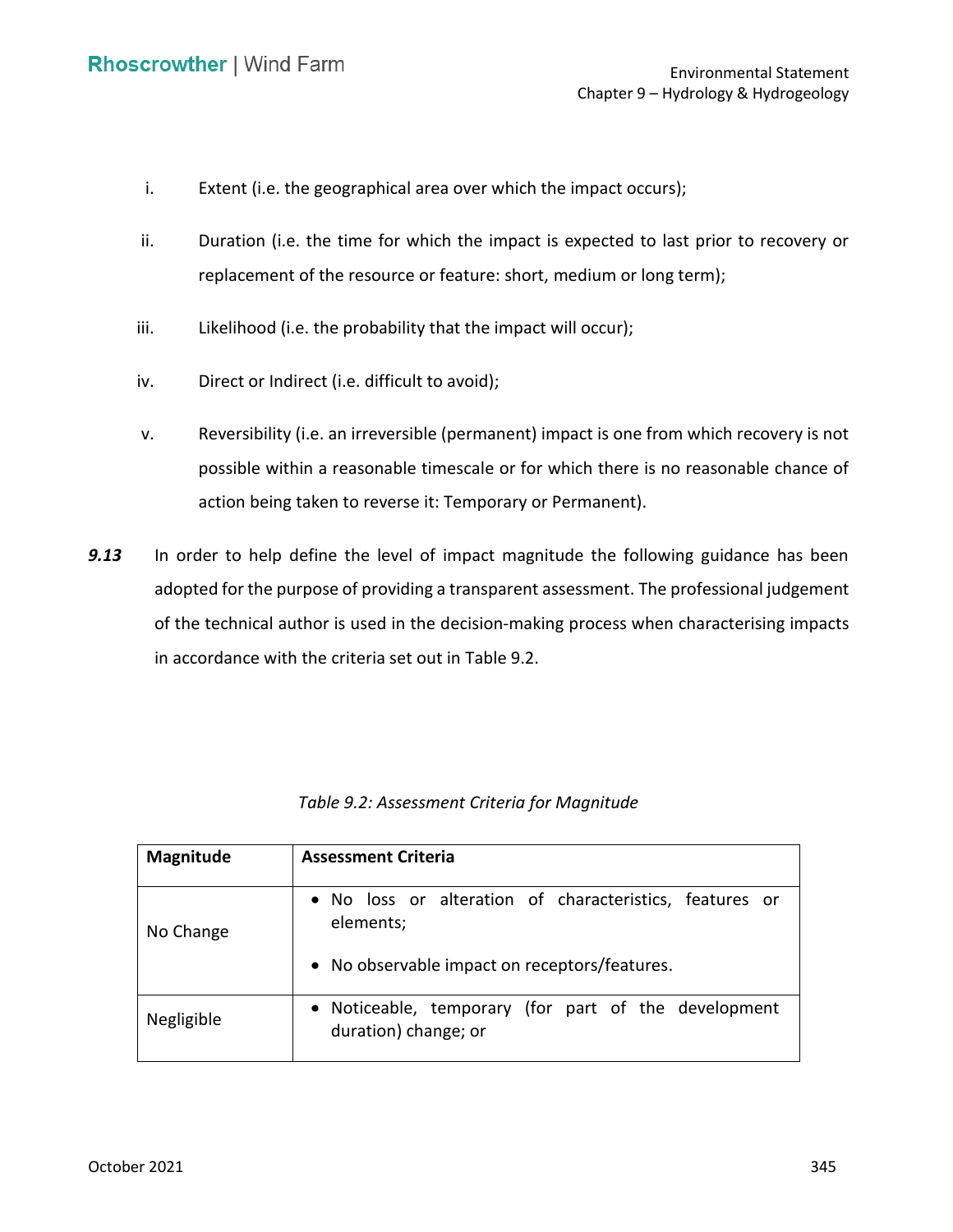i. Extent (i.e. the geographical area over which the impact occurs);

ii. Duration (i.e. the time for which the impact is expected to last prior to recovery or replacement of the resource or feature: short, medium or long term);

iii. Likelihood (i.e. the probability that the impact will occur);

iv. Direct or Indirect (i.e. difficult to avoid);

v. Reversibility (i.e. an irreversible (permanent) impact is one from which recovery is not possible within a reasonable timescale or for which there is no reasonable chance of action being taken to reverse it: Temporary or Permanent).

***9.13*** In order to help define the level of impact magnitude the following guidance has been adopted for the purpose of providing a transparent assessment. The professional judgement of the technical author is used in the decision-making process when characterising impacts in accordance with the criteria set out in Table 9.2.

*Table 9.2: Assessment Criteria for Magnitude*

| **Magnitude** | **Assessment Criteria** |
|---|---|
| No Change | • No loss or alteration of characteristics, features or elements;<br>• No observable impact on receptors/features. |
| Negligible | • Noticeable, temporary (for part of the development duration) change; or |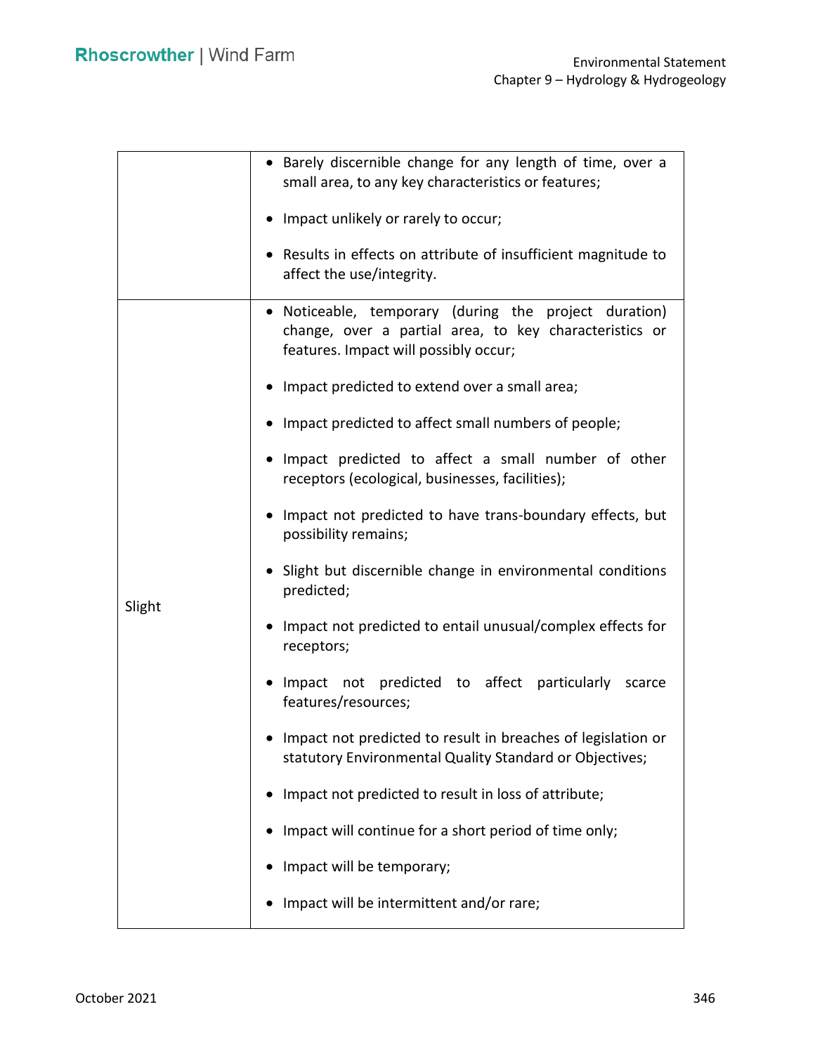| | |
|---|---|
| | • Barely discernible change for any length of time, over a small area, to any key characteristics or features;<br><br>• Impact unlikely or rarely to occur;<br><br>• Results in effects on attribute of insufficient magnitude to affect the use/integrity. |
| Slight | • Noticeable, temporary (during the project duration) change, over a partial area, to key characteristics or features. Impact will possibly occur;<br><br>• Impact predicted to extend over a small area;<br><br>• Impact predicted to affect small numbers of people;<br><br>• Impact predicted to affect a small number of other receptors (ecological, businesses, facilities);<br><br>• Impact not predicted to have trans-boundary effects, but possibility remains;<br><br>• Slight but discernible change in environmental conditions predicted;<br><br>• Impact not predicted to entail unusual/complex effects for receptors;<br><br>• Impact not predicted to affect particularly scarce features/resources;<br><br>• Impact not predicted to result in breaches of legislation or statutory Environmental Quality Standard or Objectives;<br><br>• Impact not predicted to result in loss of attribute;<br><br>• Impact will continue for a short period of time only;<br><br>• Impact will be temporary;<br><br>• Impact will be intermittent and/or rare; |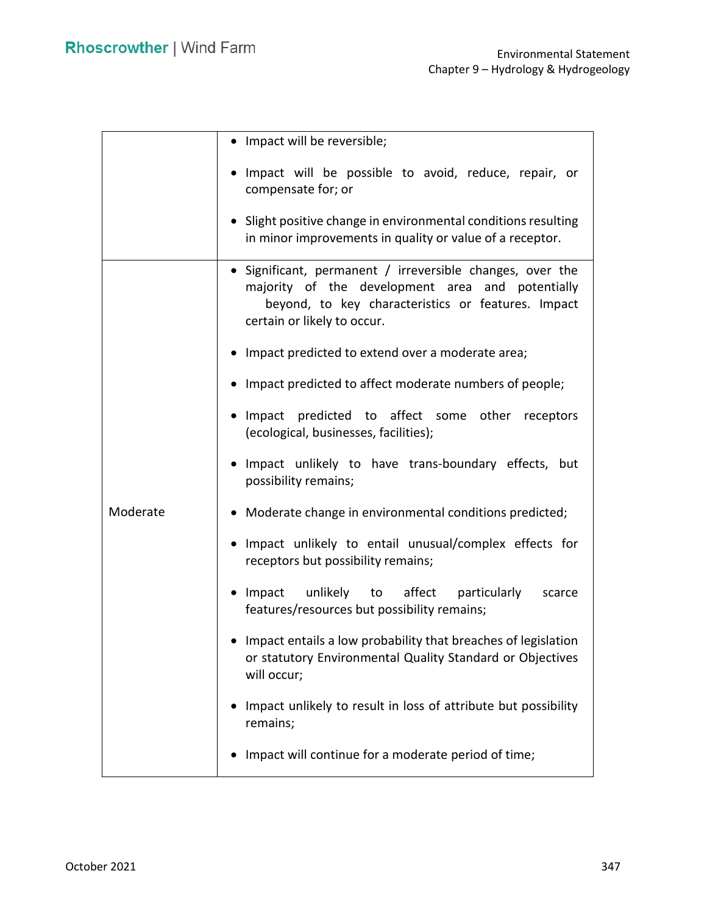| | |
|---|---|
| | • Impact will be reversible;<br><br>• Impact will be possible to avoid, reduce, repair, or compensate for; or<br><br>• Slight positive change in environmental conditions resulting in minor improvements in quality or value of a receptor. |
| Moderate | • Significant, permanent / irreversible changes, over the majority of the development area and potentially beyond, to key characteristics or features. Impact certain or likely to occur.<br><br>• Impact predicted to extend over a moderate area;<br><br>• Impact predicted to affect moderate numbers of people;<br><br>• Impact predicted to affect some other receptors (ecological, businesses, facilities);<br><br>• Impact unlikely to have trans-boundary effects, but possibility remains;<br><br>• Moderate change in environmental conditions predicted;<br><br>• Impact unlikely to entail unusual/complex effects for receptors but possibility remains;<br><br>• Impact unlikely to affect particularly scarce features/resources but possibility remains;<br><br>• Impact entails a low probability that breaches of legislation or statutory Environmental Quality Standard or Objectives will occur;<br><br>• Impact unlikely to result in loss of attribute but possibility remains;<br><br>• Impact will continue for a moderate period of time; |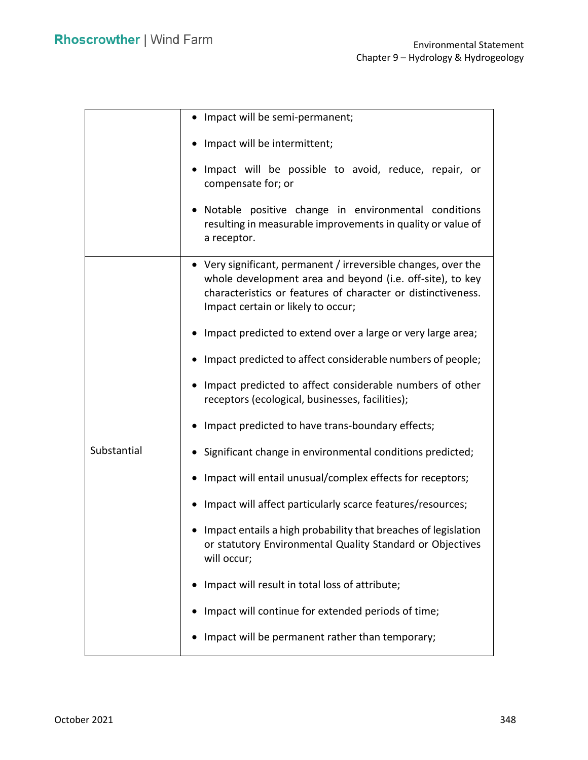| | |
|---|---|
| | • Impact will be semi-permanent;<br><br>• Impact will be intermittent;<br><br>• Impact will be possible to avoid, reduce, repair, or compensate for; or<br><br>• Notable positive change in environmental conditions resulting in measurable improvements in quality or value of a receptor. |
| Substantial | • Very significant, permanent / irreversible changes, over the whole development area and beyond (i.e. off-site), to key characteristics or features of character or distinctiveness. Impact certain or likely to occur;<br><br>• Impact predicted to extend over a large or very large area;<br><br>• Impact predicted to affect considerable numbers of people;<br><br>• Impact predicted to affect considerable numbers of other receptors (ecological, businesses, facilities);<br><br>• Impact predicted to have trans-boundary effects;<br><br>• Significant change in environmental conditions predicted;<br><br>• Impact will entail unusual/complex effects for receptors;<br><br>• Impact will affect particularly scarce features/resources;<br><br>• Impact entails a high probability that breaches of legislation or statutory Environmental Quality Standard or Objectives will occur;<br><br>• Impact will result in total loss of attribute;<br><br>• Impact will continue for extended periods of time;<br><br>• Impact will be permanent rather than temporary; |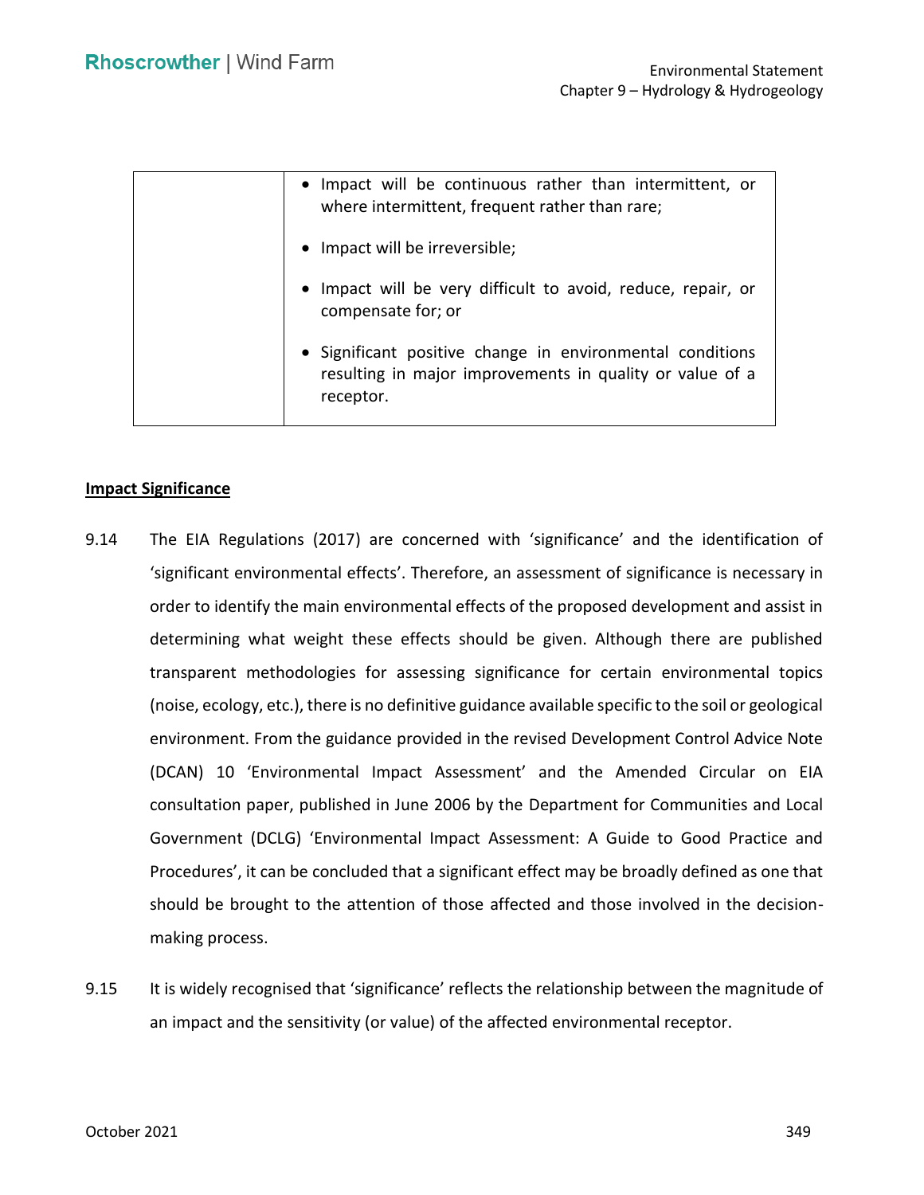| | |
|---|---|
| | • Impact will be continuous rather than intermittent, or where intermittent, frequent rather than rare;<br>• Impact will be irreversible;<br>• Impact will be very difficult to avoid, reduce, repair, or compensate for; or<br>• Significant positive change in environmental conditions resulting in major improvements in quality or value of a receptor. |

**Impact Significance**

9.14 The EIA Regulations (2017) are concerned with 'significance' and the identification of 'significant environmental effects'. Therefore, an assessment of significance is necessary in order to identify the main environmental effects of the proposed development and assist in determining what weight these effects should be given. Although there are published transparent methodologies for assessing significance for certain environmental topics (noise, ecology, etc.), there is no definitive guidance available specific to the soil or geological environment. From the guidance provided in the revised Development Control Advice Note (DCAN) 10 'Environmental Impact Assessment' and the Amended Circular on EIA consultation paper, published in June 2006 by the Department for Communities and Local Government (DCLG) 'Environmental Impact Assessment: A Guide to Good Practice and Procedures', it can be concluded that a significant effect may be broadly defined as one that should be brought to the attention of those affected and those involved in the decision-making process.

9.15 It is widely recognised that 'significance' reflects the relationship between the magnitude of an impact and the sensitivity (or value) of the affected environmental receptor.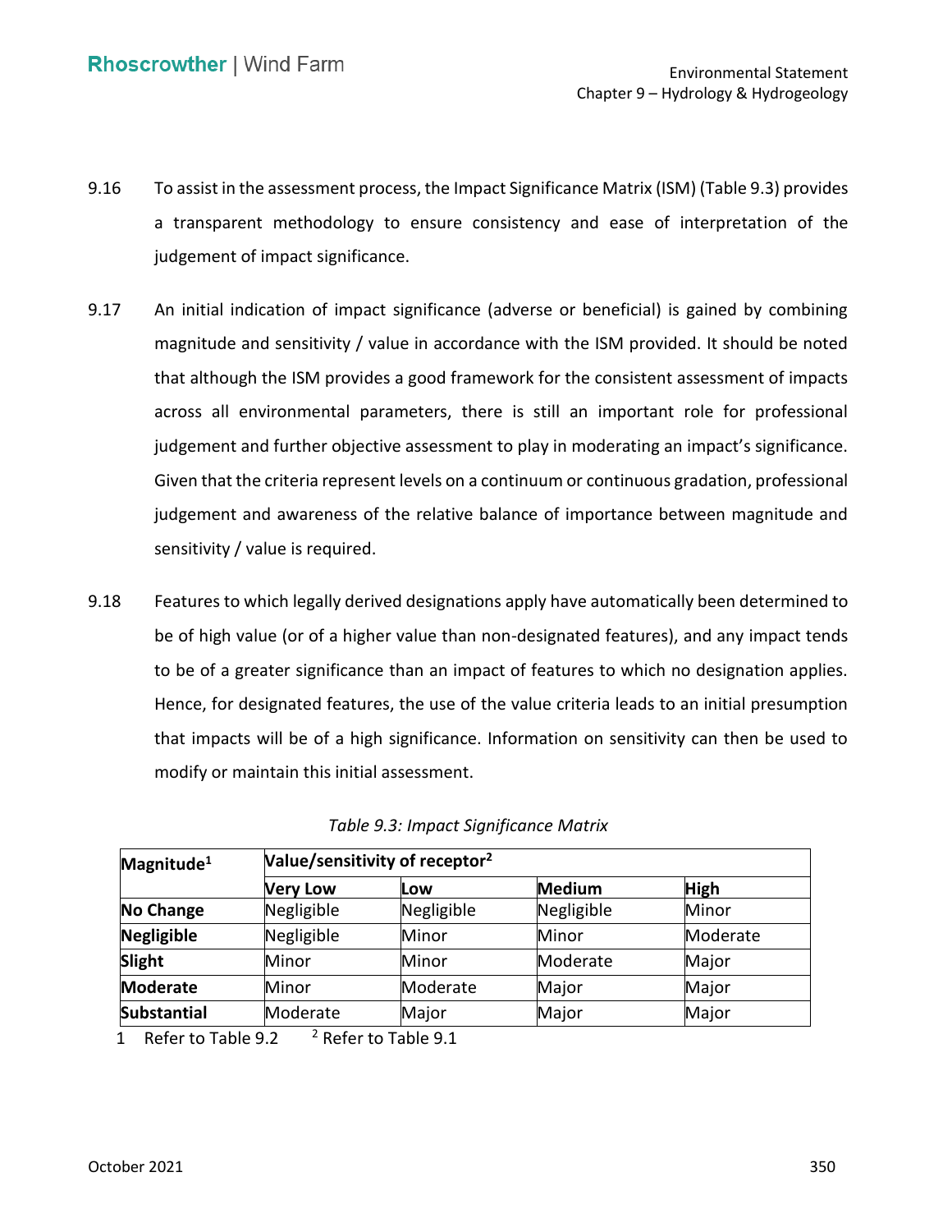9.16 To assist in the assessment process, the Impact Significance Matrix (ISM) (Table 9.3) provides a transparent methodology to ensure consistency and ease of interpretation of the judgement of impact significance.

9.17 An initial indication of impact significance (adverse or beneficial) is gained by combining magnitude and sensitivity / value in accordance with the ISM provided. It should be noted that although the ISM provides a good framework for the consistent assessment of impacts across all environmental parameters, there is still an important role for professional judgement and further objective assessment to play in moderating an impact's significance. Given that the criteria represent levels on a continuum or continuous gradation, professional judgement and awareness of the relative balance of importance between magnitude and sensitivity / value is required.

9.18 Features to which legally derived designations apply have automatically been determined to be of high value (or of a higher value than non-designated features), and any impact tends to be of a greater significance than an impact of features to which no designation applies. Hence, for designated features, the use of the value criteria leads to an initial presumption that impacts will be of a high significance. Information on sensitivity can then be used to modify or maintain this initial assessment.

*Table 9.3: Impact Significance Matrix*

| **Magnitude**[1] | **Value/sensitivity of receptor**[2] | | | |
|---|---|---|---|---|
| | **Very Low** | **Low** | **Medium** | **High** |
| **No Change** | Negligible | Negligible | Negligible | Minor |
| **Negligible** | Negligible | Minor | Minor | Moderate |
| **Slight** | Minor | Minor | Moderate | Major |
| **Moderate** | Minor | Moderate | Major | Major |
| **Substantial** | Moderate | Major | Major | Major |

1 Refer to Table 9.2 [2] Refer to Table 9.1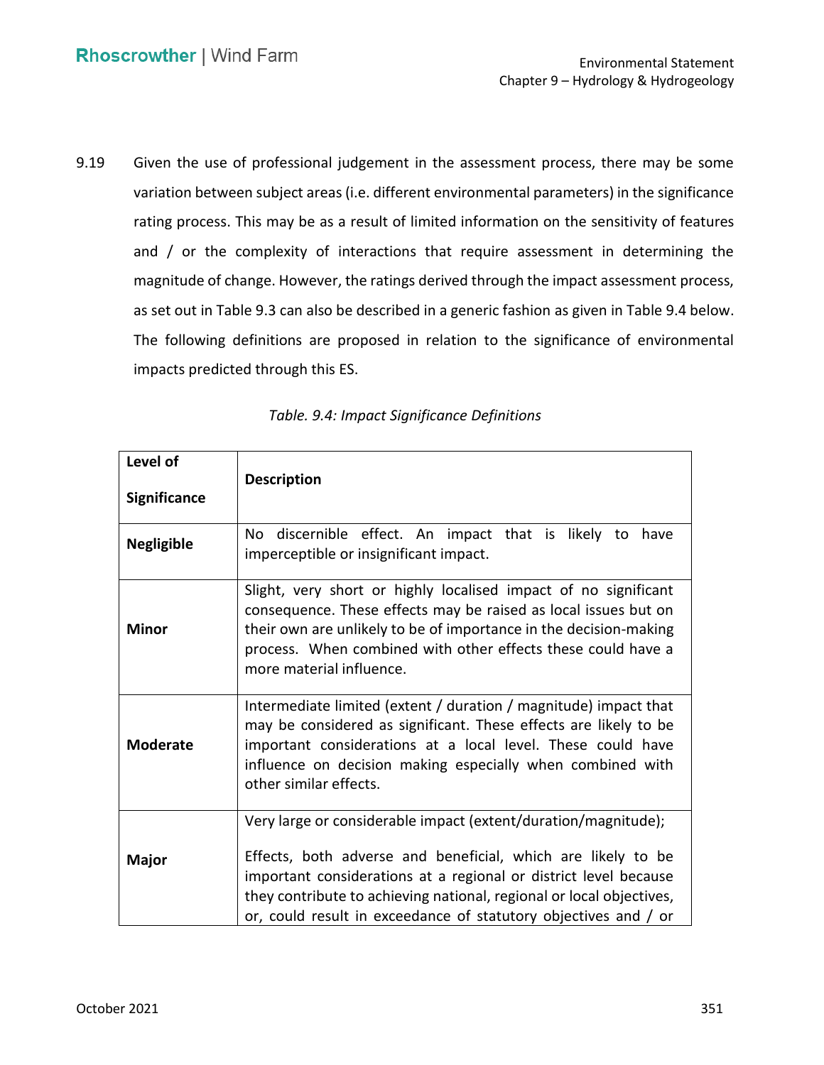9.19 Given the use of professional judgement in the assessment process, there may be some variation between subject areas (i.e. different environmental parameters) in the significance rating process. This may be as a result of limited information on the sensitivity of features and / or the complexity of interactions that require assessment in determining the magnitude of change. However, the ratings derived through the impact assessment process, as set out in Table 9.3 can also be described in a generic fashion as given in Table 9.4 below. The following definitions are proposed in relation to the significance of environmental impacts predicted through this ES.

*Table. 9.4: Impact Significance Definitions*

| Level of Significance | Description |
|---|---|
| **Negligible** | No discernible effect. An impact that is likely to have imperceptible or insignificant impact. |
| **Minor** | Slight, very short or highly localised impact of no significant consequence. These effects may be raised as local issues but on their own are unlikely to be of importance in the decision-making process. When combined with other effects these could have a more material influence. |
| **Moderate** | Intermediate limited (extent / duration / magnitude) impact that may be considered as significant. These effects are likely to be important considerations at a local level. These could have influence on decision making especially when combined with other similar effects. |
| **Major** | Very large or considerable impact (extent/duration/magnitude);<br><br>Effects, both adverse and beneficial, which are likely to be important considerations at a regional or district level because they contribute to achieving national, regional or local objectives, or, could result in exceedance of statutory objectives and / or |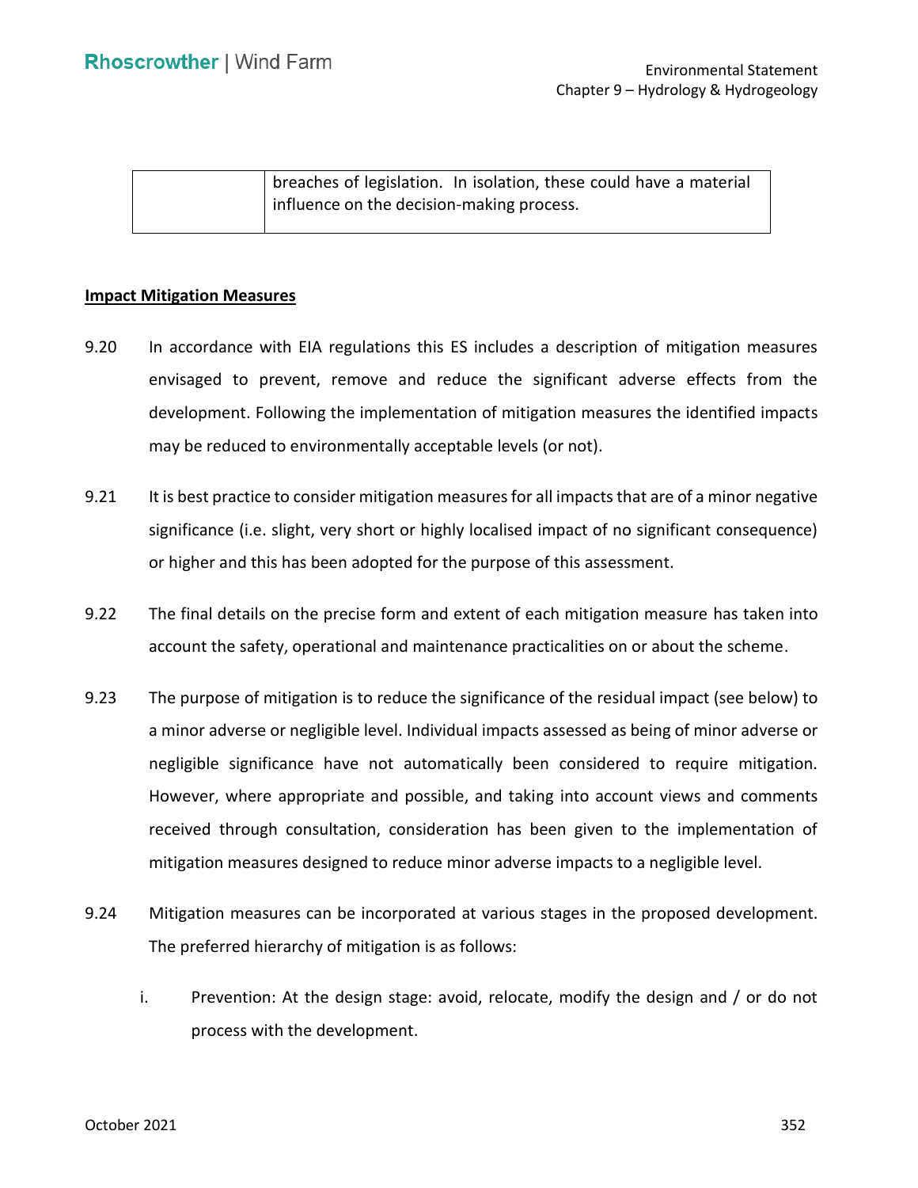| | breaches of legislation. In isolation, these could have a material influence on the decision-making process. |
|---|---|

**Impact Mitigation Measures**

9.20 In accordance with EIA regulations this ES includes a description of mitigation measures envisaged to prevent, remove and reduce the significant adverse effects from the development. Following the implementation of mitigation measures the identified impacts may be reduced to environmentally acceptable levels (or not).

9.21 It is best practice to consider mitigation measures for all impacts that are of a minor negative significance (i.e. slight, very short or highly localised impact of no significant consequence) or higher and this has been adopted for the purpose of this assessment.

9.22 The final details on the precise form and extent of each mitigation measure has taken into account the safety, operational and maintenance practicalities on or about the scheme.

9.23 The purpose of mitigation is to reduce the significance of the residual impact (see below) to a minor adverse or negligible level. Individual impacts assessed as being of minor adverse or negligible significance have not automatically been considered to require mitigation. However, where appropriate and possible, and taking into account views and comments received through consultation, consideration has been given to the implementation of mitigation measures designed to reduce minor adverse impacts to a negligible level.

9.24 Mitigation measures can be incorporated at various stages in the proposed development. The preferred hierarchy of mitigation is as follows:

i. Prevention: At the design stage: avoid, relocate, modify the design and / or do not process with the development.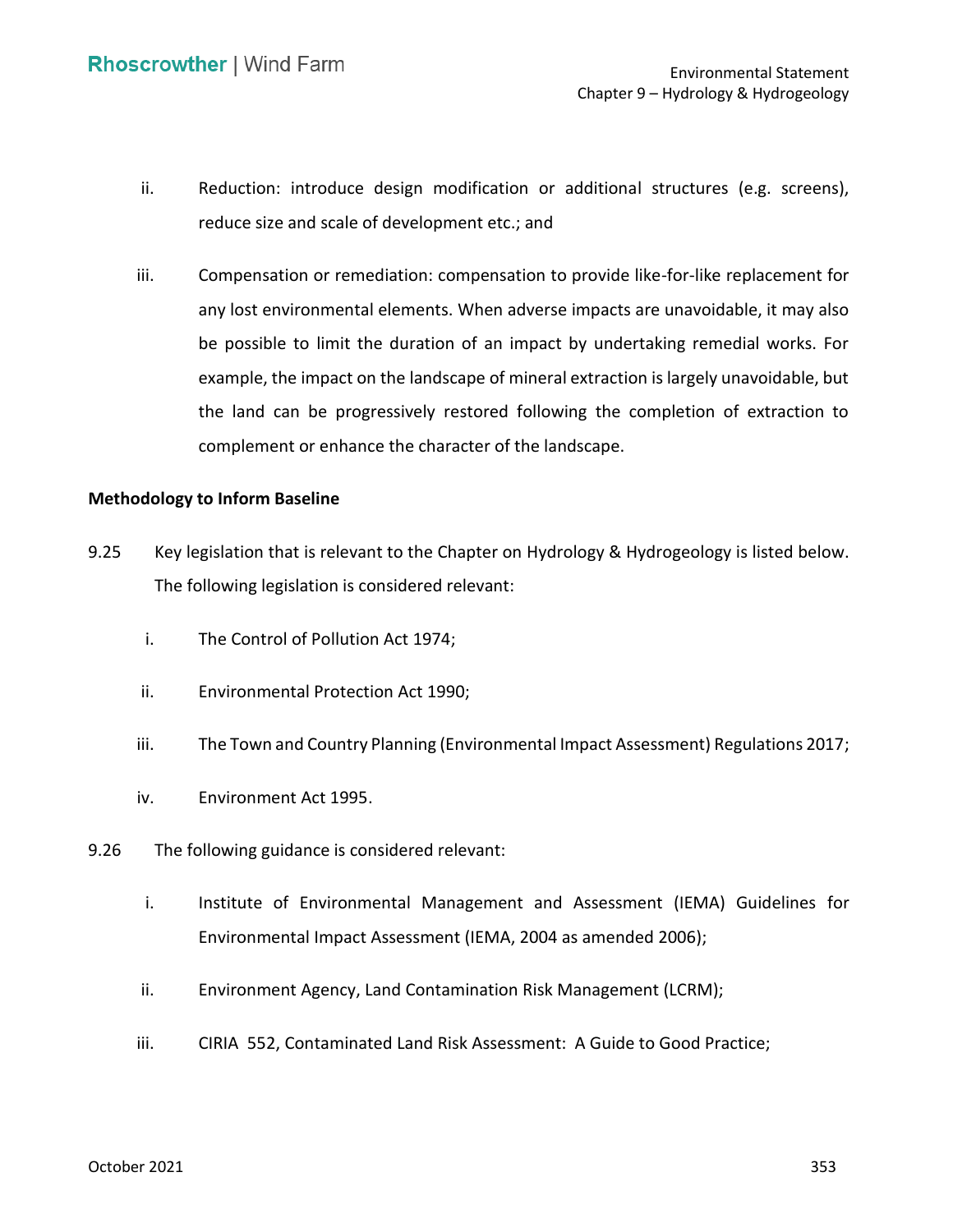ii. Reduction: introduce design modification or additional structures (e.g. screens), reduce size and scale of development etc.; and

iii. Compensation or remediation: compensation to provide like-for-like replacement for any lost environmental elements. When adverse impacts are unavoidable, it may also be possible to limit the duration of an impact by undertaking remedial works. For example, the impact on the landscape of mineral extraction is largely unavoidable, but the land can be progressively restored following the completion of extraction to complement or enhance the character of the landscape.

**Methodology to Inform Baseline**

9.25 Key legislation that is relevant to the Chapter on Hydrology & Hydrogeology is listed below. The following legislation is considered relevant:

i. The Control of Pollution Act 1974;

ii. Environmental Protection Act 1990;

iii. The Town and Country Planning (Environmental Impact Assessment) Regulations 2017;

iv. Environment Act 1995.

9.26 The following guidance is considered relevant:

i. Institute of Environmental Management and Assessment (IEMA) Guidelines for Environmental Impact Assessment (IEMA, 2004 as amended 2006);

ii. Environment Agency, Land Contamination Risk Management (LCRM);

iii. CIRIA 552, Contaminated Land Risk Assessment: A Guide to Good Practice;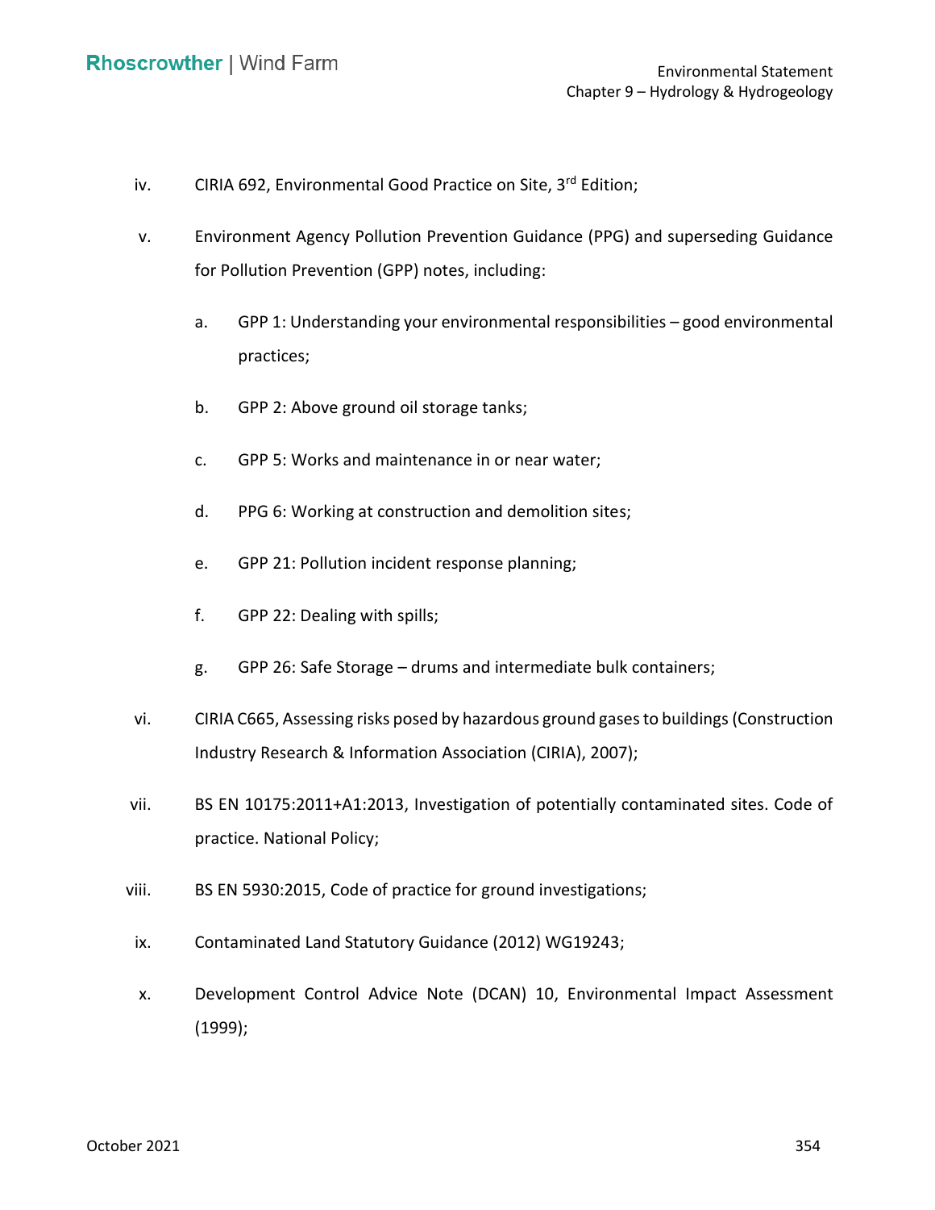iv. CIRIA 692, Environmental Good Practice on Site, 3rd Edition;

v. Environment Agency Pollution Prevention Guidance (PPG) and superseding Guidance for Pollution Prevention (GPP) notes, including:

   a. GPP 1: Understanding your environmental responsibilities – good environmental practices;

   b. GPP 2: Above ground oil storage tanks;

   c. GPP 5: Works and maintenance in or near water;

   d. PPG 6: Working at construction and demolition sites;

   e. GPP 21: Pollution incident response planning;

   f. GPP 22: Dealing with spills;

   g. GPP 26: Safe Storage – drums and intermediate bulk containers;

vi. CIRIA C665, Assessing risks posed by hazardous ground gases to buildings (Construction Industry Research & Information Association (CIRIA), 2007);

vii. BS EN 10175:2011+A1:2013, Investigation of potentially contaminated sites. Code of practice. National Policy;

viii. BS EN 5930:2015, Code of practice for ground investigations;

ix. Contaminated Land Statutory Guidance (2012) WG19243;

x. Development Control Advice Note (DCAN) 10, Environmental Impact Assessment (1999);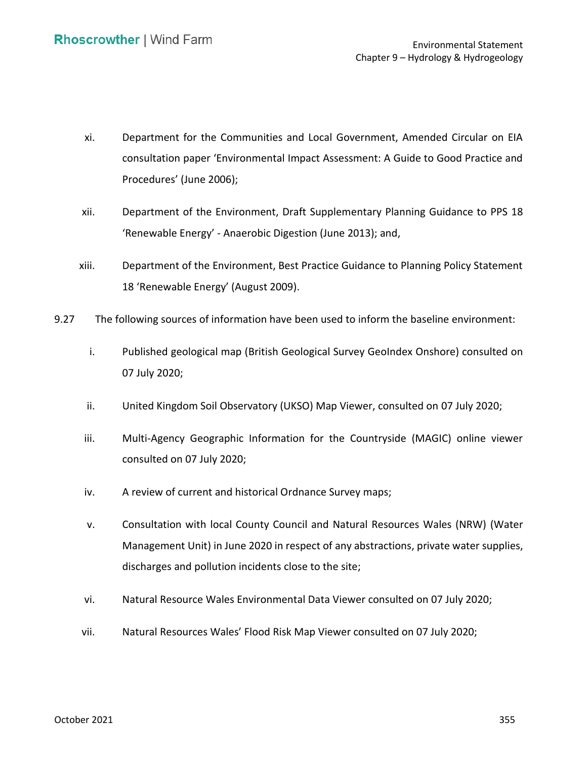xi. Department for the Communities and Local Government, Amended Circular on EIA consultation paper 'Environmental Impact Assessment: A Guide to Good Practice and Procedures' (June 2006);

xii. Department of the Environment, Draft Supplementary Planning Guidance to PPS 18 'Renewable Energy' - Anaerobic Digestion (June 2013); and,

xiii. Department of the Environment, Best Practice Guidance to Planning Policy Statement 18 'Renewable Energy' (August 2009).

9.27 The following sources of information have been used to inform the baseline environment:

i. Published geological map (British Geological Survey GeoIndex Onshore) consulted on 07 July 2020;

ii. United Kingdom Soil Observatory (UKSO) Map Viewer, consulted on 07 July 2020;

iii. Multi-Agency Geographic Information for the Countryside (MAGIC) online viewer consulted on 07 July 2020;

iv. A review of current and historical Ordnance Survey maps;

v. Consultation with local County Council and Natural Resources Wales (NRW) (Water Management Unit) in June 2020 in respect of any abstractions, private water supplies, discharges and pollution incidents close to the site;

vi. Natural Resource Wales Environmental Data Viewer consulted on 07 July 2020;

vii. Natural Resources Wales' Flood Risk Map Viewer consulted on 07 July 2020;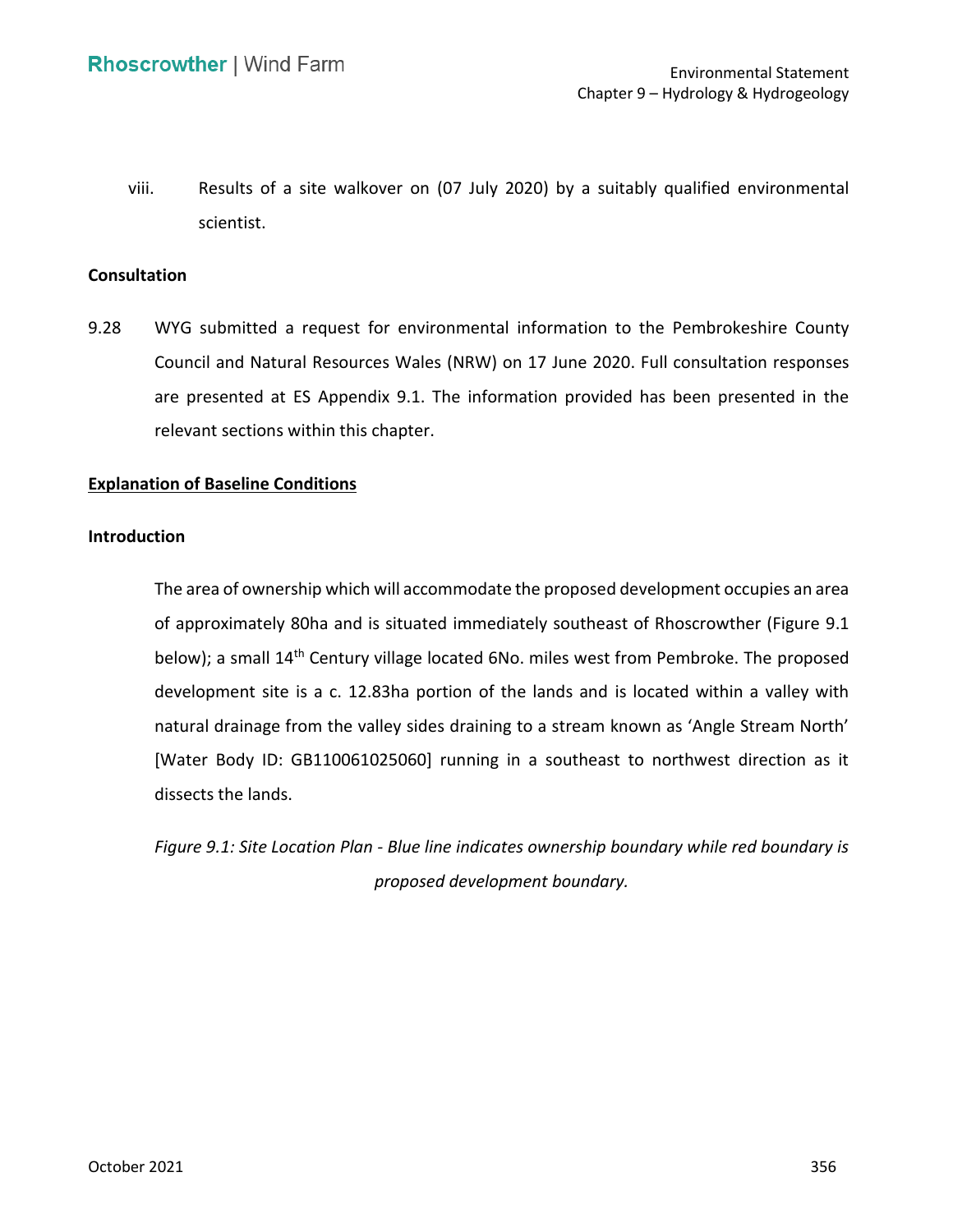viii. Results of a site walkover on (07 July 2020) by a suitably qualified environmental scientist.

**Consultation**

9.28 WYG submitted a request for environmental information to the Pembrokeshire County Council and Natural Resources Wales (NRW) on 17 June 2020. Full consultation responses are presented at ES Appendix 9.1. The information provided has been presented in the relevant sections within this chapter.

**Explanation of Baseline Conditions**

**Introduction**

The area of ownership which will accommodate the proposed development occupies an area of approximately 80ha and is situated immediately southeast of Rhoscrowther (Figure 9.1 below); a small 14th Century village located 6No. miles west from Pembroke. The proposed development site is a c. 12.83ha portion of the lands and is located within a valley with natural drainage from the valley sides draining to a stream known as 'Angle Stream North' [Water Body ID: GB110061025060] running in a southeast to northwest direction as it dissects the lands.

*Figure 9.1: Site Location Plan - Blue line indicates ownership boundary while red boundary is proposed development boundary.*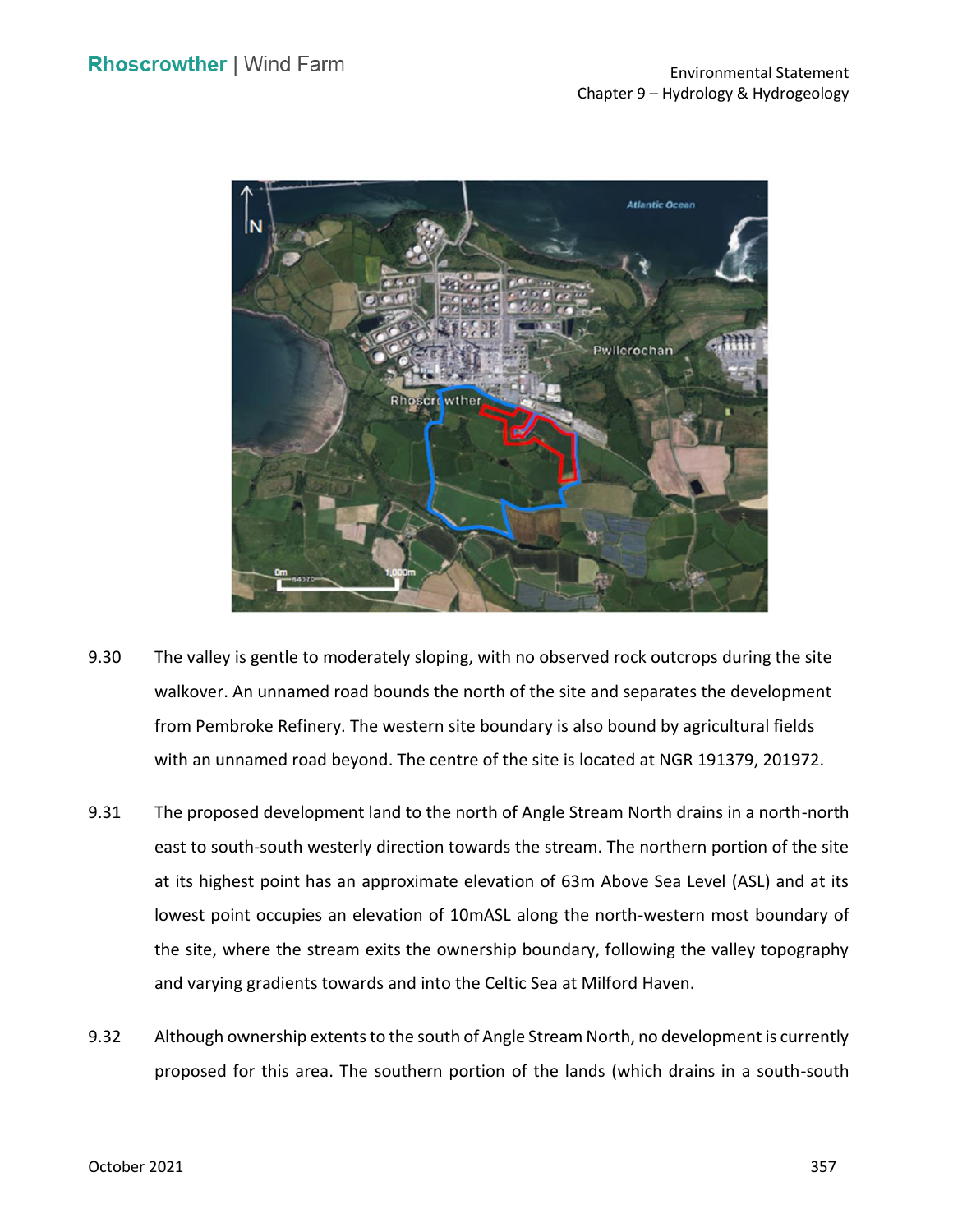9.30 The valley is gentle to moderately sloping, with no observed rock outcrops during the site walkover. An unnamed road bounds the north of the site and separates the development from Pembroke Refinery. The western site boundary is also bound by agricultural fields with an unnamed road beyond. The centre of the site is located at NGR 191379, 201972.

9.31 The proposed development land to the north of Angle Stream North drains in a north-north east to south-south westerly direction towards the stream. The northern portion of the site at its highest point has an approximate elevation of 63m Above Sea Level (ASL) and at its lowest point occupies an elevation of 10mASL along the north-western most boundary of the site, where the stream exits the ownership boundary, following the valley topography and varying gradients towards and into the Celtic Sea at Milford Haven.

9.32 Although ownership extents to the south of Angle Stream North, no development is currently proposed for this area. The southern portion of the lands (which drains in a south-south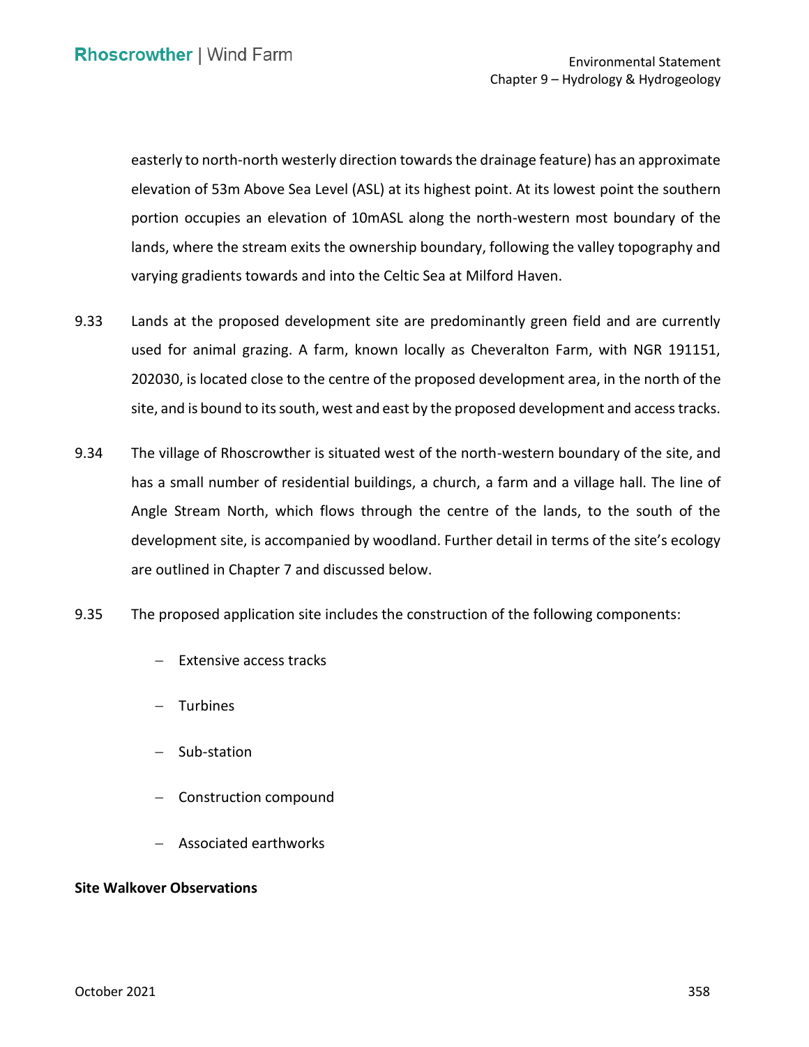easterly to north-north westerly direction towards the drainage feature) has an approximate elevation of 53m Above Sea Level (ASL) at its highest point. At its lowest point the southern portion occupies an elevation of 10mASL along the north-western most boundary of the lands, where the stream exits the ownership boundary, following the valley topography and varying gradients towards and into the Celtic Sea at Milford Haven.

9.33 Lands at the proposed development site are predominantly green field and are currently used for animal grazing. A farm, known locally as Cheveralton Farm, with NGR 191151, 202030, is located close to the centre of the proposed development area, in the north of the site, and is bound to its south, west and east by the proposed development and access tracks.

9.34 The village of Rhoscrowther is situated west of the north-western boundary of the site, and has a small number of residential buildings, a church, a farm and a village hall. The line of Angle Stream North, which flows through the centre of the lands, to the south of the development site, is accompanied by woodland. Further detail in terms of the site's ecology are outlined in Chapter 7 and discussed below.

9.35 The proposed application site includes the construction of the following components:

- Extensive access tracks
- Turbines
- Sub-station
- Construction compound
- Associated earthworks

**Site Walkover Observations**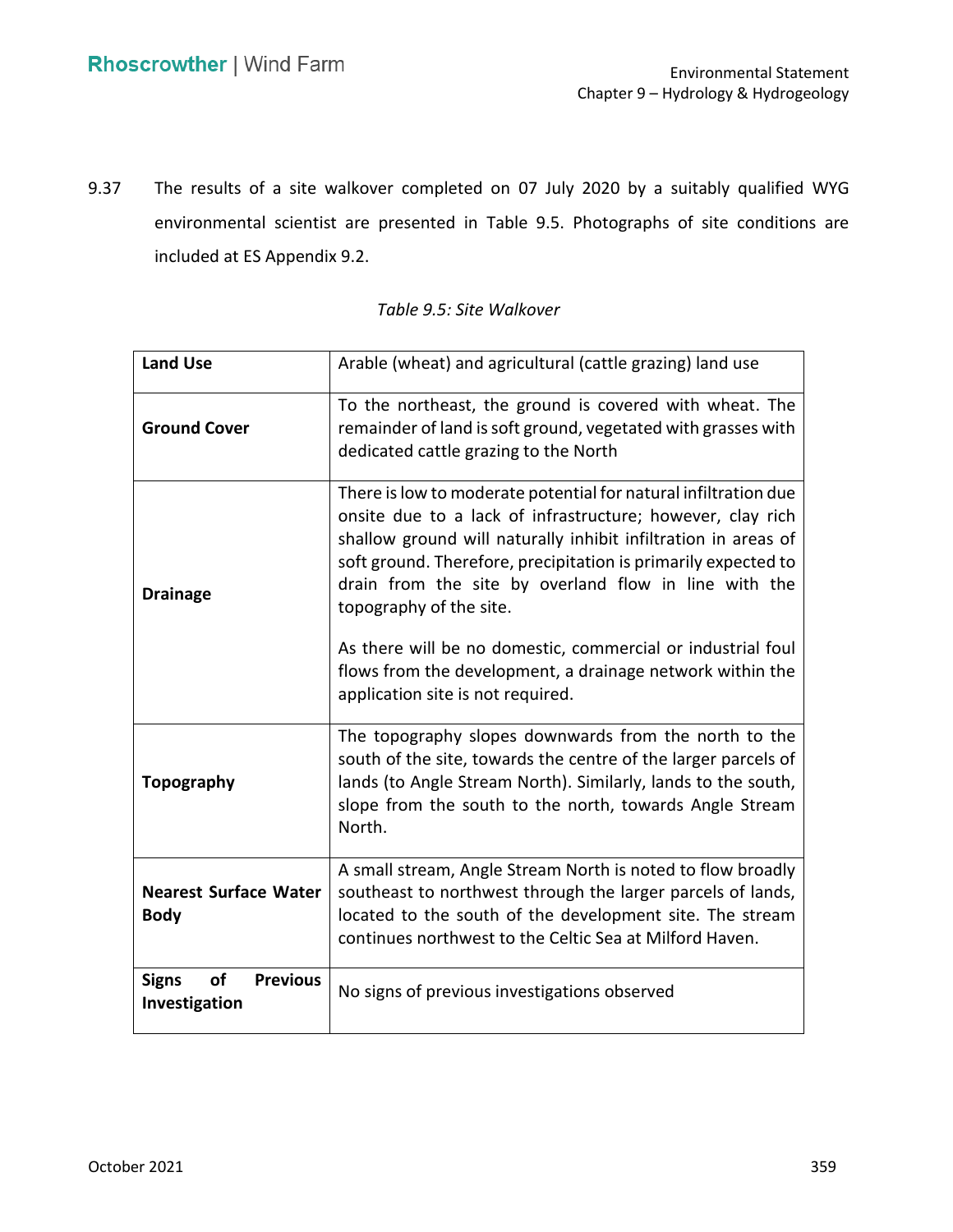9.37 The results of a site walkover completed on 07 July 2020 by a suitably qualified WYG environmental scientist are presented in Table 9.5. Photographs of site conditions are included at ES Appendix 9.2.

*Table 9.5: Site Walkover*

| **Land Use** | Arable (wheat) and agricultural (cattle grazing) land use |
|---|---|
| **Ground Cover** | To the northeast, the ground is covered with wheat. The remainder of land is soft ground, vegetated with grasses with dedicated cattle grazing to the North |
| **Drainage** | There is low to moderate potential for natural infiltration due onsite due to a lack of infrastructure; however, clay rich shallow ground will naturally inhibit infiltration in areas of soft ground. Therefore, precipitation is primarily expected to drain from the site by overland flow in line with the topography of the site.<br><br>As there will be no domestic, commercial or industrial foul flows from the development, a drainage network within the application site is not required. |
| **Topography** | The topography slopes downwards from the north to the south of the site, towards the centre of the larger parcels of lands (to Angle Stream North). Similarly, lands to the south, slope from the south to the north, towards Angle Stream North. |
| **Nearest Surface Water Body** | A small stream, Angle Stream North is noted to flow broadly southeast to northwest through the larger parcels of lands, located to the south of the development site. The stream continues northwest to the Celtic Sea at Milford Haven. |
| **Signs of Previous Investigation** | No signs of previous investigations observed |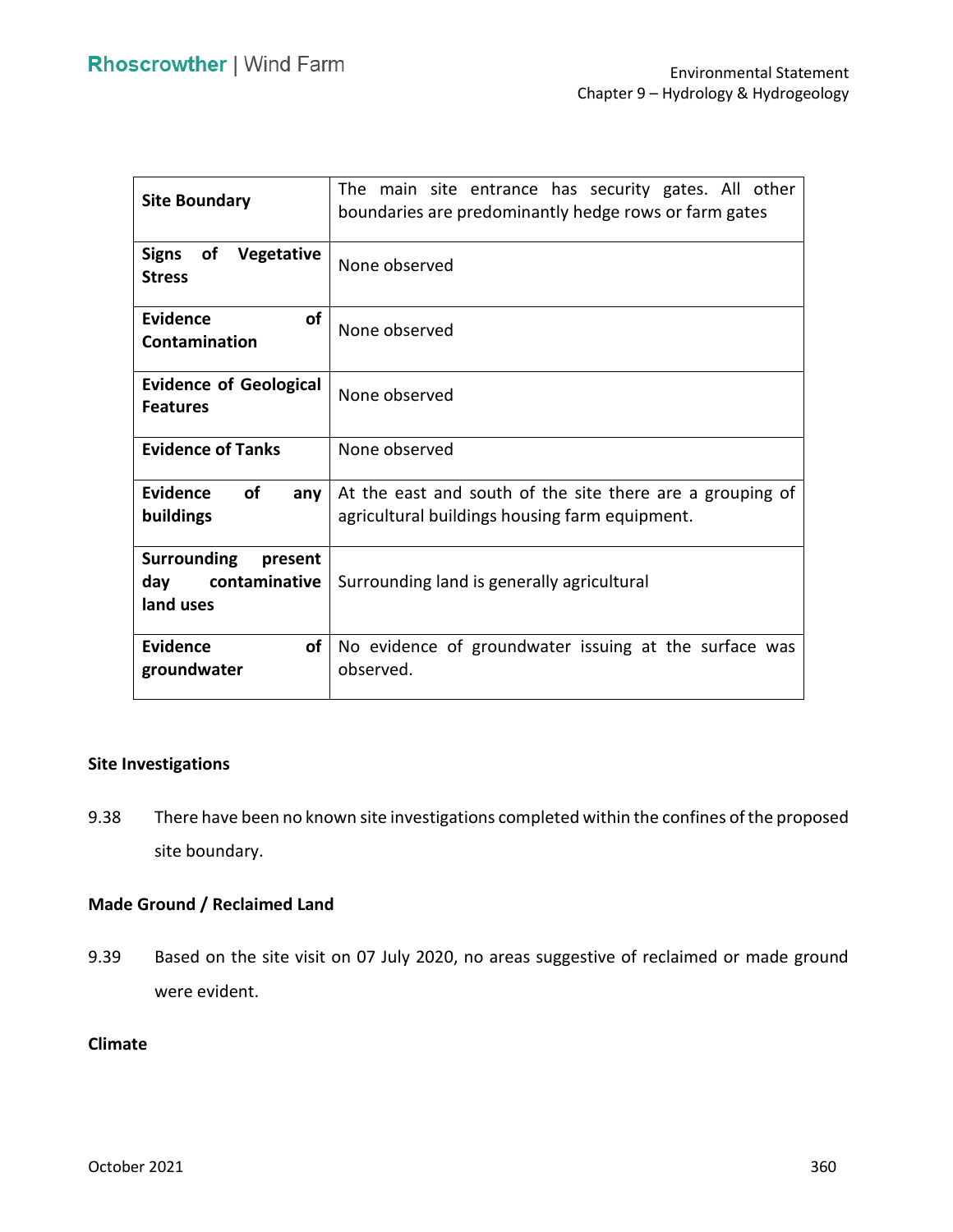| | |
|---|---|
| **Site Boundary** | The main site entrance has security gates. All other boundaries are predominantly hedge rows or farm gates |
| **Signs of Vegetative Stress** | None observed |
| **Evidence of Contamination** | None observed |
| **Evidence of Geological Features** | None observed |
| **Evidence of Tanks** | None observed |
| **Evidence of any buildings** | At the east and south of the site there are a grouping of agricultural buildings housing farm equipment. |
| **Surrounding present day contaminative land uses** | Surrounding land is generally agricultural |
| **Evidence of groundwater** | No evidence of groundwater issuing at the surface was observed. |

**Site Investigations**

9.38 There have been no known site investigations completed within the confines of the proposed site boundary.

**Made Ground / Reclaimed Land**

9.39 Based on the site visit on 07 July 2020, no areas suggestive of reclaimed or made ground were evident.

**Climate**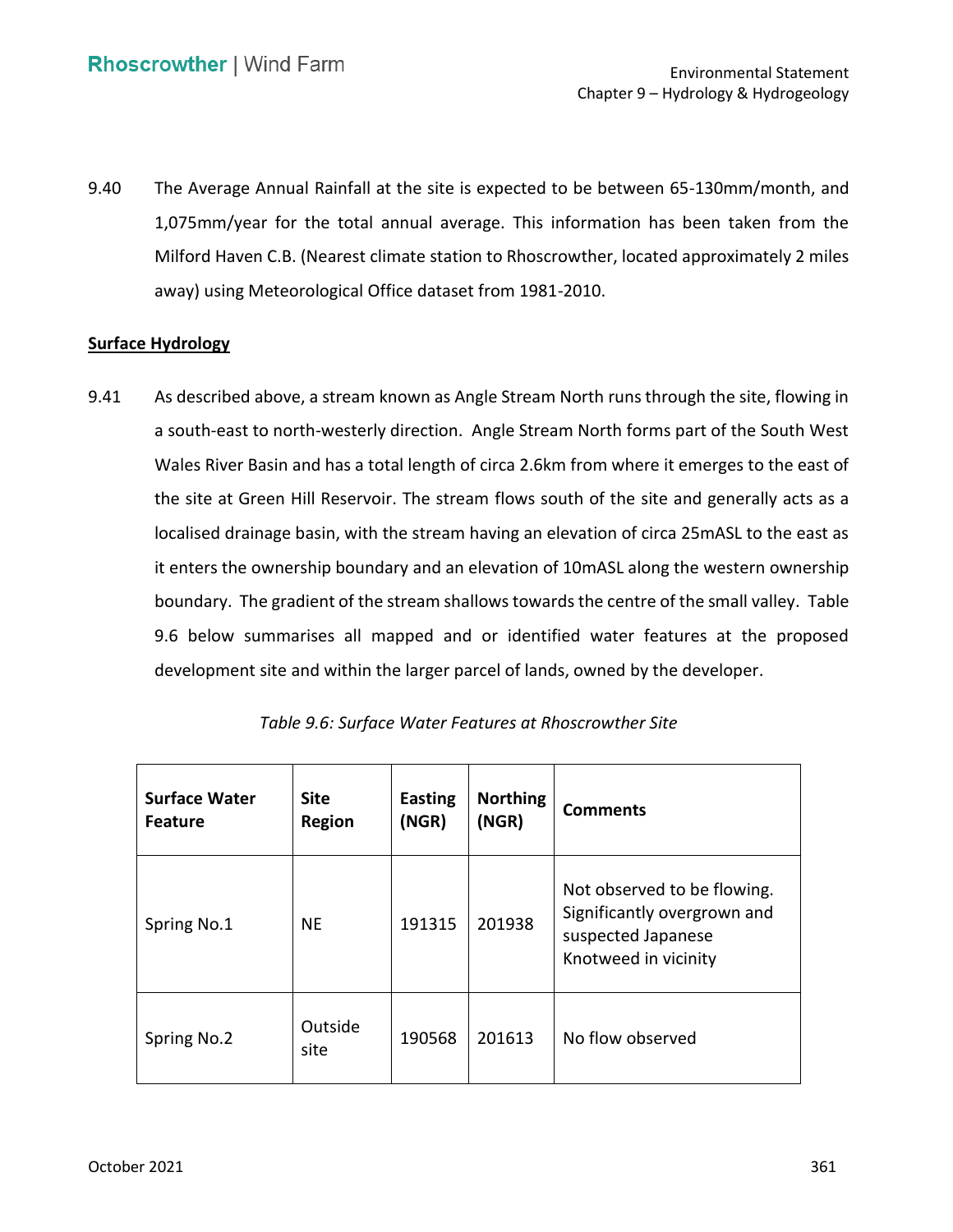9.40 The Average Annual Rainfall at the site is expected to be between 65-130mm/month, and 1,075mm/year for the total annual average. This information has been taken from the Milford Haven C.B. (Nearest climate station to Rhoscrowther, located approximately 2 miles away) using Meteorological Office dataset from 1981-2010.

**Surface Hydrology**

9.41 As described above, a stream known as Angle Stream North runs through the site, flowing in a south-east to north-westerly direction. Angle Stream North forms part of the South West Wales River Basin and has a total length of circa 2.6km from where it emerges to the east of the site at Green Hill Reservoir. The stream flows south of the site and generally acts as a localised drainage basin, with the stream having an elevation of circa 25mASL to the east as it enters the ownership boundary and an elevation of 10mASL along the western ownership boundary. The gradient of the stream shallows towards the centre of the small valley. Table 9.6 below summarises all mapped and or identified water features at the proposed development site and within the larger parcel of lands, owned by the developer.

*Table 9.6: Surface Water Features at Rhoscrowther Site*

| Surface Water Feature | Site Region | Easting (NGR) | Northing (NGR) | Comments |
|---|---|---|---|---|
| Spring No.1 | NE | 191315 | 201938 | Not observed to be flowing. Significantly overgrown and suspected Japanese Knotweed in vicinity |
| Spring No.2 | Outside site | 190568 | 201613 | No flow observed |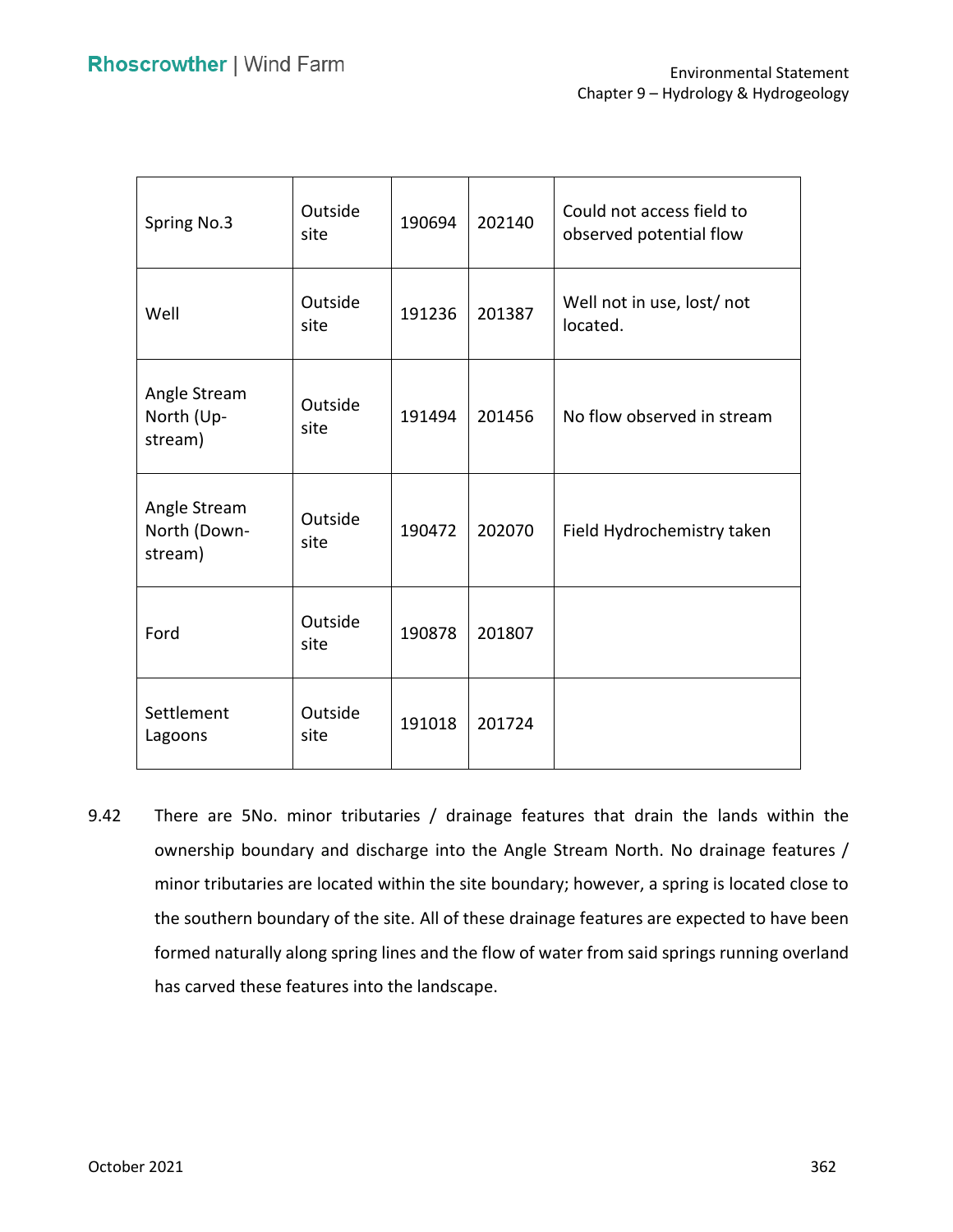| Spring No.3 | Outside site | 190694 | 202140 | Could not access field to observed potential flow |
|---|---|---|---|---|
| Well | Outside site | 191236 | 201387 | Well not in use, lost/ not located. |
| Angle Stream North (Up-stream) | Outside site | 191494 | 201456 | No flow observed in stream |
| Angle Stream North (Down-stream) | Outside site | 190472 | 202070 | Field Hydrochemistry taken |
| Ford | Outside site | 190878 | 201807 | |
| Settlement Lagoons | Outside site | 191018 | 201724 | |

9.42 There are 5No. minor tributaries / drainage features that drain the lands within the ownership boundary and discharge into the Angle Stream North. No drainage features / minor tributaries are located within the site boundary; however, a spring is located close to the southern boundary of the site. All of these drainage features are expected to have been formed naturally along spring lines and the flow of water from said springs running overland has carved these features into the landscape.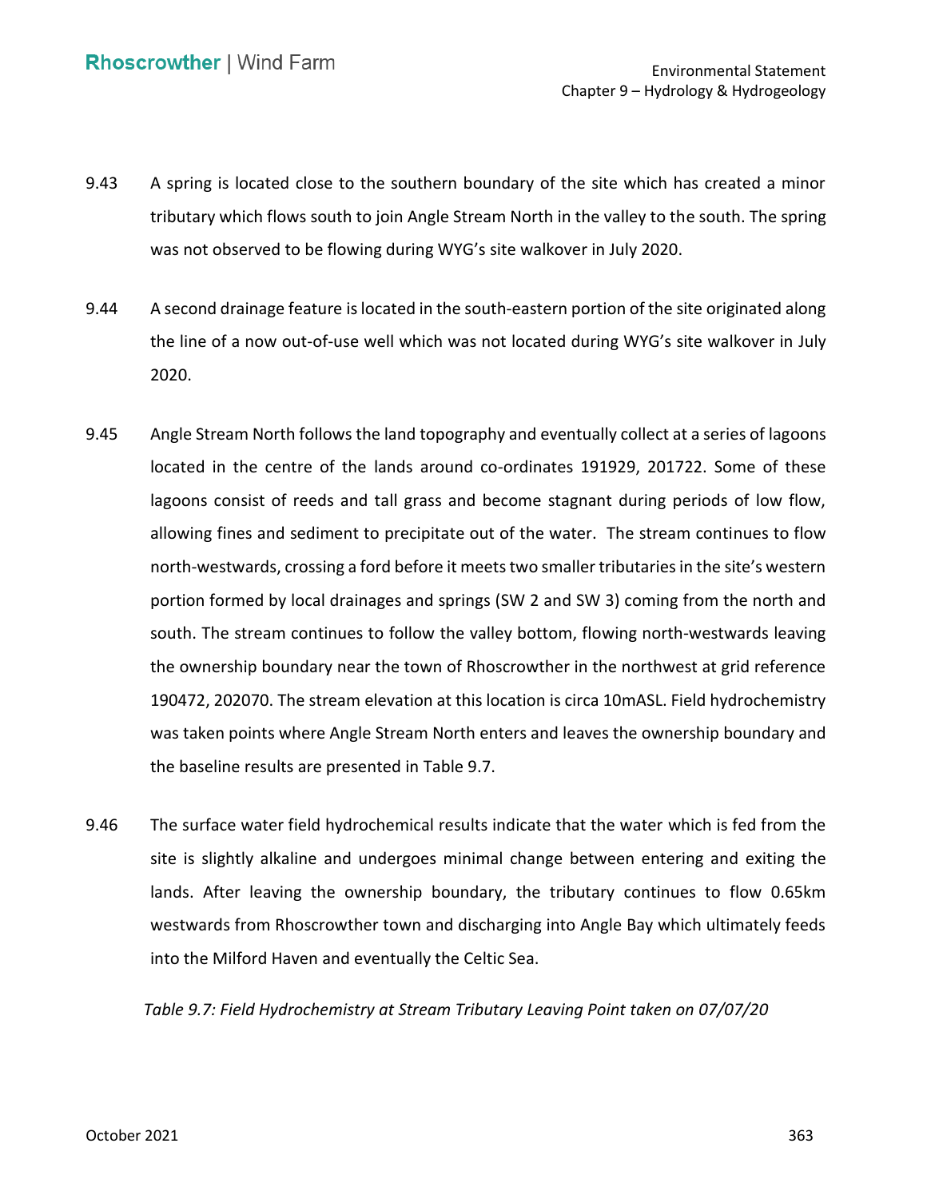9.43 A spring is located close to the southern boundary of the site which has created a minor tributary which flows south to join Angle Stream North in the valley to the south. The spring was not observed to be flowing during WYG's site walkover in July 2020.

9.44 A second drainage feature is located in the south-eastern portion of the site originated along the line of a now out-of-use well which was not located during WYG's site walkover in July 2020.

9.45 Angle Stream North follows the land topography and eventually collect at a series of lagoons located in the centre of the lands around co-ordinates 191929, 201722. Some of these lagoons consist of reeds and tall grass and become stagnant during periods of low flow, allowing fines and sediment to precipitate out of the water. The stream continues to flow north-westwards, crossing a ford before it meets two smaller tributaries in the site's western portion formed by local drainages and springs (SW 2 and SW 3) coming from the north and south. The stream continues to follow the valley bottom, flowing north-westwards leaving the ownership boundary near the town of Rhoscrowther in the northwest at grid reference 190472, 202070. The stream elevation at this location is circa 10mASL. Field hydrochemistry was taken points where Angle Stream North enters and leaves the ownership boundary and the baseline results are presented in Table 9.7.

9.46 The surface water field hydrochemical results indicate that the water which is fed from the site is slightly alkaline and undergoes minimal change between entering and exiting the lands. After leaving the ownership boundary, the tributary continues to flow 0.65km westwards from Rhoscrowther town and discharging into Angle Bay which ultimately feeds into the Milford Haven and eventually the Celtic Sea.

*Table 9.7: Field Hydrochemistry at Stream Tributary Leaving Point taken on 07/07/20*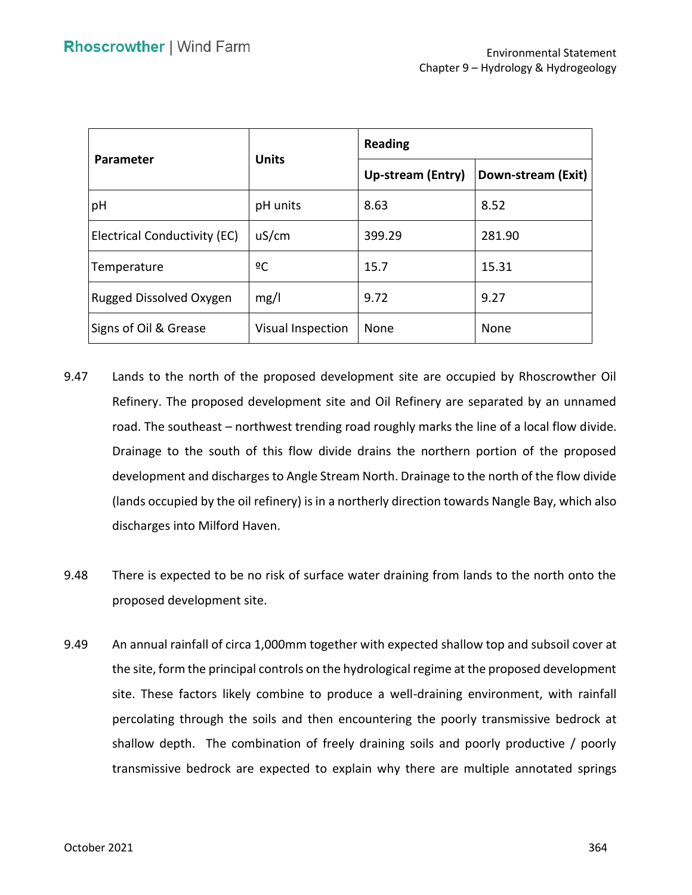| Parameter | Units | Reading | |
|---|---|---|---|
| | | Up-stream (Entry) | Down-stream (Exit) |
| pH | pH units | 8.63 | 8.52 |
| Electrical Conductivity (EC) | uS/cm | 399.29 | 281.90 |
| Temperature | ºC | 15.7 | 15.31 |
| Rugged Dissolved Oxygen | mg/l | 9.72 | 9.27 |
| Signs of Oil & Grease | Visual Inspection | None | None |

9.47 Lands to the north of the proposed development site are occupied by Rhoscrowther Oil Refinery. The proposed development site and Oil Refinery are separated by an unnamed road. The southeast – northwest trending road roughly marks the line of a local flow divide. Drainage to the south of this flow divide drains the northern portion of the proposed development and discharges to Angle Stream North. Drainage to the north of the flow divide (lands occupied by the oil refinery) is in a northerly direction towards Nangle Bay, which also discharges into Milford Haven.

9.48 There is expected to be no risk of surface water draining from lands to the north onto the proposed development site.

9.49 An annual rainfall of circa 1,000mm together with expected shallow top and subsoil cover at the site, form the principal controls on the hydrological regime at the proposed development site. These factors likely combine to produce a well-draining environment, with rainfall percolating through the soils and then encountering the poorly transmissive bedrock at shallow depth. The combination of freely draining soils and poorly productive / poorly transmissive bedrock are expected to explain why there are multiple annotated springs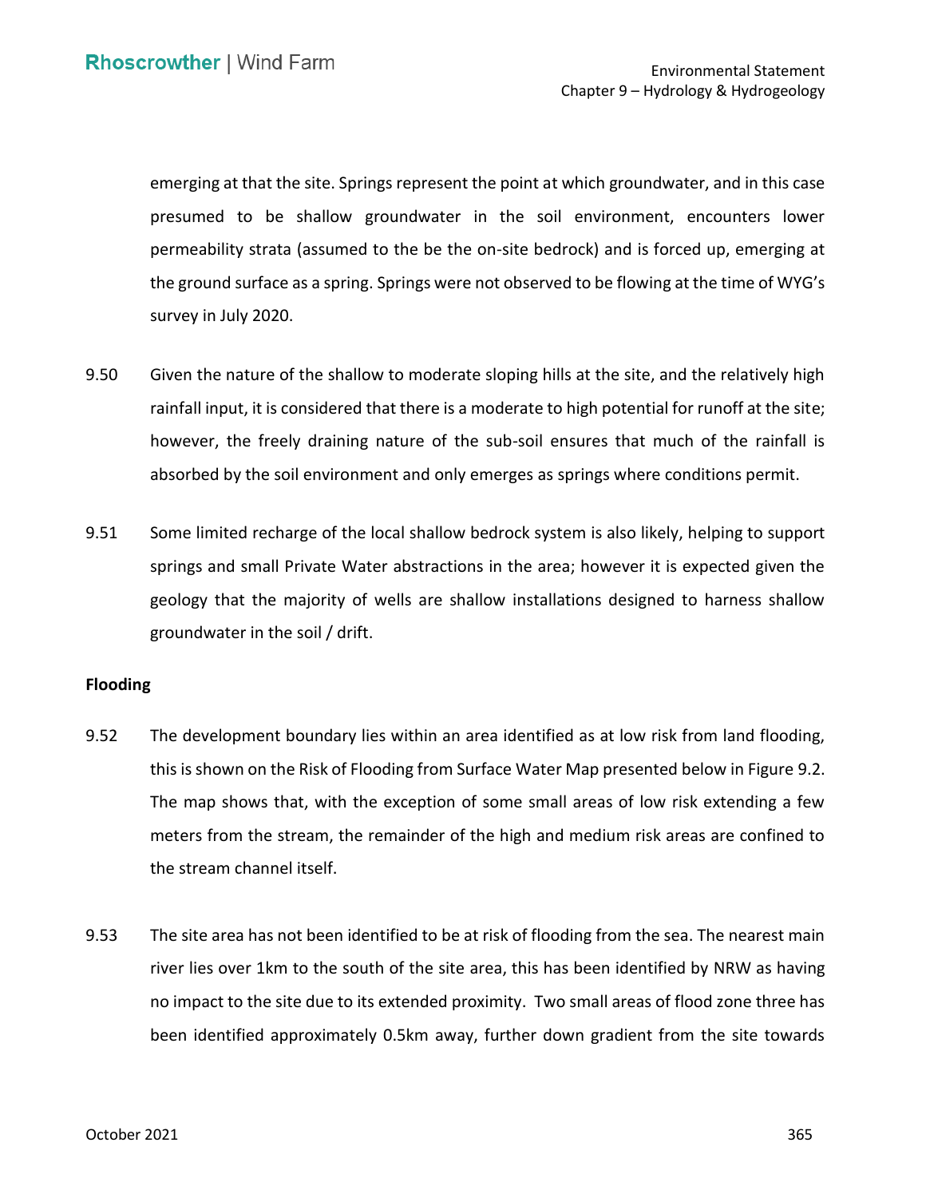emerging at that the site. Springs represent the point at which groundwater, and in this case presumed to be shallow groundwater in the soil environment, encounters lower permeability strata (assumed to the be the on-site bedrock) and is forced up, emerging at the ground surface as a spring. Springs were not observed to be flowing at the time of WYG's survey in July 2020.

9.50 Given the nature of the shallow to moderate sloping hills at the site, and the relatively high rainfall input, it is considered that there is a moderate to high potential for runoff at the site; however, the freely draining nature of the sub-soil ensures that much of the rainfall is absorbed by the soil environment and only emerges as springs where conditions permit.

9.51 Some limited recharge of the local shallow bedrock system is also likely, helping to support springs and small Private Water abstractions in the area; however it is expected given the geology that the majority of wells are shallow installations designed to harness shallow groundwater in the soil / drift.

**Flooding**

9.52 The development boundary lies within an area identified as at low risk from land flooding, this is shown on the Risk of Flooding from Surface Water Map presented below in Figure 9.2. The map shows that, with the exception of some small areas of low risk extending a few meters from the stream, the remainder of the high and medium risk areas are confined to the stream channel itself.

9.53 The site area has not been identified to be at risk of flooding from the sea. The nearest main river lies over 1km to the south of the site area, this has been identified by NRW as having no impact to the site due to its extended proximity. Two small areas of flood zone three has been identified approximately 0.5km away, further down gradient from the site towards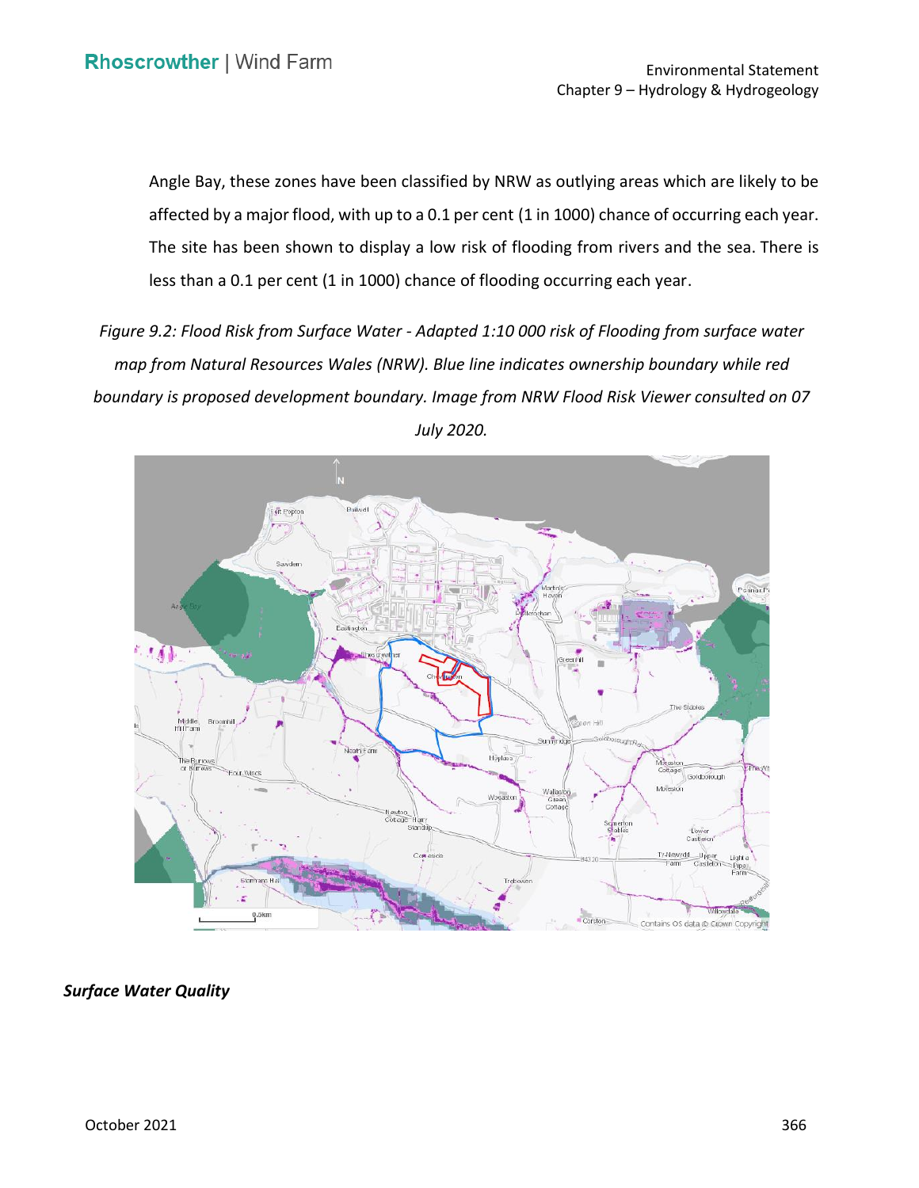Angle Bay, these zones have been classified by NRW as outlying areas which are likely to be affected by a major flood, with up to a 0.1 per cent (1 in 1000) chance of occurring each year. The site has been shown to display a low risk of flooding from rivers and the sea. There is less than a 0.1 per cent (1 in 1000) chance of flooding occurring each year.

*Figure 9.2: Flood Risk from Surface Water - Adapted 1:10 000 risk of Flooding from surface water map from Natural Resources Wales (NRW). Blue line indicates ownership boundary while red boundary is proposed development boundary. Image from NRW Flood Risk Viewer consulted on 07 July 2020.*

***Surface Water Quality***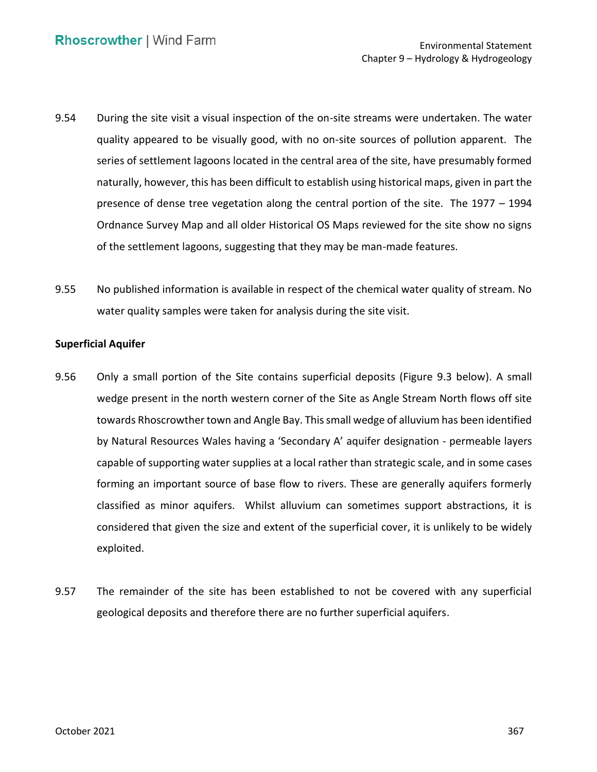9.54 During the site visit a visual inspection of the on-site streams were undertaken. The water quality appeared to be visually good, with no on-site sources of pollution apparent. The series of settlement lagoons located in the central area of the site, have presumably formed naturally, however, this has been difficult to establish using historical maps, given in part the presence of dense tree vegetation along the central portion of the site. The 1977 – 1994 Ordnance Survey Map and all older Historical OS Maps reviewed for the site show no signs of the settlement lagoons, suggesting that they may be man-made features.

9.55 No published information is available in respect of the chemical water quality of stream. No water quality samples were taken for analysis during the site visit.

**Superficial Aquifer**

9.56 Only a small portion of the Site contains superficial deposits (Figure 9.3 below). A small wedge present in the north western corner of the Site as Angle Stream North flows off site towards Rhoscrowther town and Angle Bay. This small wedge of alluvium has been identified by Natural Resources Wales having a 'Secondary A' aquifer designation - permeable layers capable of supporting water supplies at a local rather than strategic scale, and in some cases forming an important source of base flow to rivers. These are generally aquifers formerly classified as minor aquifers. Whilst alluvium can sometimes support abstractions, it is considered that given the size and extent of the superficial cover, it is unlikely to be widely exploited.

9.57 The remainder of the site has been established to not be covered with any superficial geological deposits and therefore there are no further superficial aquifers.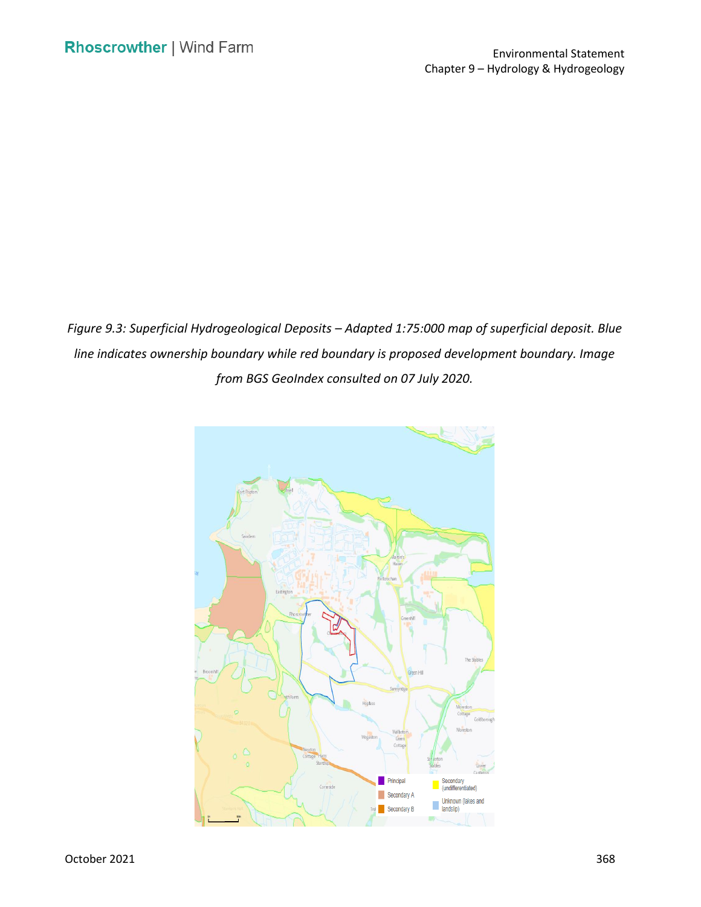*Figure 9.3: Superficial Hydrogeological Deposits – Adapted 1:75:000 map of superficial deposit. Blue line indicates ownership boundary while red boundary is proposed development boundary. Image from BGS GeoIndex consulted on 07 July 2020.*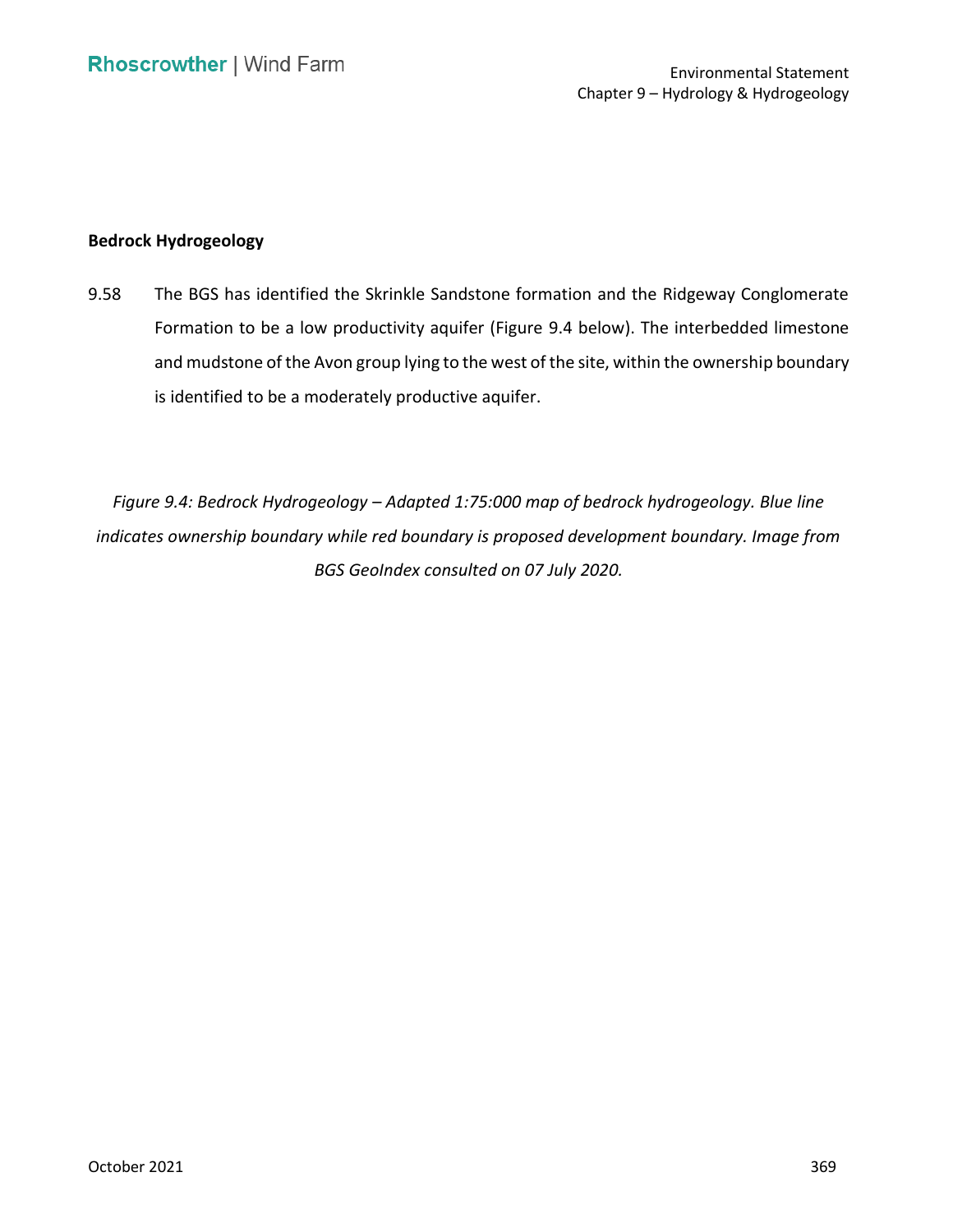### Bedrock Hydrogeology

9.58 The BGS has identified the Skrinkle Sandstone formation and the Ridgeway Conglomerate Formation to be a low productivity aquifer (Figure 9.4 below). The interbedded limestone and mudstone of the Avon group lying to the west of the site, within the ownership boundary is identified to be a moderately productive aquifer.

*Figure 9.4: Bedrock Hydrogeology – Adapted 1:75:000 map of bedrock hydrogeology. Blue line indicates ownership boundary while red boundary is proposed development boundary. Image from BGS GeoIndex consulted on 07 July 2020.*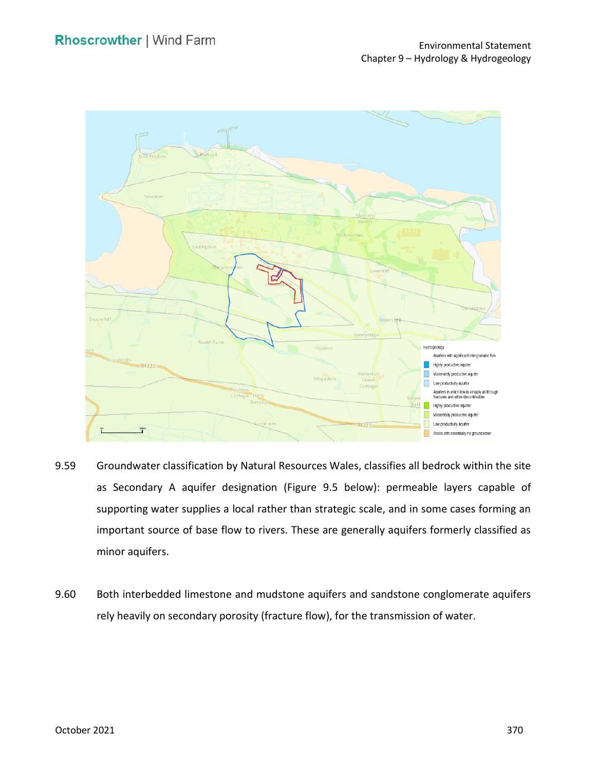9.59 Groundwater classification by Natural Resources Wales, classifies all bedrock within the site as Secondary A aquifer designation (Figure 9.5 below): permeable layers capable of supporting water supplies a local rather than strategic scale, and in some cases forming an important source of base flow to rivers. These are generally aquifers formerly classified as minor aquifers.

9.60 Both interbedded limestone and mudstone aquifers and sandstone conglomerate aquifers rely heavily on secondary porosity (fracture flow), for the transmission of water.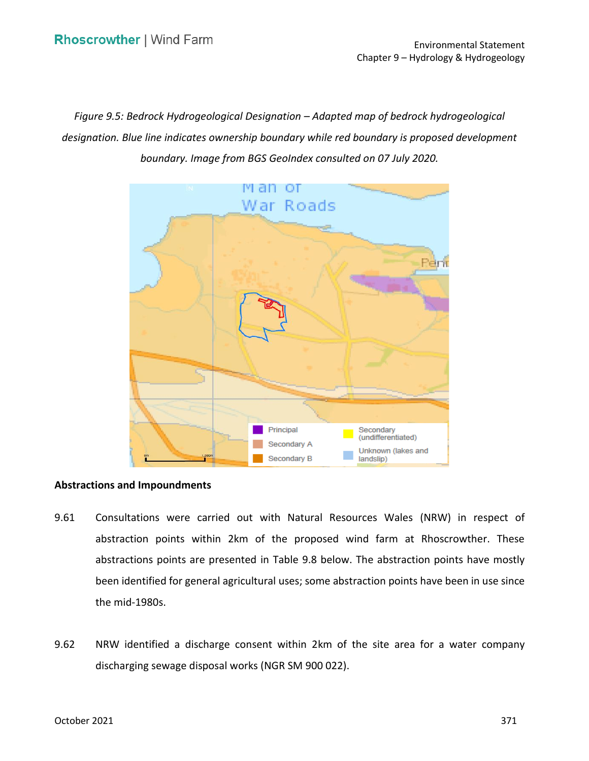*Figure 9.5: Bedrock Hydrogeological Designation – Adapted map of bedrock hydrogeological designation. Blue line indicates ownership boundary while red boundary is proposed development boundary. Image from BGS GeoIndex consulted on 07 July 2020.*

**Abstractions and Impoundments**

9.61 Consultations were carried out with Natural Resources Wales (NRW) in respect of abstraction points within 2km of the proposed wind farm at Rhoscrowther. These abstractions points are presented in Table 9.8 below. The abstraction points have mostly been identified for general agricultural uses; some abstraction points have been in use since the mid-1980s.

9.62 NRW identified a discharge consent within 2km of the site area for a water company discharging sewage disposal works (NGR SM 900 022).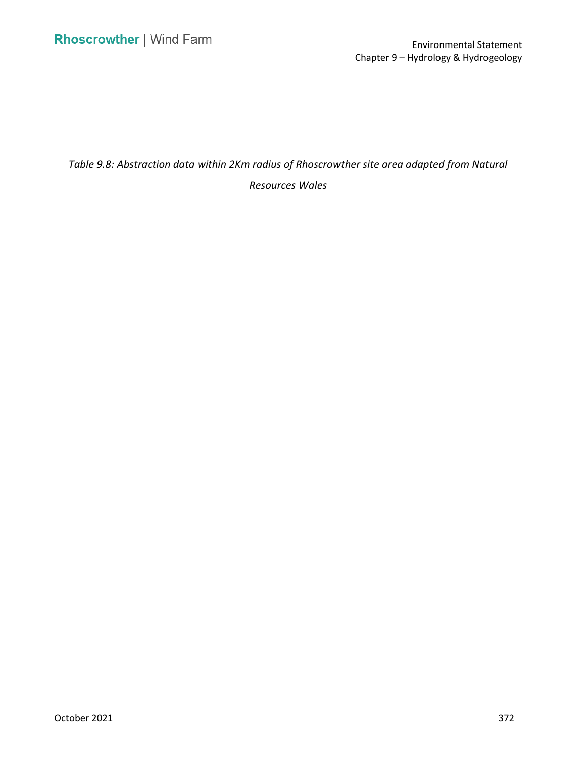*Table 9.8: Abstraction data within 2Km radius of Rhoscrowther site area adapted from Natural Resources Wales*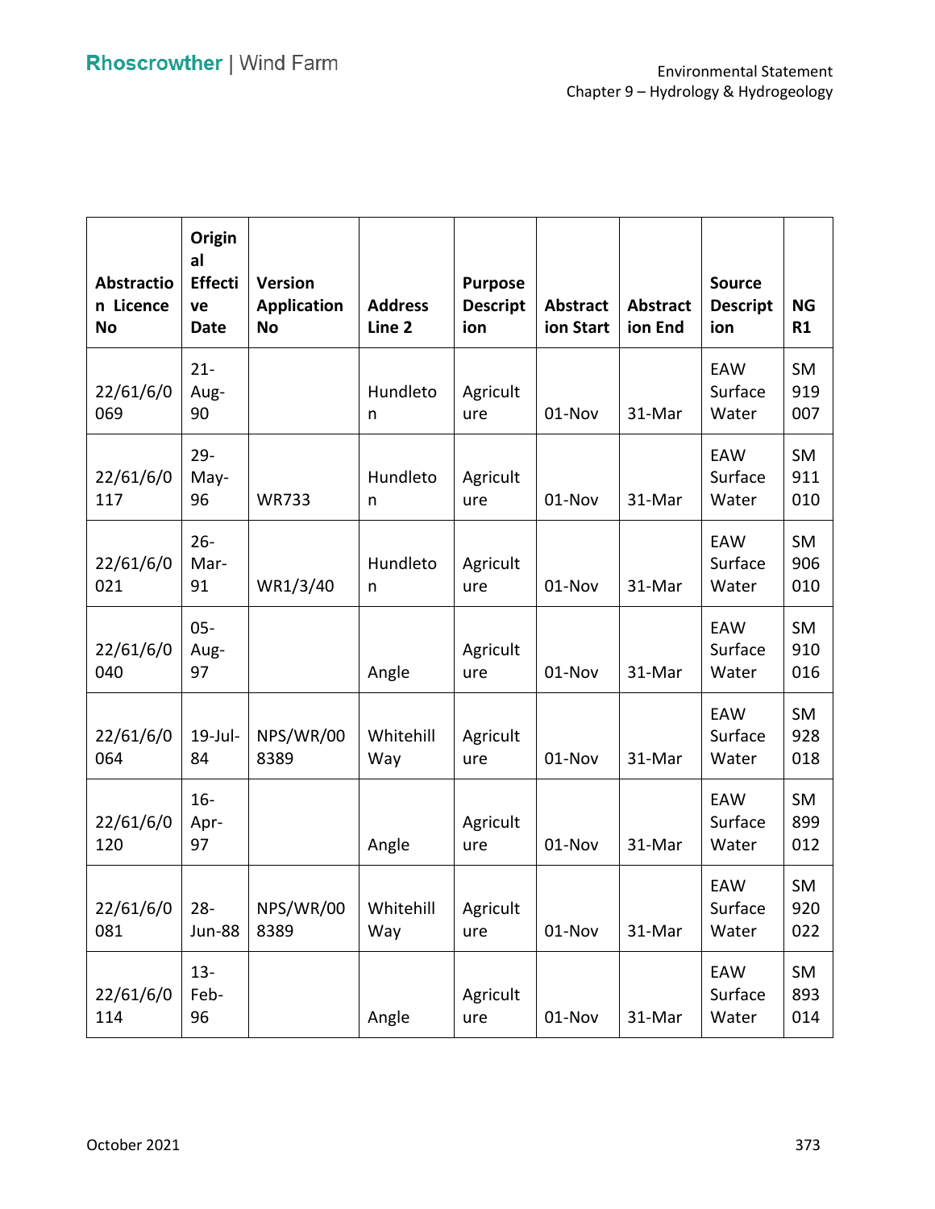| Abstraction Licence No | Original Effective Date | Version Application No | Address Line 2 | Purpose Description | Abstraction Start | Abstraction End | Source Description | NGR1 |
|---|---|---|---|---|---|---|---|---|
| 22/61/6/0069 | 21-Aug-90 | | Hundleton | Agriculture | 01-Nov | 31-Mar | EAW Surface Water | SM 919 007 |
| 22/61/6/0117 | 29-May-96 | WR733 | Hundleton | Agriculture | 01-Nov | 31-Mar | EAW Surface Water | SM 911 010 |
| 22/61/6/0021 | 26-Mar-91 | WR1/3/40 | Hundleton | Agriculture | 01-Nov | 31-Mar | EAW Surface Water | SM 906 010 |
| 22/61/6/0040 | 05-Aug-97 | | Angle | Agriculture | 01-Nov | 31-Mar | EAW Surface Water | SM 910 016 |
| 22/61/6/0064 | 19-Jul-84 | NPS/WR/008389 | Whitehill Way | Agriculture | 01-Nov | 31-Mar | EAW Surface Water | SM 928 018 |
| 22/61/6/0120 | 16-Apr-97 | | Angle | Agriculture | 01-Nov | 31-Mar | EAW Surface Water | SM 899 012 |
| 22/61/6/0081 | 28-Jun-88 | NPS/WR/008389 | Whitehill Way | Agriculture | 01-Nov | 31-Mar | EAW Surface Water | SM 920 022 |
| 22/61/6/0114 | 13-Feb-96 | | Angle | Agriculture | 01-Nov | 31-Mar | EAW Surface Water | SM 893 014 |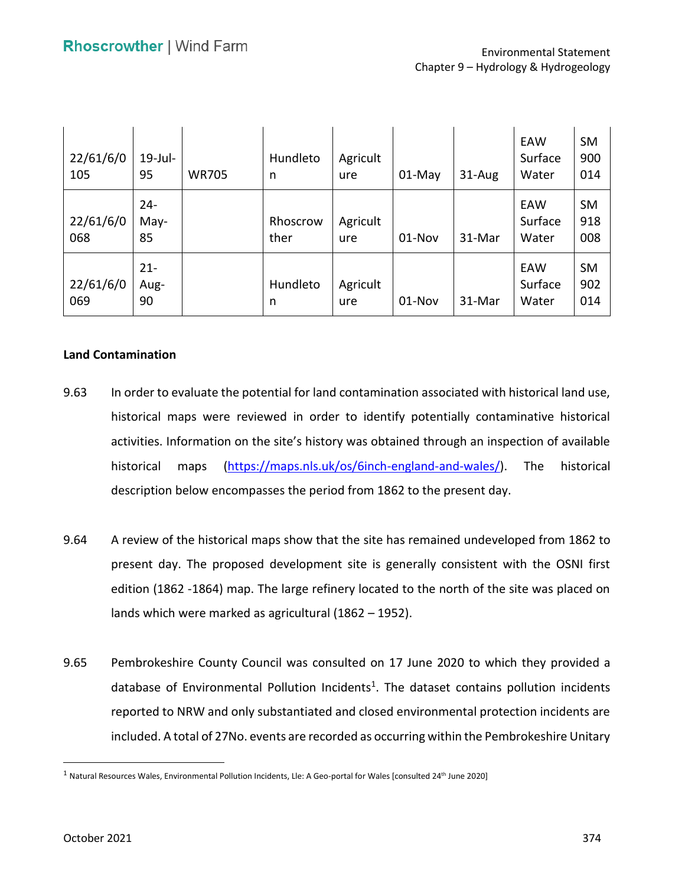| | | | | | | | | |
|---|---|---|---|---|---|---|---|---|
| 22/61/6/0 105 | 19-Jul-95 | WR705 | Hundleton | Agriculture | 01-May | 31-Aug | EAW Surface Water | SM 900 014 |
| 22/61/6/0 068 | 24-May-85 | | Rhoscrowther | Agriculture | 01-Nov | 31-Mar | EAW Surface Water | SM 918 008 |
| 22/61/6/0 069 | 21-Aug-90 | | Hundleton | Agriculture | 01-Nov | 31-Mar | EAW Surface Water | SM 902 014 |

**Land Contamination**

9.63 In order to evaluate the potential for land contamination associated with historical land use, historical maps were reviewed in order to identify potentially contaminative historical activities. Information on the site's history was obtained through an inspection of available historical maps (https://maps.nls.uk/os/6inch-england-and-wales/). The historical description below encompasses the period from 1862 to the present day.

9.64 A review of the historical maps show that the site has remained undeveloped from 1862 to present day. The proposed development site is generally consistent with the OSNI first edition (1862 -1864) map. The large refinery located to the north of the site was placed on lands which were marked as agricultural (1862 – 1952).

9.65 Pembrokeshire County Council was consulted on 17 June 2020 to which they provided a database of Environmental Pollution Incidents[1]. The dataset contains pollution incidents reported to NRW and only substantiated and closed environmental protection incidents are included. A total of 27No. events are recorded as occurring within the Pembrokeshire Unitary

[1] Natural Resources Wales, Environmental Pollution Incidents, Lle: A Geo-portal for Wales [consulted 24th June 2020]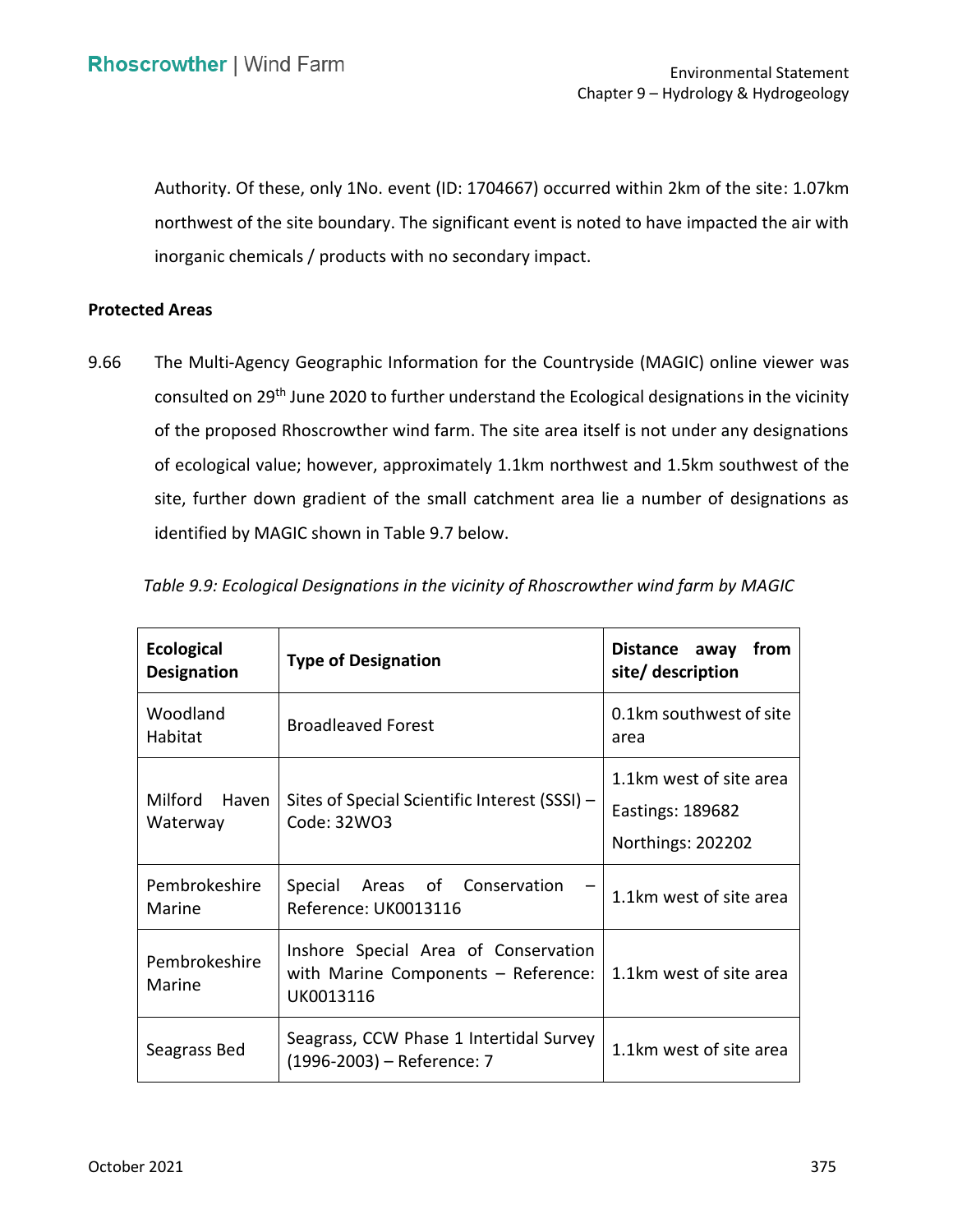Authority. Of these, only 1No. event (ID: 1704667) occurred within 2km of the site: 1.07km northwest of the site boundary. The significant event is noted to have impacted the air with inorganic chemicals / products with no secondary impact.

**Protected Areas**

9.66 The Multi-Agency Geographic Information for the Countryside (MAGIC) online viewer was consulted on 29th June 2020 to further understand the Ecological designations in the vicinity of the proposed Rhoscrowther wind farm. The site area itself is not under any designations of ecological value; however, approximately 1.1km northwest and 1.5km southwest of the site, further down gradient of the small catchment area lie a number of designations as identified by MAGIC shown in Table 9.7 below.

*Table 9.9: Ecological Designations in the vicinity of Rhoscrowther wind farm by MAGIC*

| Ecological Designation | Type of Designation | Distance away from site/ description |
|---|---|---|
| Woodland Habitat | Broadleaved Forest | 0.1km southwest of site area |
| Milford Haven Waterway | Sites of Special Scientific Interest (SSSI) – Code: 32WO3 | 1.1km west of site area<br>Eastings: 189682<br>Northings: 202202 |
| Pembrokeshire Marine | Special Areas of Conservation – Reference: UK0013116 | 1.1km west of site area |
| Pembrokeshire Marine | Inshore Special Area of Conservation with Marine Components – Reference: UK0013116 | 1.1km west of site area |
| Seagrass Bed | Seagrass, CCW Phase 1 Intertidal Survey (1996-2003) – Reference: 7 | 1.1km west of site area |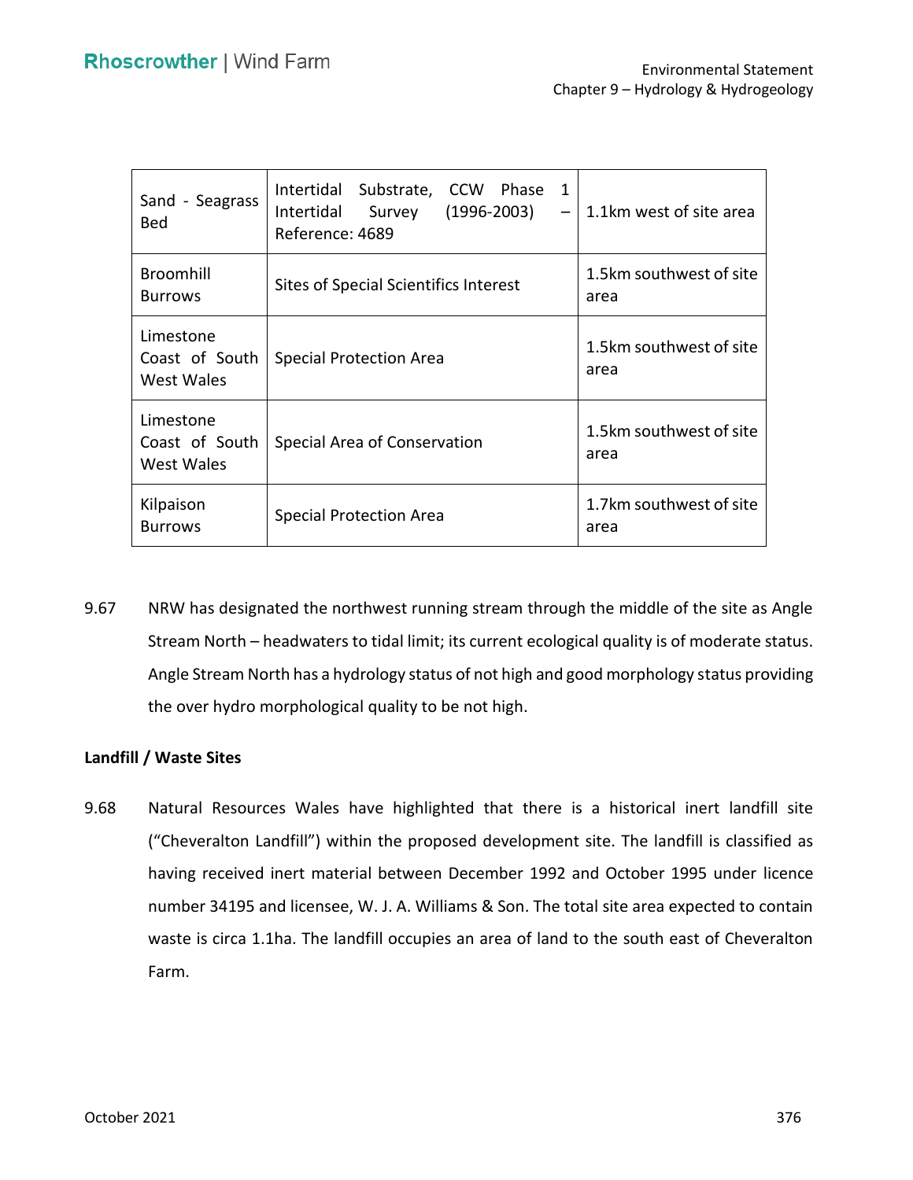| Sand - Seagrass Bed | Intertidal Substrate, CCW Phase 1 Intertidal Survey (1996-2003) – Reference: 4689 | 1.1km west of site area |
|---|---|---|
| Broomhill Burrows | Sites of Special Scientifics Interest | 1.5km southwest of site area |
| Limestone Coast of South West Wales | Special Protection Area | 1.5km southwest of site area |
| Limestone Coast of South West Wales | Special Area of Conservation | 1.5km southwest of site area |
| Kilpaison Burrows | Special Protection Area | 1.7km southwest of site area |

9.67 NRW has designated the northwest running stream through the middle of the site as Angle Stream North – headwaters to tidal limit; its current ecological quality is of moderate status. Angle Stream North has a hydrology status of not high and good morphology status providing the over hydro morphological quality to be not high.

**Landfill / Waste Sites**

9.68 Natural Resources Wales have highlighted that there is a historical inert landfill site ("Cheveralton Landfill") within the proposed development site. The landfill is classified as having received inert material between December 1992 and October 1995 under licence number 34195 and licensee, W. J. A. Williams & Son. The total site area expected to contain waste is circa 1.1ha. The landfill occupies an area of land to the south east of Cheveralton Farm.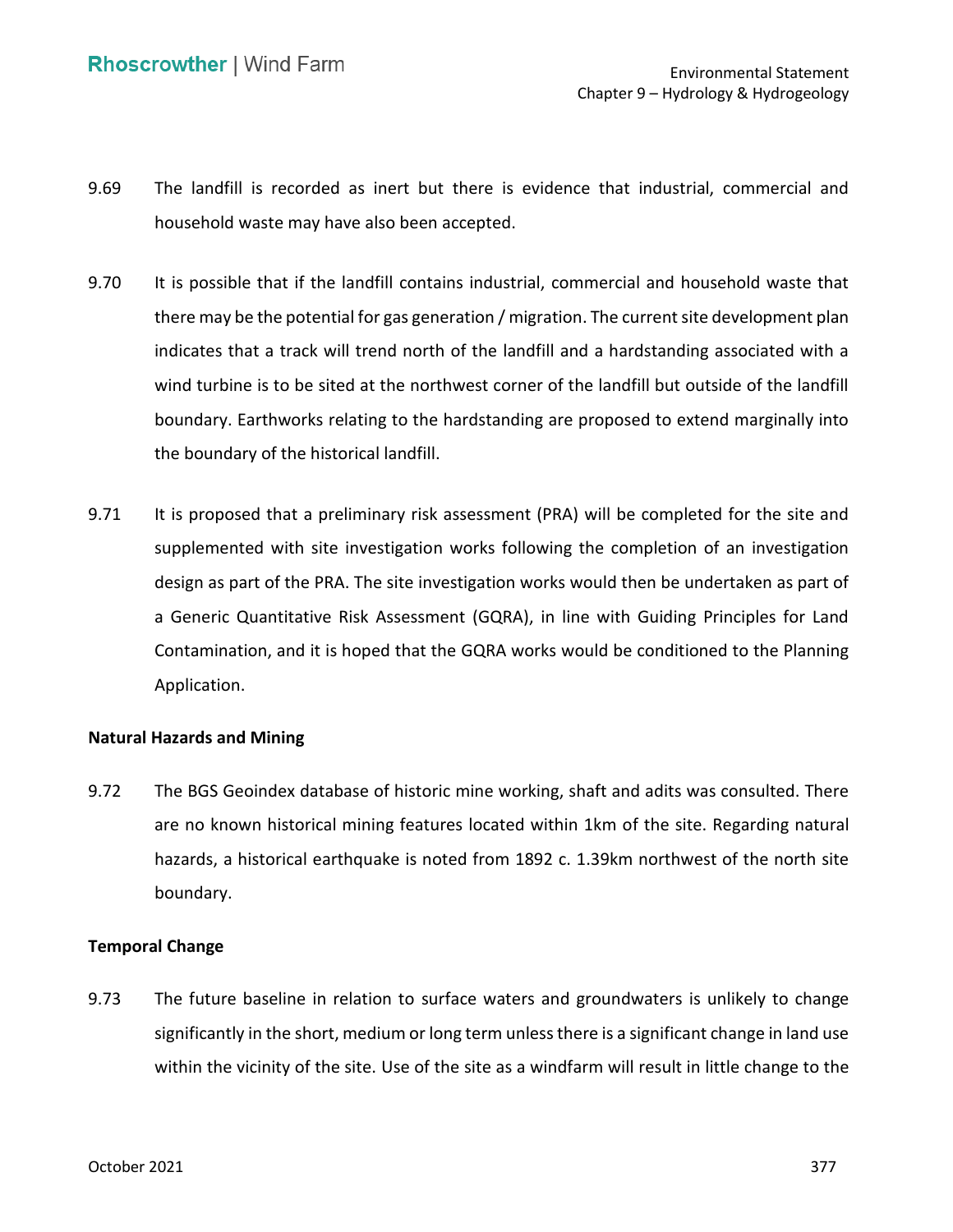9.69 The landfill is recorded as inert but there is evidence that industrial, commercial and household waste may have also been accepted.

9.70 It is possible that if the landfill contains industrial, commercial and household waste that there may be the potential for gas generation / migration. The current site development plan indicates that a track will trend north of the landfill and a hardstanding associated with a wind turbine is to be sited at the northwest corner of the landfill but outside of the landfill boundary. Earthworks relating to the hardstanding are proposed to extend marginally into the boundary of the historical landfill.

9.71 It is proposed that a preliminary risk assessment (PRA) will be completed for the site and supplemented with site investigation works following the completion of an investigation design as part of the PRA. The site investigation works would then be undertaken as part of a Generic Quantitative Risk Assessment (GQRA), in line with Guiding Principles for Land Contamination, and it is hoped that the GQRA works would be conditioned to the Planning Application.

**Natural Hazards and Mining**

9.72 The BGS Geoindex database of historic mine working, shaft and adits was consulted. There are no known historical mining features located within 1km of the site. Regarding natural hazards, a historical earthquake is noted from 1892 c. 1.39km northwest of the north site boundary.

**Temporal Change**

9.73 The future baseline in relation to surface waters and groundwaters is unlikely to change significantly in the short, medium or long term unless there is a significant change in land use within the vicinity of the site. Use of the site as a windfarm will result in little change to the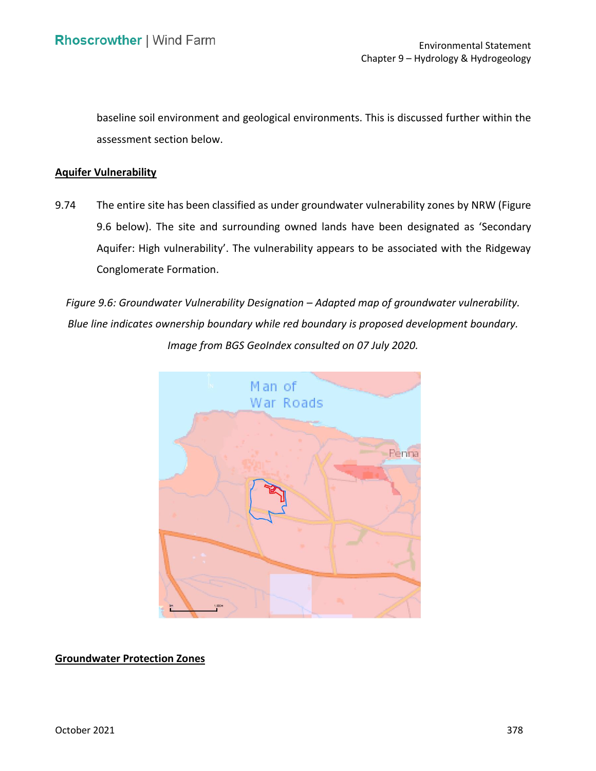baseline soil environment and geological environments. This is discussed further within the assessment section below.

**Aquifer Vulnerability**

9.74 The entire site has been classified as under groundwater vulnerability zones by NRW (Figure 9.6 below). The site and surrounding owned lands have been designated as 'Secondary Aquifer: High vulnerability'. The vulnerability appears to be associated with the Ridgeway Conglomerate Formation.

*Figure 9.6: Groundwater Vulnerability Designation – Adapted map of groundwater vulnerability. Blue line indicates ownership boundary while red boundary is proposed development boundary. Image from BGS GeoIndex consulted on 07 July 2020.*

**Groundwater Protection Zones**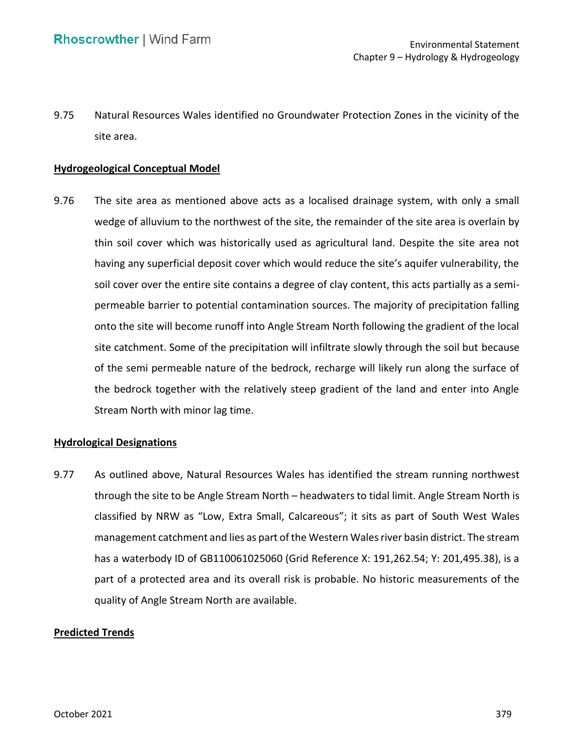9.75 Natural Resources Wales identified no Groundwater Protection Zones in the vicinity of the site area.

**Hydrogeological Conceptual Model**

9.76 The site area as mentioned above acts as a localised drainage system, with only a small wedge of alluvium to the northwest of the site, the remainder of the site area is overlain by thin soil cover which was historically used as agricultural land. Despite the site area not having any superficial deposit cover which would reduce the site's aquifer vulnerability, the soil cover over the entire site contains a degree of clay content, this acts partially as a semi-permeable barrier to potential contamination sources. The majority of precipitation falling onto the site will become runoff into Angle Stream North following the gradient of the local site catchment. Some of the precipitation will infiltrate slowly through the soil but because of the semi permeable nature of the bedrock, recharge will likely run along the surface of the bedrock together with the relatively steep gradient of the land and enter into Angle Stream North with minor lag time.

**Hydrological Designations**

9.77 As outlined above, Natural Resources Wales has identified the stream running northwest through the site to be Angle Stream North – headwaters to tidal limit. Angle Stream North is classified by NRW as "Low, Extra Small, Calcareous"; it sits as part of South West Wales management catchment and lies as part of the Western Wales river basin district. The stream has a waterbody ID of GB110061025060 (Grid Reference X: 191,262.54; Y: 201,495.38), is a part of a protected area and its overall risk is probable. No historic measurements of the quality of Angle Stream North are available.

**Predicted Trends**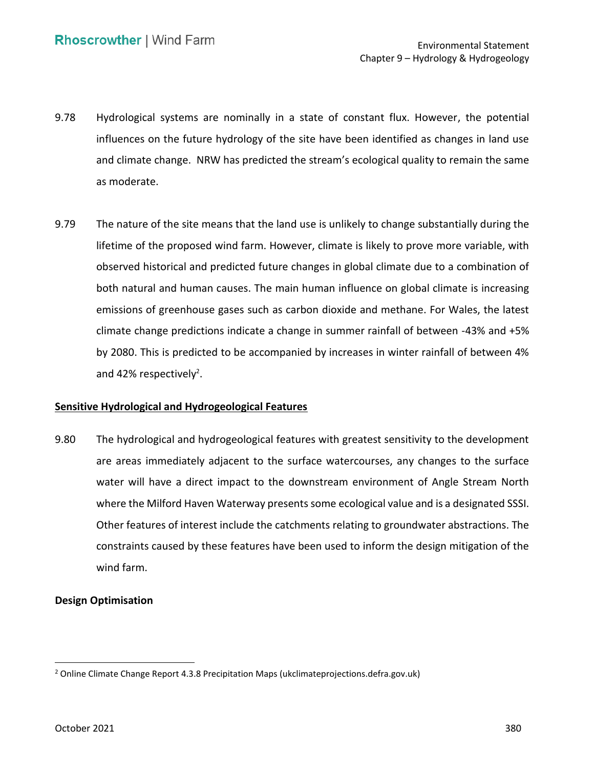9.78 Hydrological systems are nominally in a state of constant flux. However, the potential influences on the future hydrology of the site have been identified as changes in land use and climate change. NRW has predicted the stream's ecological quality to remain the same as moderate.

9.79 The nature of the site means that the land use is unlikely to change substantially during the lifetime of the proposed wind farm. However, climate is likely to prove more variable, with observed historical and predicted future changes in global climate due to a combination of both natural and human causes. The main human influence on global climate is increasing emissions of greenhouse gases such as carbon dioxide and methane. For Wales, the latest climate change predictions indicate a change in summer rainfall of between -43% and +5% by 2080. This is predicted to be accompanied by increases in winter rainfall of between 4% and 42% respectively[2].

**Sensitive Hydrological and Hydrogeological Features**

9.80 The hydrological and hydrogeological features with greatest sensitivity to the development are areas immediately adjacent to the surface watercourses, any changes to the surface water will have a direct impact to the downstream environment of Angle Stream North where the Milford Haven Waterway presents some ecological value and is a designated SSSI. Other features of interest include the catchments relating to groundwater abstractions. The constraints caused by these features have been used to inform the design mitigation of the wind farm.

**Design Optimisation**

[2] Online Climate Change Report 4.3.8 Precipitation Maps (ukclimateprojections.defra.gov.uk)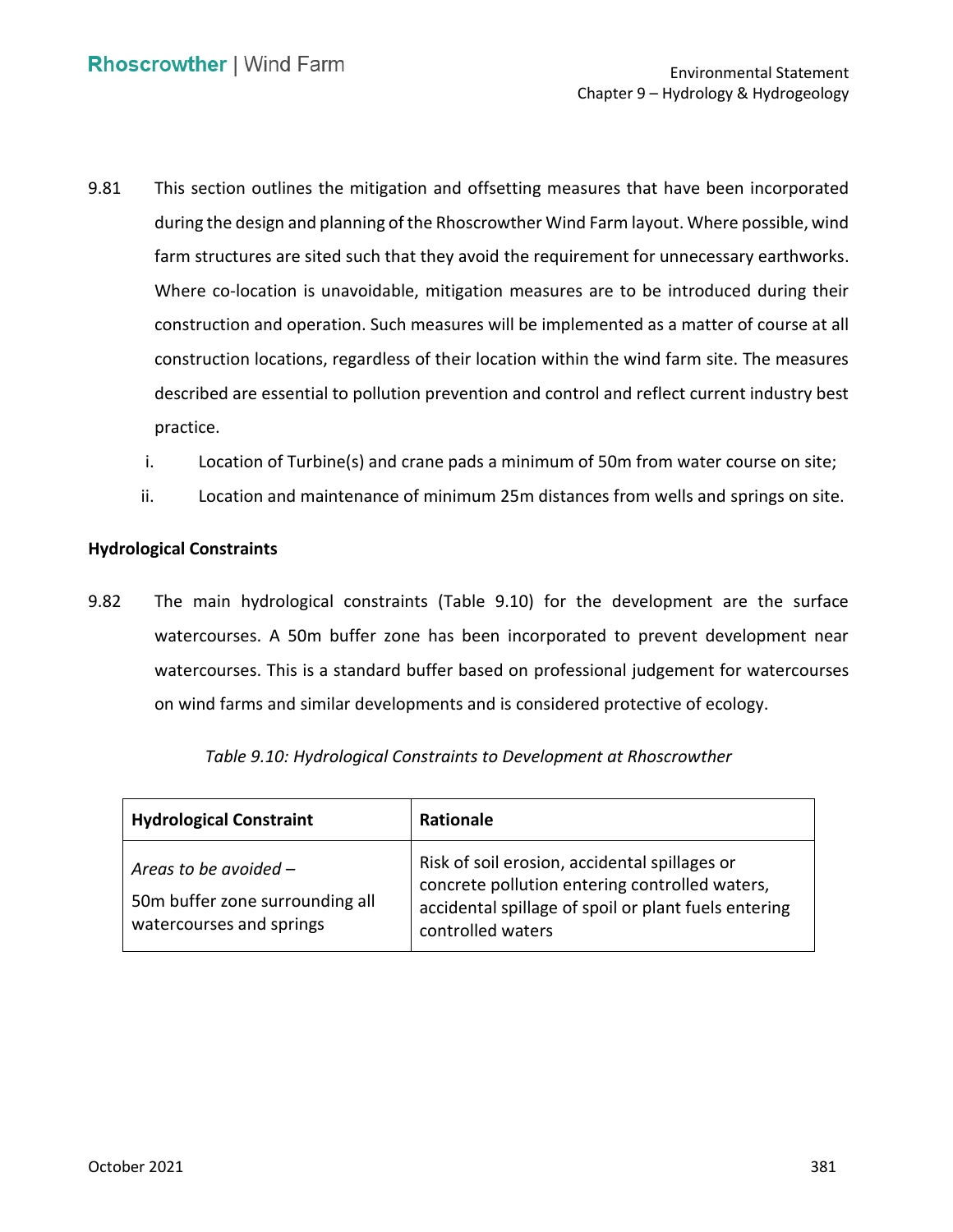9.81 This section outlines the mitigation and offsetting measures that have been incorporated during the design and planning of the Rhoscrowther Wind Farm layout. Where possible, wind farm structures are sited such that they avoid the requirement for unnecessary earthworks. Where co-location is unavoidable, mitigation measures are to be introduced during their construction and operation. Such measures will be implemented as a matter of course at all construction locations, regardless of their location within the wind farm site. The measures described are essential to pollution prevention and control and reflect current industry best practice.

i. Location of Turbine(s) and crane pads a minimum of 50m from water course on site;

ii. Location and maintenance of minimum 25m distances from wells and springs on site.

**Hydrological Constraints**

9.82 The main hydrological constraints (Table 9.10) for the development are the surface watercourses. A 50m buffer zone has been incorporated to prevent development near watercourses. This is a standard buffer based on professional judgement for watercourses on wind farms and similar developments and is considered protective of ecology.

*Table 9.10: Hydrological Constraints to Development at Rhoscrowther*

| Hydrological Constraint | Rationale |
|---|---|
| *Areas to be avoided –* 50m buffer zone surrounding all watercourses and springs | Risk of soil erosion, accidental spillages or concrete pollution entering controlled waters, accidental spillage of spoil or plant fuels entering controlled waters |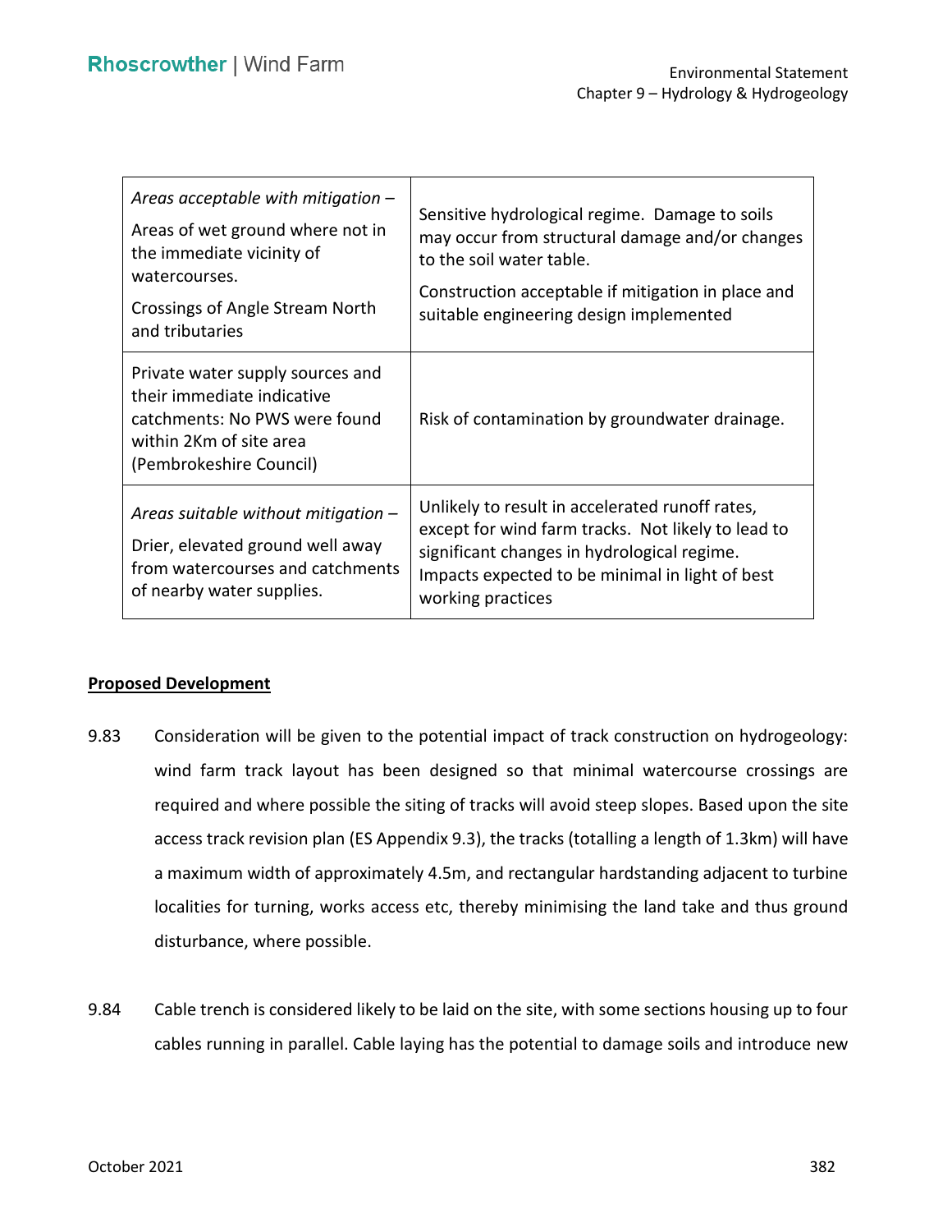| | |
|---|---|
| *Areas acceptable with mitigation –* Areas of wet ground where not in the immediate vicinity of watercourses. Crossings of Angle Stream North and tributaries | Sensitive hydrological regime. Damage to soils may occur from structural damage and/or changes to the soil water table. Construction acceptable if mitigation in place and suitable engineering design implemented |
| Private water supply sources and their immediate indicative catchments: No PWS were found within 2Km of site area (Pembrokeshire Council) | Risk of contamination by groundwater drainage. |
| *Areas suitable without mitigation –* Drier, elevated ground well away from watercourses and catchments of nearby water supplies. | Unlikely to result in accelerated runoff rates, except for wind farm tracks. Not likely to lead to significant changes in hydrological regime. Impacts expected to be minimal in light of best working practices |

**Proposed Development**

9.83 Consideration will be given to the potential impact of track construction on hydrogeology: wind farm track layout has been designed so that minimal watercourse crossings are required and where possible the siting of tracks will avoid steep slopes. Based upon the site access track revision plan (ES Appendix 9.3), the tracks (totalling a length of 1.3km) will have a maximum width of approximately 4.5m, and rectangular hardstanding adjacent to turbine localities for turning, works access etc, thereby minimising the land take and thus ground disturbance, where possible.

9.84 Cable trench is considered likely to be laid on the site, with some sections housing up to four cables running in parallel. Cable laying has the potential to damage soils and introduce new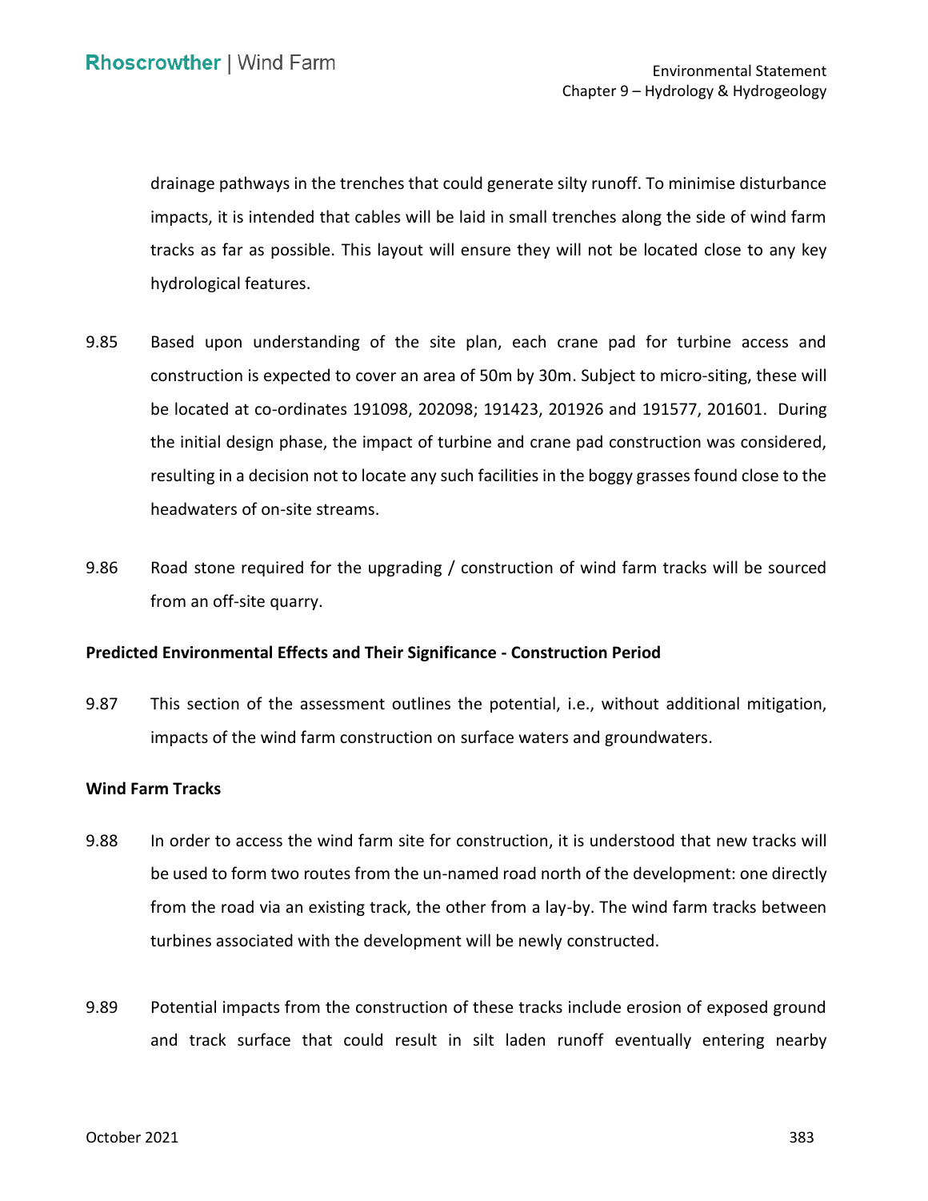drainage pathways in the trenches that could generate silty runoff. To minimise disturbance impacts, it is intended that cables will be laid in small trenches along the side of wind farm tracks as far as possible. This layout will ensure they will not be located close to any key hydrological features.

9.85 Based upon understanding of the site plan, each crane pad for turbine access and construction is expected to cover an area of 50m by 30m. Subject to micro-siting, these will be located at co-ordinates 191098, 202098; 191423, 201926 and 191577, 201601. During the initial design phase, the impact of turbine and crane pad construction was considered, resulting in a decision not to locate any such facilities in the boggy grasses found close to the headwaters of on-site streams.

9.86 Road stone required for the upgrading / construction of wind farm tracks will be sourced from an off-site quarry.

**Predicted Environmental Effects and Their Significance - Construction Period**

9.87 This section of the assessment outlines the potential, i.e., without additional mitigation, impacts of the wind farm construction on surface waters and groundwaters.

**Wind Farm Tracks**

9.88 In order to access the wind farm site for construction, it is understood that new tracks will be used to form two routes from the un-named road north of the development: one directly from the road via an existing track, the other from a lay-by. The wind farm tracks between turbines associated with the development will be newly constructed.

9.89 Potential impacts from the construction of these tracks include erosion of exposed ground and track surface that could result in silt laden runoff eventually entering nearby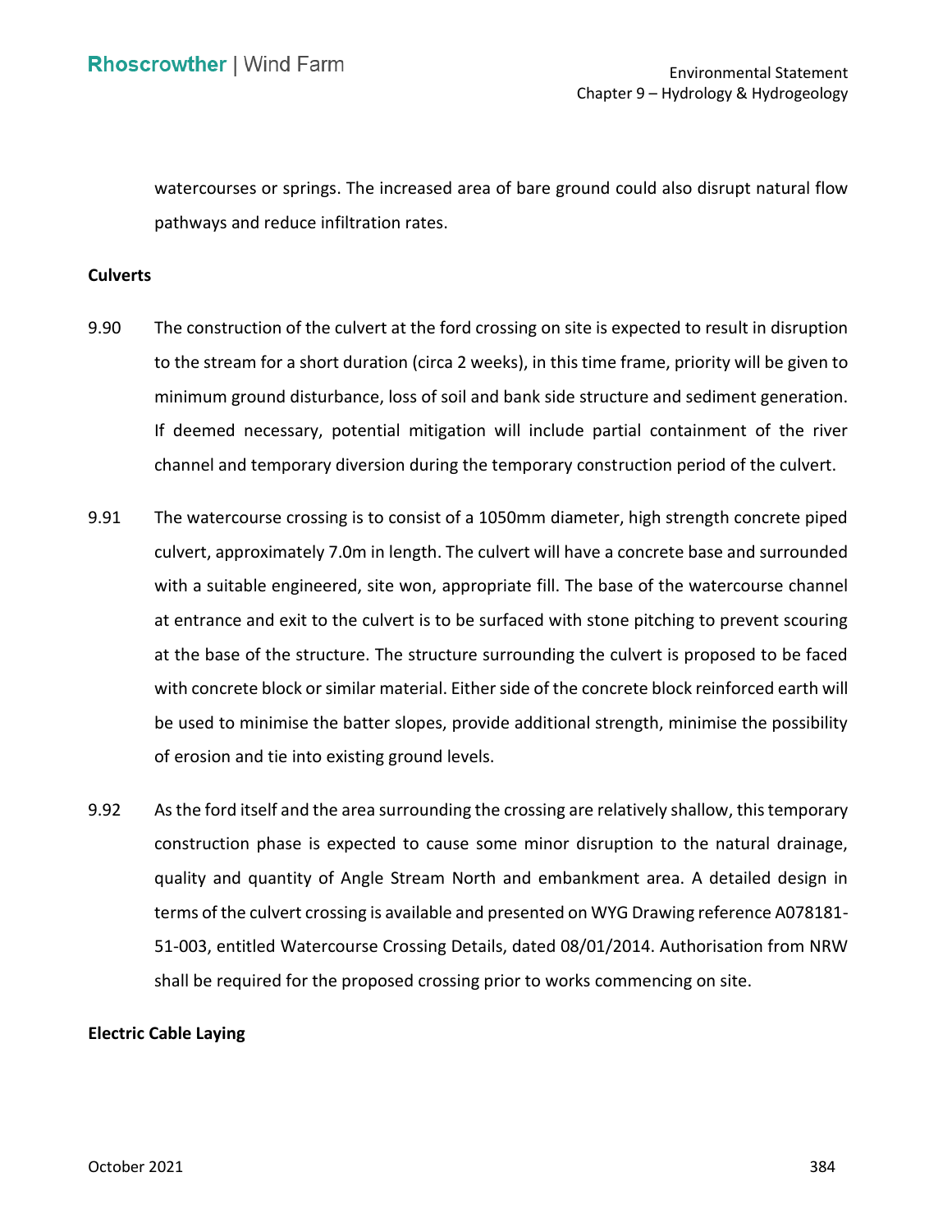watercourses or springs. The increased area of bare ground could also disrupt natural flow pathways and reduce infiltration rates.

**Culverts**

9.90 The construction of the culvert at the ford crossing on site is expected to result in disruption to the stream for a short duration (circa 2 weeks), in this time frame, priority will be given to minimum ground disturbance, loss of soil and bank side structure and sediment generation. If deemed necessary, potential mitigation will include partial containment of the river channel and temporary diversion during the temporary construction period of the culvert.

9.91 The watercourse crossing is to consist of a 1050mm diameter, high strength concrete piped culvert, approximately 7.0m in length. The culvert will have a concrete base and surrounded with a suitable engineered, site won, appropriate fill. The base of the watercourse channel at entrance and exit to the culvert is to be surfaced with stone pitching to prevent scouring at the base of the structure. The structure surrounding the culvert is proposed to be faced with concrete block or similar material. Either side of the concrete block reinforced earth will be used to minimise the batter slopes, provide additional strength, minimise the possibility of erosion and tie into existing ground levels.

9.92 As the ford itself and the area surrounding the crossing are relatively shallow, this temporary construction phase is expected to cause some minor disruption to the natural drainage, quality and quantity of Angle Stream North and embankment area. A detailed design in terms of the culvert crossing is available and presented on WYG Drawing reference A078181-51-003, entitled Watercourse Crossing Details, dated 08/01/2014. Authorisation from NRW shall be required for the proposed crossing prior to works commencing on site.

**Electric Cable Laying**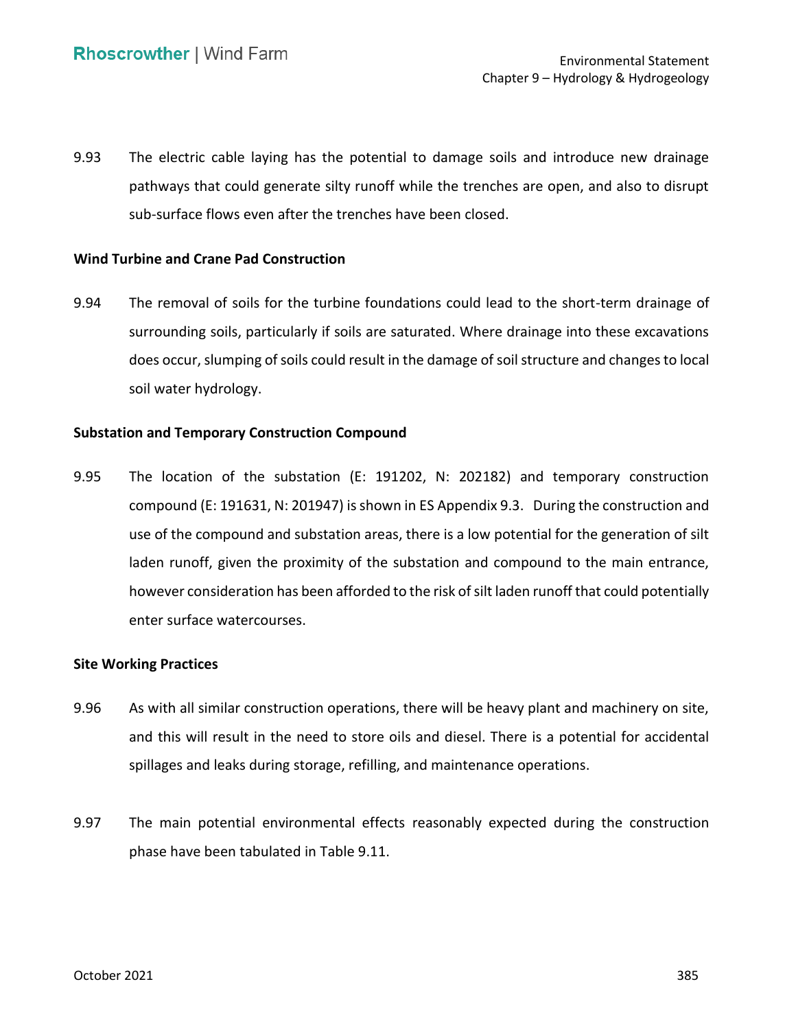9.93 The electric cable laying has the potential to damage soils and introduce new drainage pathways that could generate silty runoff while the trenches are open, and also to disrupt sub-surface flows even after the trenches have been closed.

**Wind Turbine and Crane Pad Construction**

9.94 The removal of soils for the turbine foundations could lead to the short-term drainage of surrounding soils, particularly if soils are saturated. Where drainage into these excavations does occur, slumping of soils could result in the damage of soil structure and changes to local soil water hydrology.

**Substation and Temporary Construction Compound**

9.95 The location of the substation (E: 191202, N: 202182) and temporary construction compound (E: 191631, N: 201947) is shown in ES Appendix 9.3. During the construction and use of the compound and substation areas, there is a low potential for the generation of silt laden runoff, given the proximity of the substation and compound to the main entrance, however consideration has been afforded to the risk of silt laden runoff that could potentially enter surface watercourses.

**Site Working Practices**

9.96 As with all similar construction operations, there will be heavy plant and machinery on site, and this will result in the need to store oils and diesel. There is a potential for accidental spillages and leaks during storage, refilling, and maintenance operations.

9.97 The main potential environmental effects reasonably expected during the construction phase have been tabulated in Table 9.11.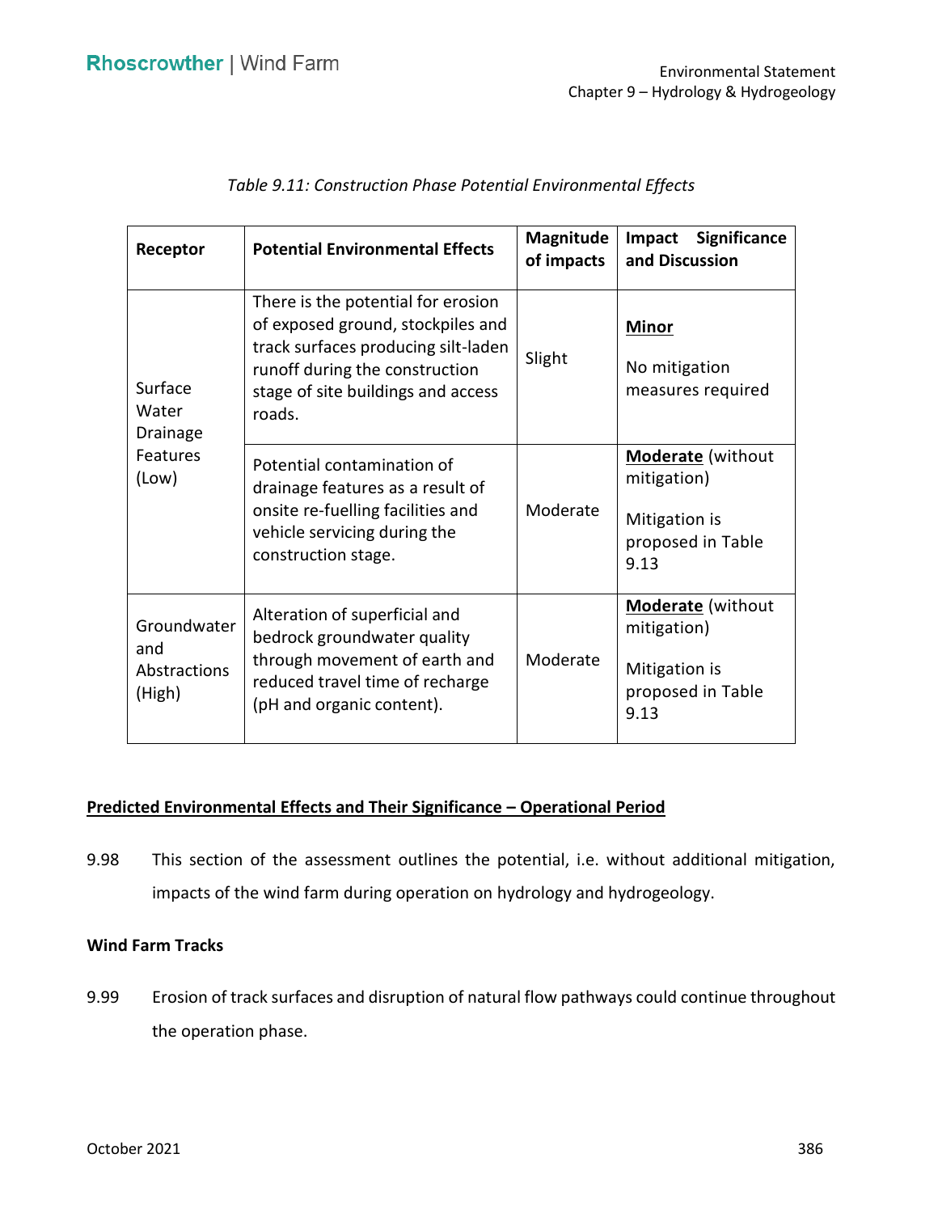*Table 9.11: Construction Phase Potential Environmental Effects*

| Receptor | Potential Environmental Effects | Magnitude of impacts | Impact Significance and Discussion |
|---|---|---|---|
| Surface Water Drainage Features (Low) | There is the potential for erosion of exposed ground, stockpiles and track surfaces producing silt-laden runoff during the construction stage of site buildings and access roads. | Slight | **Minor**<br><br>No mitigation measures required |
| | Potential contamination of drainage features as a result of onsite re-fuelling facilities and vehicle servicing during the construction stage. | Moderate | **Moderate** (without mitigation)<br><br>Mitigation is proposed in Table 9.13 |
| Groundwater and Abstractions (High) | Alteration of superficial and bedrock groundwater quality through movement of earth and reduced travel time of recharge (pH and organic content). | Moderate | **Moderate** (without mitigation)<br><br>Mitigation is proposed in Table 9.13 |

## Predicted Environmental Effects and Their Significance – Operational Period

9.98 This section of the assessment outlines the potential, i.e. without additional mitigation, impacts of the wind farm during operation on hydrology and hydrogeology.

### Wind Farm Tracks

9.99 Erosion of track surfaces and disruption of natural flow pathways could continue throughout the operation phase.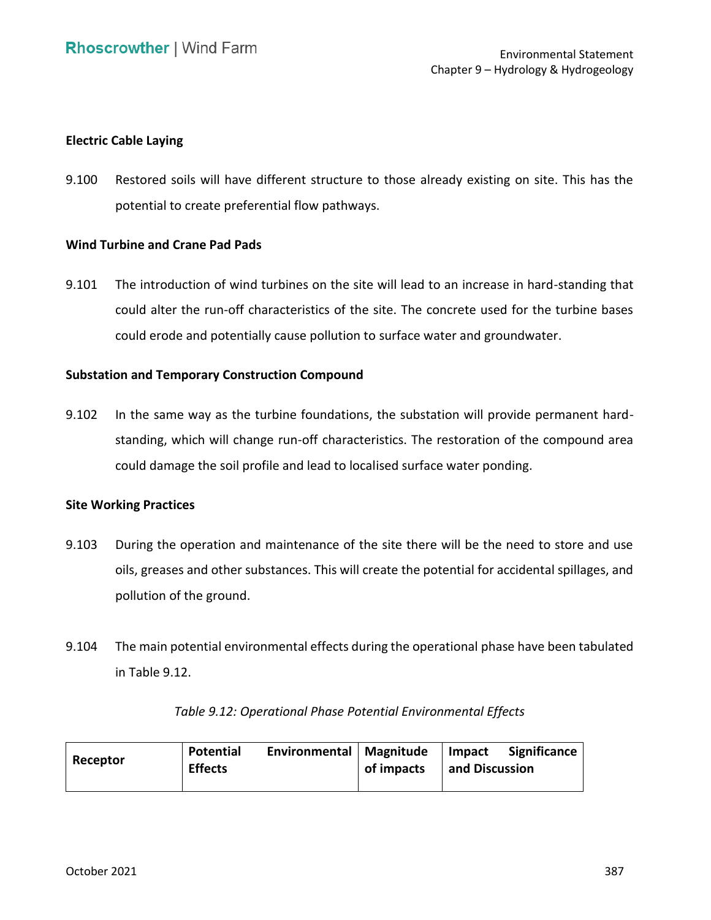**Electric Cable Laying**

9.100 Restored soils will have different structure to those already existing on site. This has the potential to create preferential flow pathways.

**Wind Turbine and Crane Pad Pads**

9.101 The introduction of wind turbines on the site will lead to an increase in hard-standing that could alter the run-off characteristics of the site. The concrete used for the turbine bases could erode and potentially cause pollution to surface water and groundwater.

**Substation and Temporary Construction Compound**

9.102 In the same way as the turbine foundations, the substation will provide permanent hard-standing, which will change run-off characteristics. The restoration of the compound area could damage the soil profile and lead to localised surface water ponding.

**Site Working Practices**

9.103 During the operation and maintenance of the site there will be the need to store and use oils, greases and other substances. This will create the potential for accidental spillages, and pollution of the ground.

9.104 The main potential environmental effects during the operational phase have been tabulated in Table 9.12.

*Table 9.12: Operational Phase Potential Environmental Effects*

| Receptor | Potential Environmental Effects | Magnitude of impacts | Impact Significance and Discussion |
|---|---|---|---|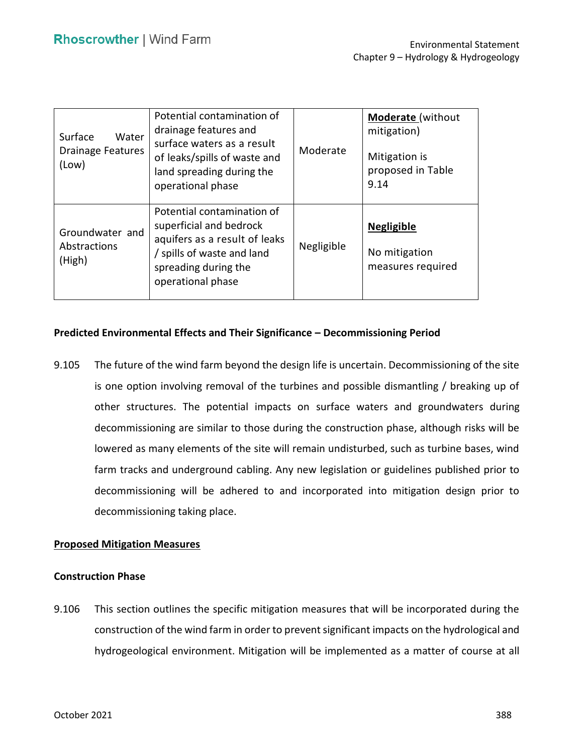| | | | |
|---|---|---|---|
| Surface Water Drainage Features (Low) | Potential contamination of drainage features and surface waters as a result of leaks/spills of waste and land spreading during the operational phase | Moderate | **Moderate** (without mitigation)<br><br>Mitigation is proposed in Table 9.14 |
| Groundwater and Abstractions (High) | Potential contamination of superficial and bedrock aquifers as a result of leaks / spills of waste and land spreading during the operational phase | Negligible | **Negligible**<br><br>No mitigation measures required |

**Predicted Environmental Effects and Their Significance – Decommissioning Period**

9.105 The future of the wind farm beyond the design life is uncertain. Decommissioning of the site is one option involving removal of the turbines and possible dismantling / breaking up of other structures. The potential impacts on surface waters and groundwaters during decommissioning are similar to those during the construction phase, although risks will be lowered as many elements of the site will remain undisturbed, such as turbine bases, wind farm tracks and underground cabling. Any new legislation or guidelines published prior to decommissioning will be adhered to and incorporated into mitigation design prior to decommissioning taking place.

## Proposed Mitigation Measures

**Construction Phase**

9.106 This section outlines the specific mitigation measures that will be incorporated during the construction of the wind farm in order to prevent significant impacts on the hydrological and hydrogeological environment. Mitigation will be implemented as a matter of course at all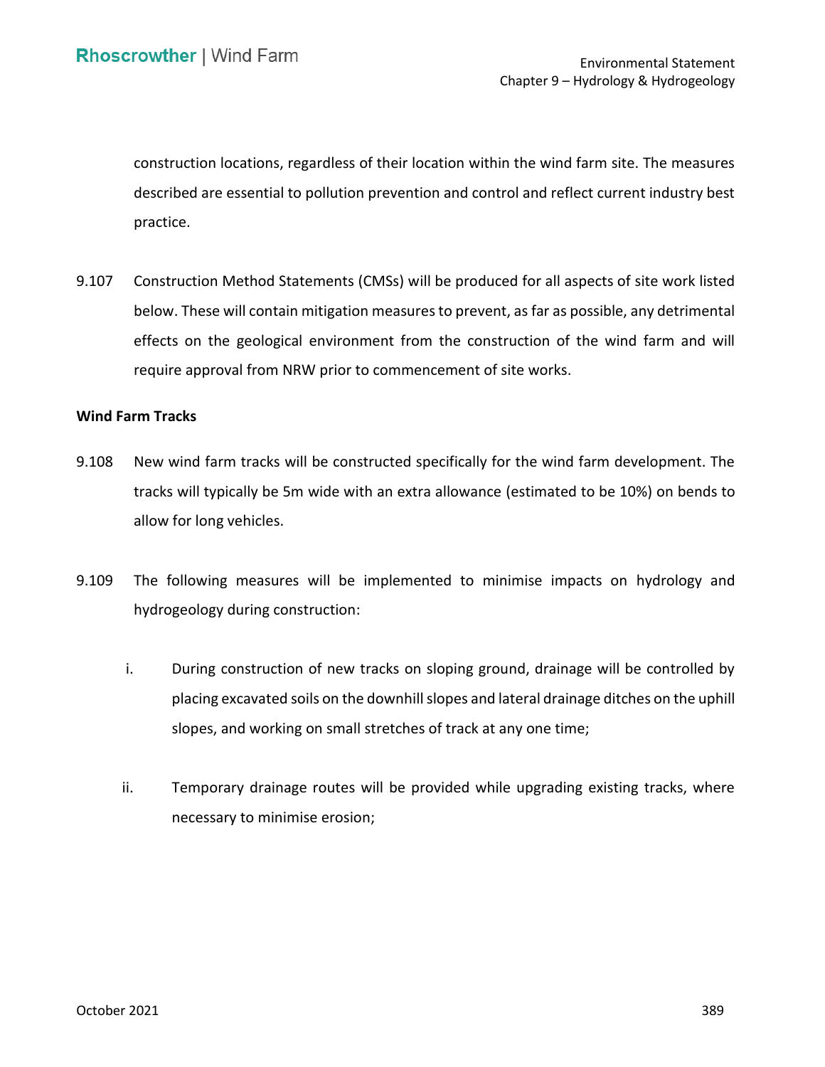construction locations, regardless of their location within the wind farm site. The measures described are essential to pollution prevention and control and reflect current industry best practice.

9.107 Construction Method Statements (CMSs) will be produced for all aspects of site work listed below. These will contain mitigation measures to prevent, as far as possible, any detrimental effects on the geological environment from the construction of the wind farm and will require approval from NRW prior to commencement of site works.

**Wind Farm Tracks**

9.108 New wind farm tracks will be constructed specifically for the wind farm development. The tracks will typically be 5m wide with an extra allowance (estimated to be 10%) on bends to allow for long vehicles.

9.109 The following measures will be implemented to minimise impacts on hydrology and hydrogeology during construction:

i. During construction of new tracks on sloping ground, drainage will be controlled by placing excavated soils on the downhill slopes and lateral drainage ditches on the uphill slopes, and working on small stretches of track at any one time;

ii. Temporary drainage routes will be provided while upgrading existing tracks, where necessary to minimise erosion;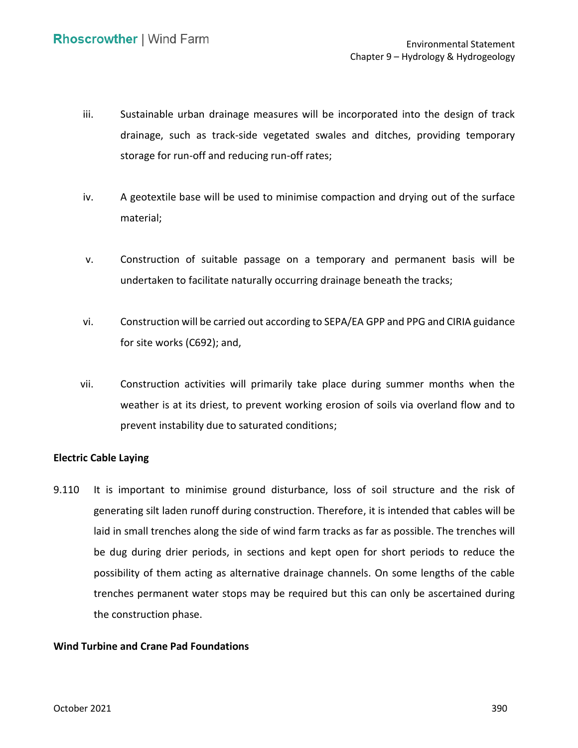iii. Sustainable urban drainage measures will be incorporated into the design of track drainage, such as track-side vegetated swales and ditches, providing temporary storage for run-off and reducing run-off rates;

iv. A geotextile base will be used to minimise compaction and drying out of the surface material;

v. Construction of suitable passage on a temporary and permanent basis will be undertaken to facilitate naturally occurring drainage beneath the tracks;

vi. Construction will be carried out according to SEPA/EA GPP and PPG and CIRIA guidance for site works (C692); and,

vii. Construction activities will primarily take place during summer months when the weather is at its driest, to prevent working erosion of soils via overland flow and to prevent instability due to saturated conditions;

**Electric Cable Laying**

9.110 It is important to minimise ground disturbance, loss of soil structure and the risk of generating silt laden runoff during construction. Therefore, it is intended that cables will be laid in small trenches along the side of wind farm tracks as far as possible. The trenches will be dug during drier periods, in sections and kept open for short periods to reduce the possibility of them acting as alternative drainage channels. On some lengths of the cable trenches permanent water stops may be required but this can only be ascertained during the construction phase.

**Wind Turbine and Crane Pad Foundations**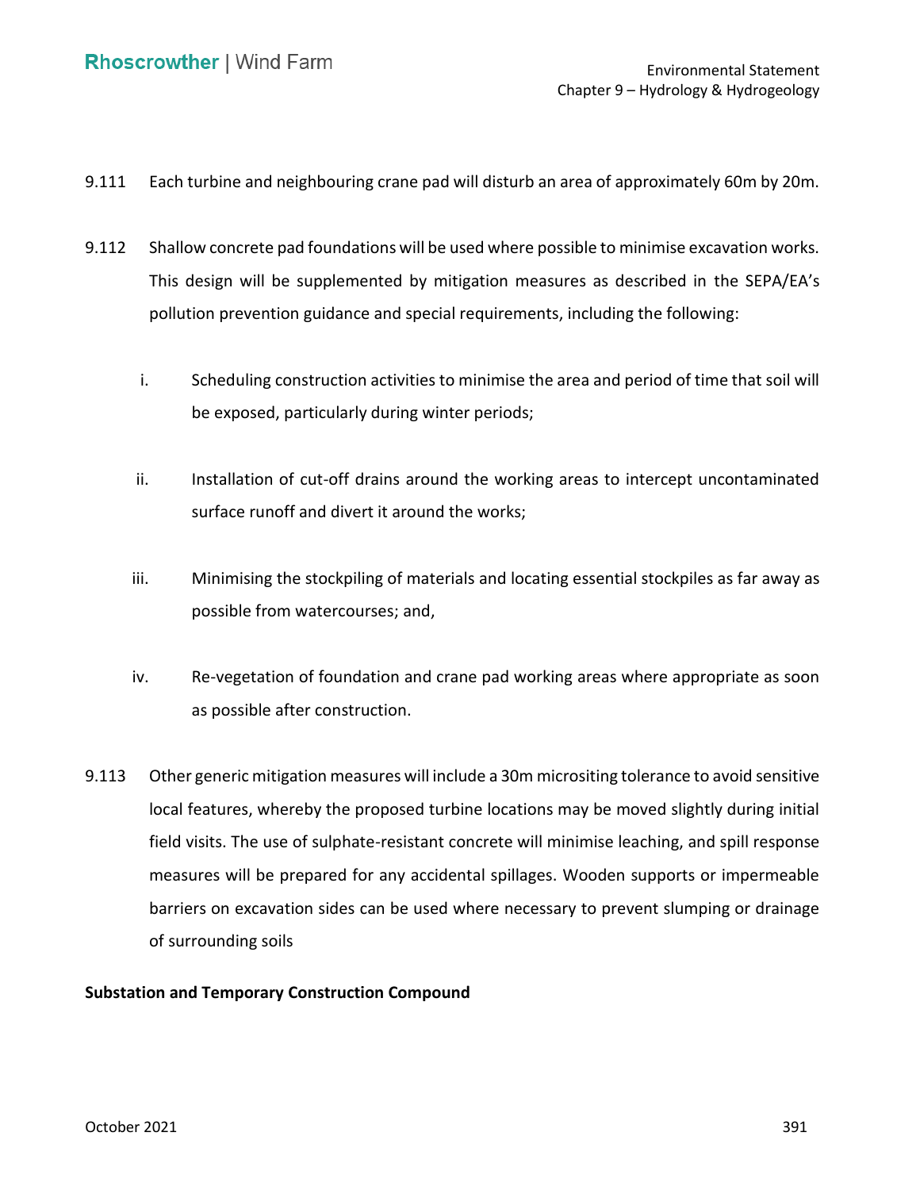9.111 Each turbine and neighbouring crane pad will disturb an area of approximately 60m by 20m.

9.112 Shallow concrete pad foundations will be used where possible to minimise excavation works. This design will be supplemented by mitigation measures as described in the SEPA/EA's pollution prevention guidance and special requirements, including the following:

i. Scheduling construction activities to minimise the area and period of time that soil will be exposed, particularly during winter periods;

ii. Installation of cut-off drains around the working areas to intercept uncontaminated surface runoff and divert it around the works;

iii. Minimising the stockpiling of materials and locating essential stockpiles as far away as possible from watercourses; and,

iv. Re-vegetation of foundation and crane pad working areas where appropriate as soon as possible after construction.

9.113 Other generic mitigation measures will include a 30m micrositing tolerance to avoid sensitive local features, whereby the proposed turbine locations may be moved slightly during initial field visits. The use of sulphate-resistant concrete will minimise leaching, and spill response measures will be prepared for any accidental spillages. Wooden supports or impermeable barriers on excavation sides can be used where necessary to prevent slumping or drainage of surrounding soils

**Substation and Temporary Construction Compound**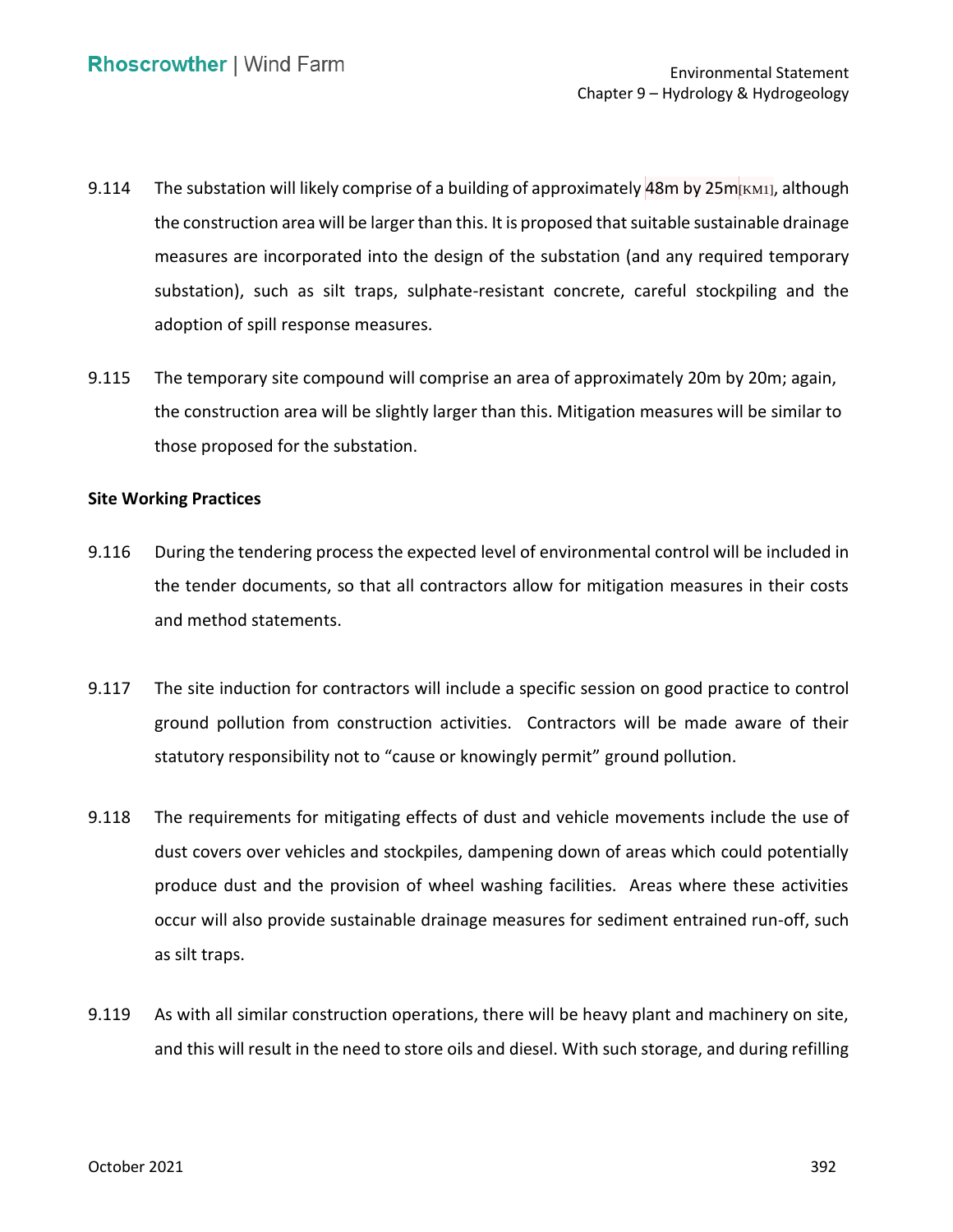9.114 The substation will likely comprise of a building of approximately 48m by 25m[KM1], although the construction area will be larger than this. It is proposed that suitable sustainable drainage measures are incorporated into the design of the substation (and any required temporary substation), such as silt traps, sulphate-resistant concrete, careful stockpiling and the adoption of spill response measures.

9.115 The temporary site compound will comprise an area of approximately 20m by 20m; again, the construction area will be slightly larger than this. Mitigation measures will be similar to those proposed for the substation.

**Site Working Practices**

9.116 During the tendering process the expected level of environmental control will be included in the tender documents, so that all contractors allow for mitigation measures in their costs and method statements.

9.117 The site induction for contractors will include a specific session on good practice to control ground pollution from construction activities. Contractors will be made aware of their statutory responsibility not to "cause or knowingly permit" ground pollution.

9.118 The requirements for mitigating effects of dust and vehicle movements include the use of dust covers over vehicles and stockpiles, dampening down of areas which could potentially produce dust and the provision of wheel washing facilities. Areas where these activities occur will also provide sustainable drainage measures for sediment entrained run-off, such as silt traps.

9.119 As with all similar construction operations, there will be heavy plant and machinery on site, and this will result in the need to store oils and diesel. With such storage, and during refilling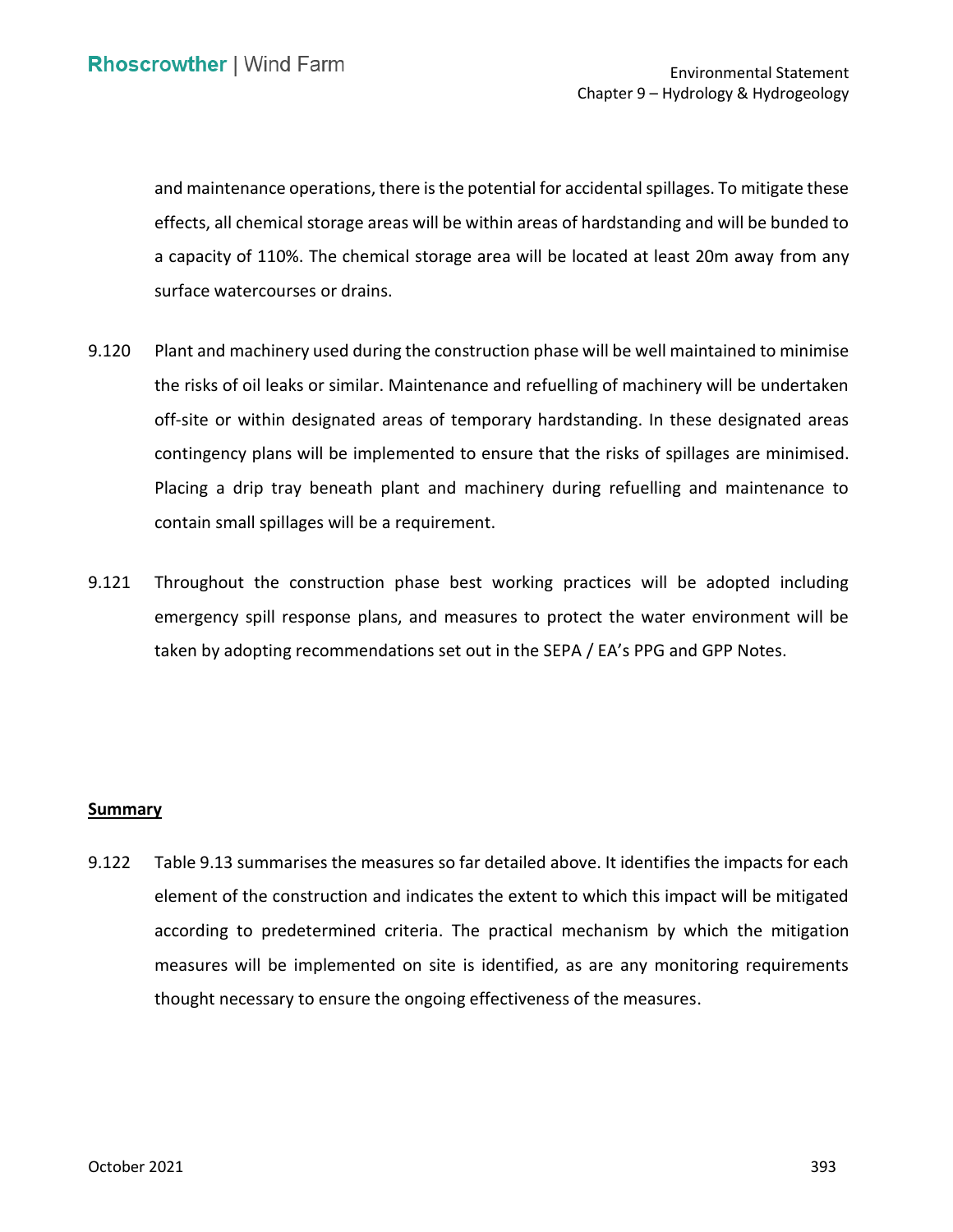and maintenance operations, there is the potential for accidental spillages. To mitigate these effects, all chemical storage areas will be within areas of hardstanding and will be bunded to a capacity of 110%. The chemical storage area will be located at least 20m away from any surface watercourses or drains.

9.120 Plant and machinery used during the construction phase will be well maintained to minimise the risks of oil leaks or similar. Maintenance and refuelling of machinery will be undertaken off-site or within designated areas of temporary hardstanding. In these designated areas contingency plans will be implemented to ensure that the risks of spillages are minimised. Placing a drip tray beneath plant and machinery during refuelling and maintenance to contain small spillages will be a requirement.

9.121 Throughout the construction phase best working practices will be adopted including emergency spill response plans, and measures to protect the water environment will be taken by adopting recommendations set out in the SEPA / EA's PPG and GPP Notes.

**Summary**

9.122 Table 9.13 summarises the measures so far detailed above. It identifies the impacts for each element of the construction and indicates the extent to which this impact will be mitigated according to predetermined criteria. The practical mechanism by which the mitigation measures will be implemented on site is identified, as are any monitoring requirements thought necessary to ensure the ongoing effectiveness of the measures.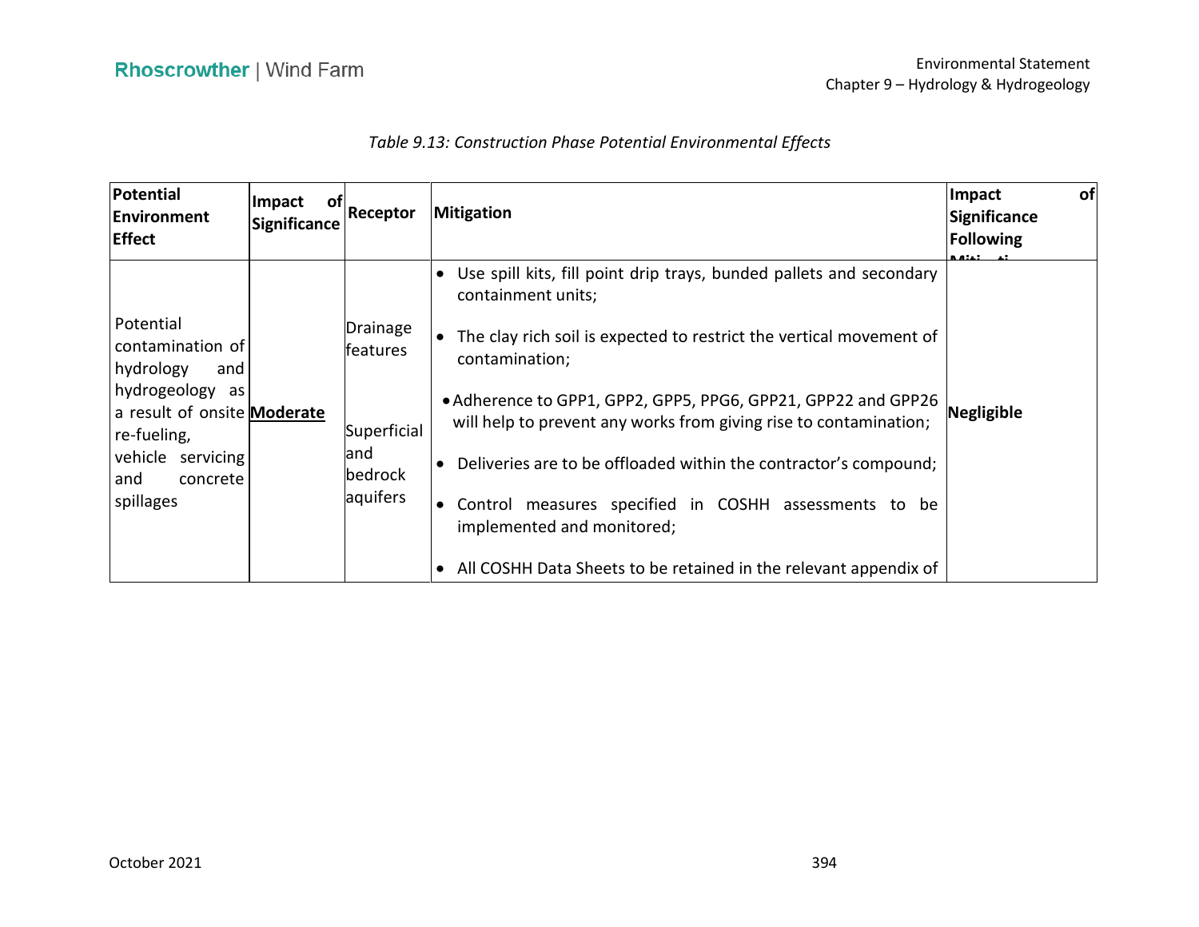*Table 9.13: Construction Phase Potential Environmental Effects*

| Potential Environment Effect | Impact of Significance | Receptor | Mitigation | Impact of Significance Following Mitigation |
|---|---|---|---|---|
| Potential contamination of hydrology and hydrogeology as a result of onsite re-fueling, vehicle servicing and concrete spillages | **Moderate** | Drainage features<br><br>Superficial and bedrock aquifers | • Use spill kits, fill point drip trays, bunded pallets and secondary containment units;<br>• The clay rich soil is expected to restrict the vertical movement of contamination;<br>• Adherence to GPP1, GPP2, GPP5, PPG6, GPP21, GPP22 and GPP26 will help to prevent any works from giving rise to contamination;<br>• Deliveries are to be offloaded within the contractor's compound;<br>• Control measures specified in COSHH assessments to be implemented and monitored;<br>• All COSHH Data Sheets to be retained in the relevant appendix of | **Negligible** |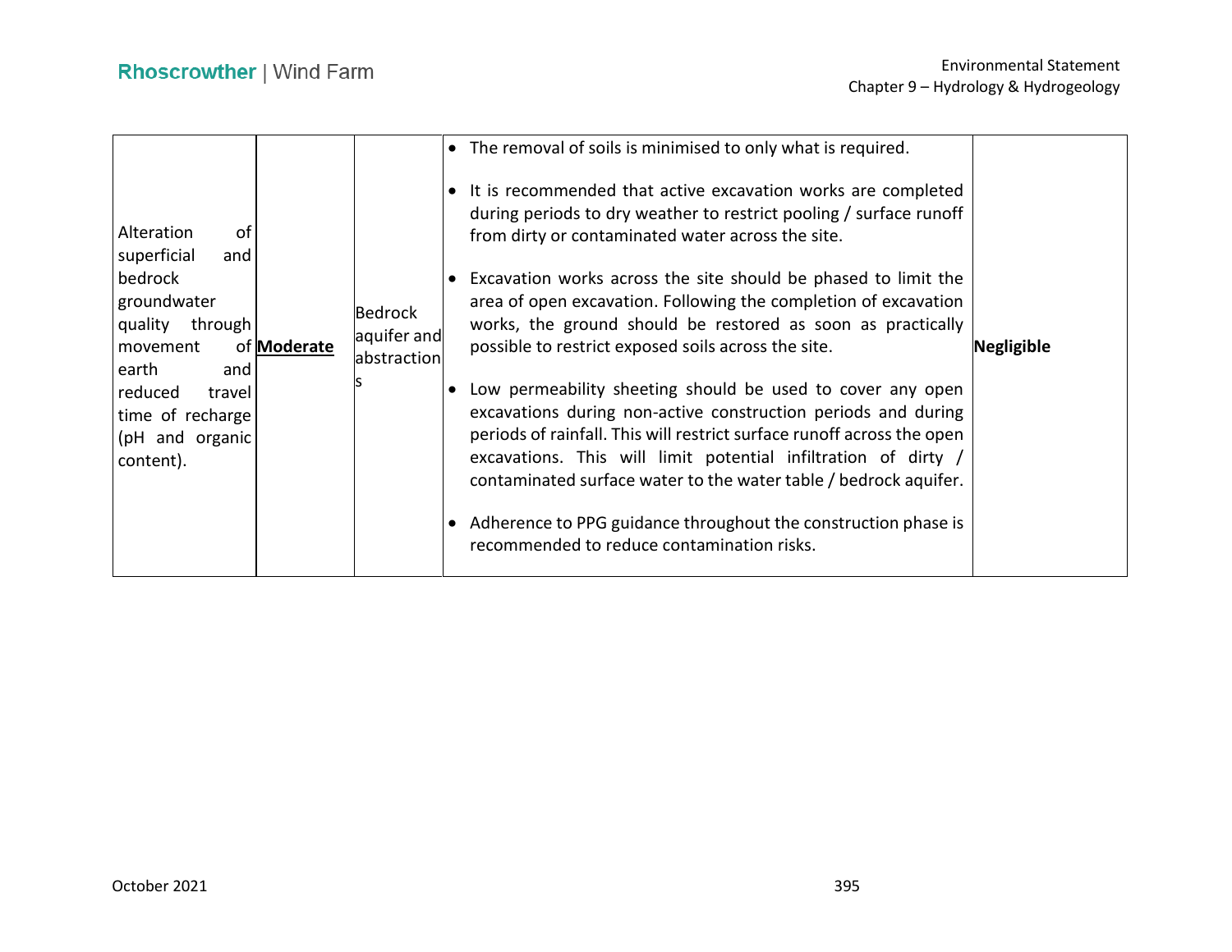| | | | | |
|---|---|---|---|---|
| Alteration of superficial and bedrock groundwater quality through movement of earth and reduced travel time of recharge (pH and organic content). | **Moderate** | Bedrock aquifer and abstractions | • The removal of soils is minimised to only what is required.<br><br>• It is recommended that active excavation works are completed during periods to dry weather to restrict pooling / surface runoff from dirty or contaminated water across the site.<br><br>• Excavation works across the site should be phased to limit the area of open excavation. Following the completion of excavation works, the ground should be restored as soon as practically possible to restrict exposed soils across the site.<br><br>• Low permeability sheeting should be used to cover any open excavations during non-active construction periods and during periods of rainfall. This will restrict surface runoff across the open excavations. This will limit potential infiltration of dirty / contaminated surface water to the water table / bedrock aquifer.<br><br>• Adherence to PPG guidance throughout the construction phase is recommended to reduce contamination risks. | **Negligible** |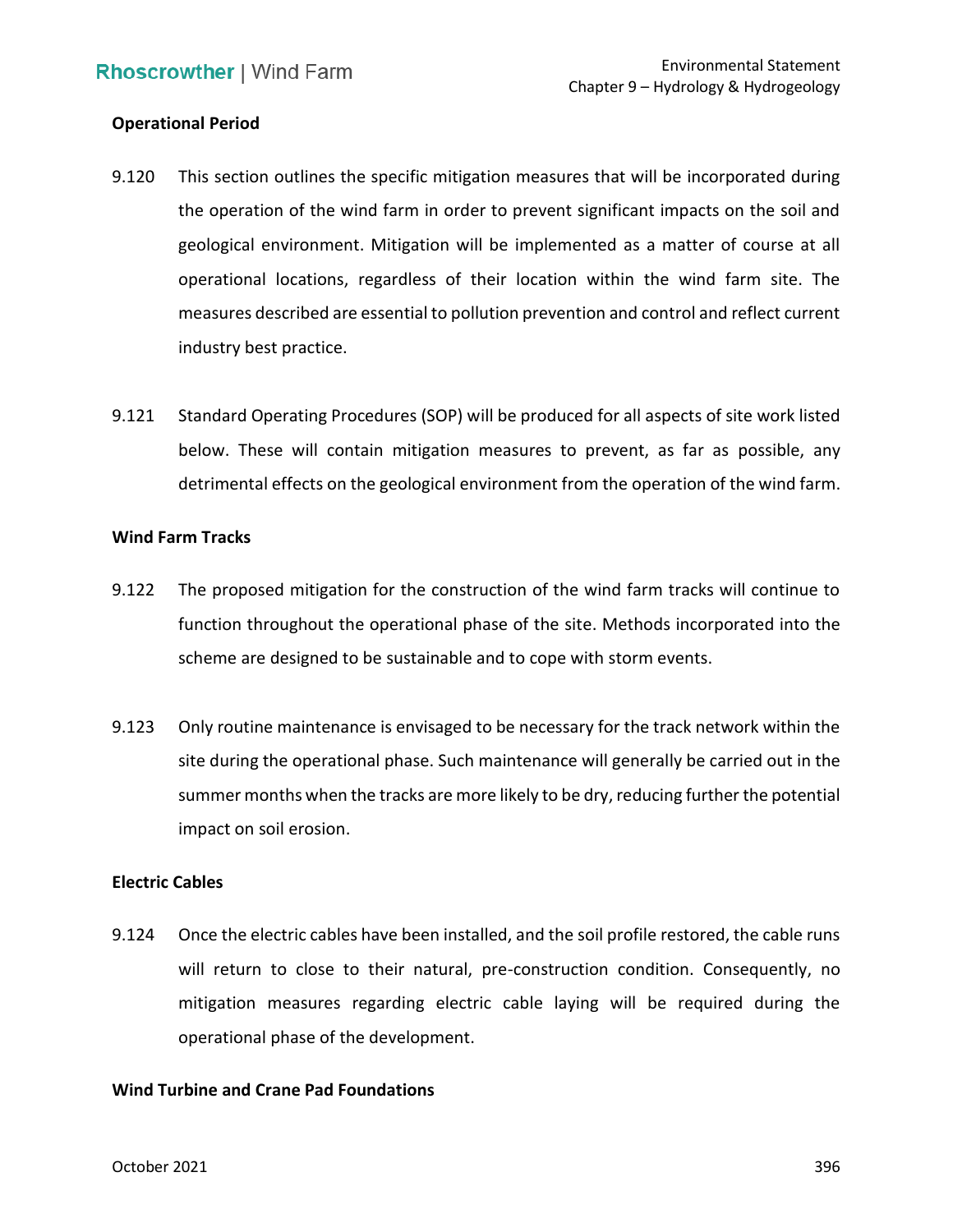**Operational Period**

9.120 This section outlines the specific mitigation measures that will be incorporated during the operation of the wind farm in order to prevent significant impacts on the soil and geological environment. Mitigation will be implemented as a matter of course at all operational locations, regardless of their location within the wind farm site. The measures described are essential to pollution prevention and control and reflect current industry best practice.

9.121 Standard Operating Procedures (SOP) will be produced for all aspects of site work listed below. These will contain mitigation measures to prevent, as far as possible, any detrimental effects on the geological environment from the operation of the wind farm.

**Wind Farm Tracks**

9.122 The proposed mitigation for the construction of the wind farm tracks will continue to function throughout the operational phase of the site. Methods incorporated into the scheme are designed to be sustainable and to cope with storm events.

9.123 Only routine maintenance is envisaged to be necessary for the track network within the site during the operational phase. Such maintenance will generally be carried out in the summer months when the tracks are more likely to be dry, reducing further the potential impact on soil erosion.

**Electric Cables**

9.124 Once the electric cables have been installed, and the soil profile restored, the cable runs will return to close to their natural, pre-construction condition. Consequently, no mitigation measures regarding electric cable laying will be required during the operational phase of the development.

**Wind Turbine and Crane Pad Foundations**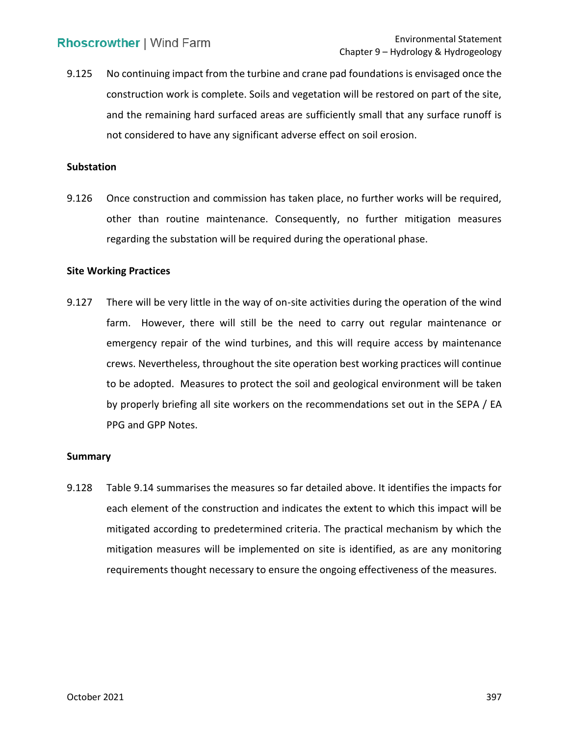9.125 No continuing impact from the turbine and crane pad foundations is envisaged once the construction work is complete. Soils and vegetation will be restored on part of the site, and the remaining hard surfaced areas are sufficiently small that any surface runoff is not considered to have any significant adverse effect on soil erosion.

**Substation**

9.126 Once construction and commission has taken place, no further works will be required, other than routine maintenance. Consequently, no further mitigation measures regarding the substation will be required during the operational phase.

**Site Working Practices**

9.127 There will be very little in the way of on-site activities during the operation of the wind farm. However, there will still be the need to carry out regular maintenance or emergency repair of the wind turbines, and this will require access by maintenance crews. Nevertheless, throughout the site operation best working practices will continue to be adopted. Measures to protect the soil and geological environment will be taken by properly briefing all site workers on the recommendations set out in the SEPA / EA PPG and GPP Notes.

**Summary**

9.128 Table 9.14 summarises the measures so far detailed above. It identifies the impacts for each element of the construction and indicates the extent to which this impact will be mitigated according to predetermined criteria. The practical mechanism by which the mitigation measures will be implemented on site is identified, as are any monitoring requirements thought necessary to ensure the ongoing effectiveness of the measures.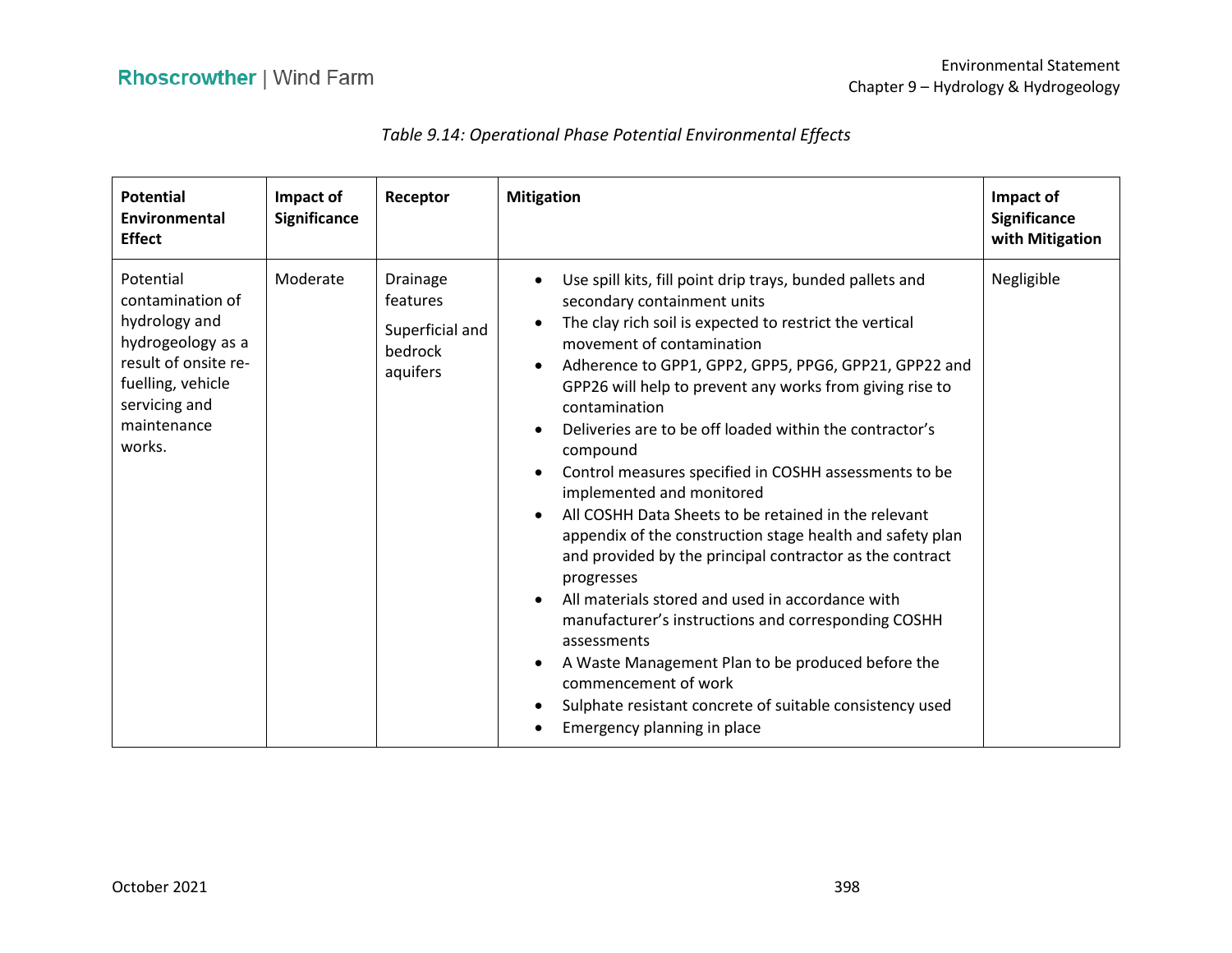*Table 9.14: Operational Phase Potential Environmental Effects*

| Potential Environmental Effect | Impact of Significance | Receptor | Mitigation | Impact of Significance with Mitigation |
|---|---|---|---|---|
| Potential contamination of hydrology and hydrogeology as a result of onsite re-fuelling, vehicle servicing and maintenance works. | Moderate | Drainage features<br><br>Superficial and bedrock aquifers | • Use spill kits, fill point drip trays, bunded pallets and secondary containment units<br>• The clay rich soil is expected to restrict the vertical movement of contamination<br>• Adherence to GPP1, GPP2, GPP5, PPG6, GPP21, GPP22 and GPP26 will help to prevent any works from giving rise to contamination<br>• Deliveries are to be off loaded within the contractor's compound<br>• Control measures specified in COSHH assessments to be implemented and monitored<br>• All COSHH Data Sheets to be retained in the relevant appendix of the construction stage health and safety plan and provided by the principal contractor as the contract progresses<br>• All materials stored and used in accordance with manufacturer's instructions and corresponding COSHH assessments<br>• A Waste Management Plan to be produced before the commencement of work<br>• Sulphate resistant concrete of suitable consistency used<br>• Emergency planning in place | Negligible |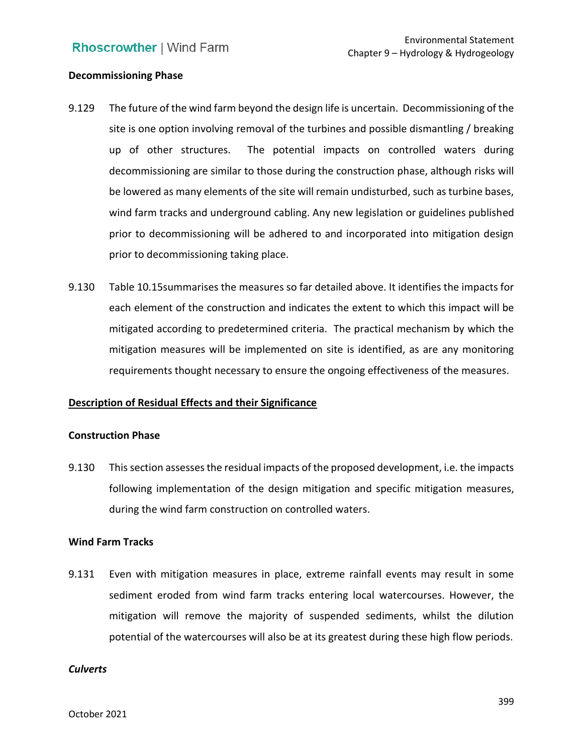**Decommissioning Phase**

9.129 The future of the wind farm beyond the design life is uncertain. Decommissioning of the site is one option involving removal of the turbines and possible dismantling / breaking up of other structures. The potential impacts on controlled waters during decommissioning are similar to those during the construction phase, although risks will be lowered as many elements of the site will remain undisturbed, such as turbine bases, wind farm tracks and underground cabling. Any new legislation or guidelines published prior to decommissioning will be adhered to and incorporated into mitigation design prior to decommissioning taking place.

9.130 Table 10.15summarises the measures so far detailed above. It identifies the impacts for each element of the construction and indicates the extent to which this impact will be mitigated according to predetermined criteria. The practical mechanism by which the mitigation measures will be implemented on site is identified, as are any monitoring requirements thought necessary to ensure the ongoing effectiveness of the measures.

**<u>Description of Residual Effects and their Significance</u>**

**Construction Phase**

9.130 This section assesses the residual impacts of the proposed development, i.e. the impacts following implementation of the design mitigation and specific mitigation measures, during the wind farm construction on controlled waters.

**Wind Farm Tracks**

9.131 Even with mitigation measures in place, extreme rainfall events may result in some sediment eroded from wind farm tracks entering local watercourses. However, the mitigation will remove the majority of suspended sediments, whilst the dilution potential of the watercourses will also be at its greatest during these high flow periods.

***Culverts***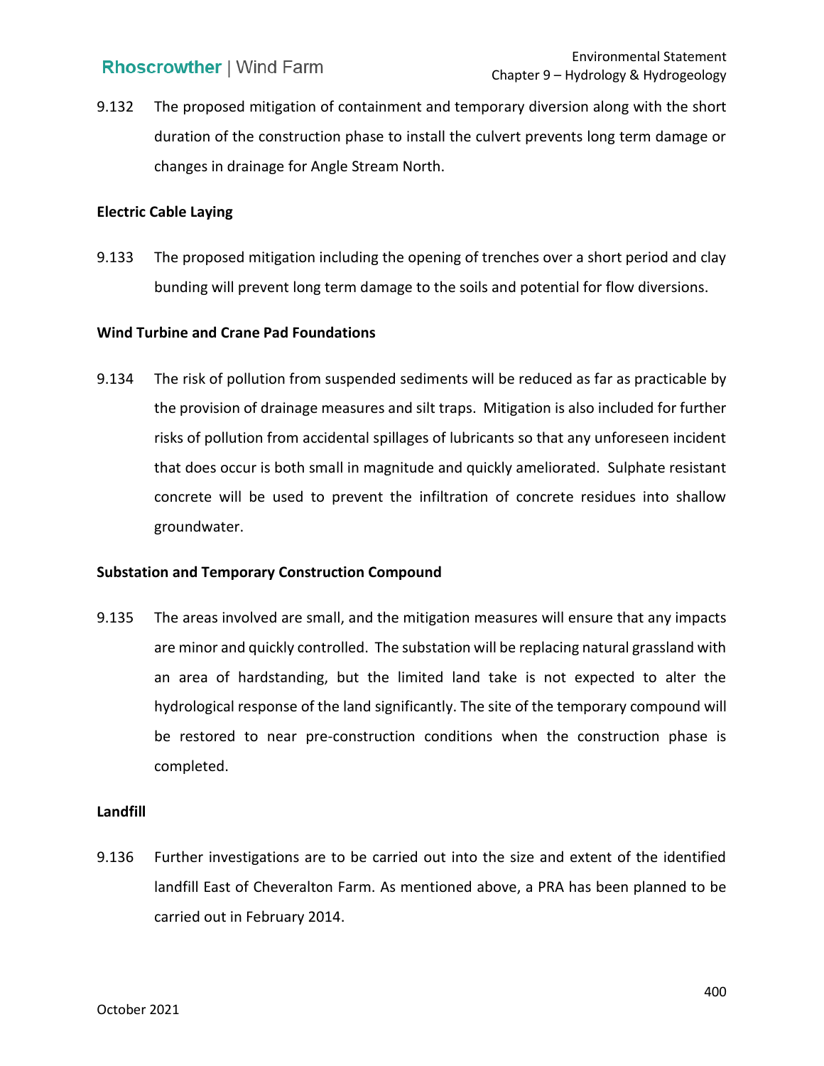9.132 The proposed mitigation of containment and temporary diversion along with the short duration of the construction phase to install the culvert prevents long term damage or changes in drainage for Angle Stream North.

**Electric Cable Laying**

9.133 The proposed mitigation including the opening of trenches over a short period and clay bunding will prevent long term damage to the soils and potential for flow diversions.

**Wind Turbine and Crane Pad Foundations**

9.134 The risk of pollution from suspended sediments will be reduced as far as practicable by the provision of drainage measures and silt traps. Mitigation is also included for further risks of pollution from accidental spillages of lubricants so that any unforeseen incident that does occur is both small in magnitude and quickly ameliorated. Sulphate resistant concrete will be used to prevent the infiltration of concrete residues into shallow groundwater.

**Substation and Temporary Construction Compound**

9.135 The areas involved are small, and the mitigation measures will ensure that any impacts are minor and quickly controlled. The substation will be replacing natural grassland with an area of hardstanding, but the limited land take is not expected to alter the hydrological response of the land significantly. The site of the temporary compound will be restored to near pre-construction conditions when the construction phase is completed.

**Landfill**

9.136 Further investigations are to be carried out into the size and extent of the identified landfill East of Cheveralton Farm. As mentioned above, a PRA has been planned to be carried out in February 2014.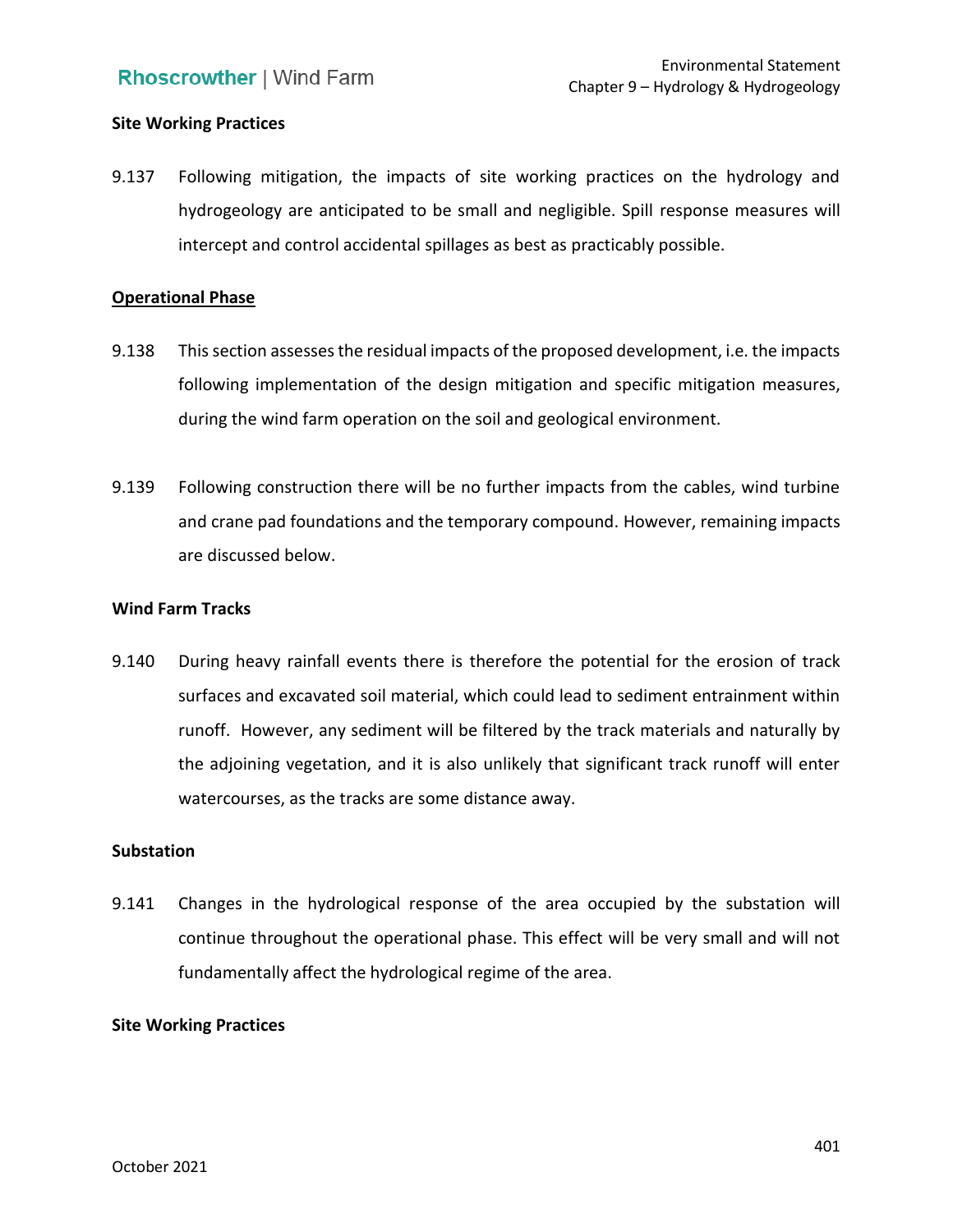**Site Working Practices**

9.137 Following mitigation, the impacts of site working practices on the hydrology and hydrogeology are anticipated to be small and negligible. Spill response measures will intercept and control accidental spillages as best as practicably possible.

## Operational Phase

9.138 This section assesses the residual impacts of the proposed development, i.e. the impacts following implementation of the design mitigation and specific mitigation measures, during the wind farm operation on the soil and geological environment.

9.139 Following construction there will be no further impacts from the cables, wind turbine and crane pad foundations and the temporary compound. However, remaining impacts are discussed below.

**Wind Farm Tracks**

9.140 During heavy rainfall events there is therefore the potential for the erosion of track surfaces and excavated soil material, which could lead to sediment entrainment within runoff. However, any sediment will be filtered by the track materials and naturally by the adjoining vegetation, and it is also unlikely that significant track runoff will enter watercourses, as the tracks are some distance away.

**Substation**

9.141 Changes in the hydrological response of the area occupied by the substation will continue throughout the operational phase. This effect will be very small and will not fundamentally affect the hydrological regime of the area.

**Site Working Practices**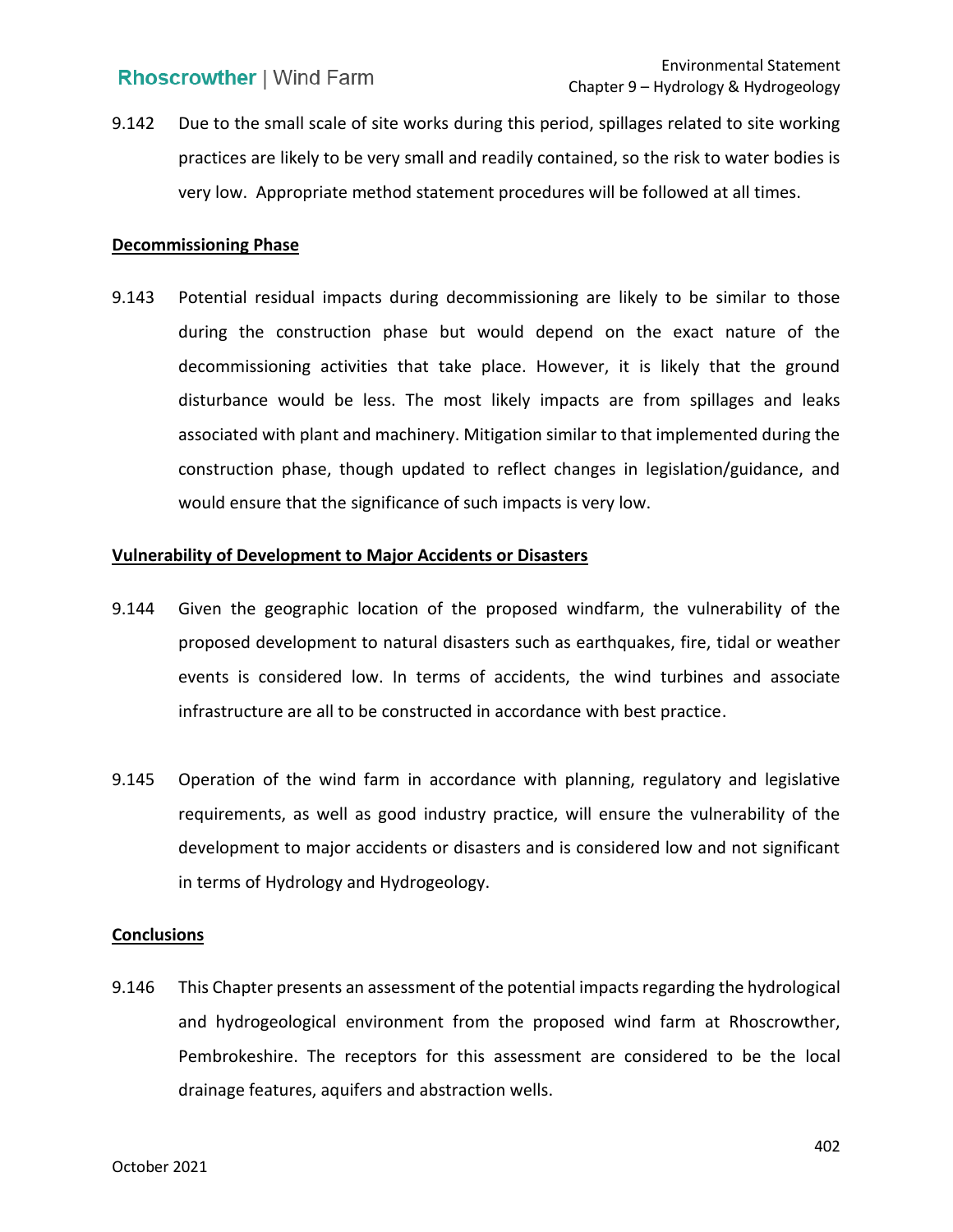9.142 Due to the small scale of site works during this period, spillages related to site working practices are likely to be very small and readily contained, so the risk to water bodies is very low. Appropriate method statement procedures will be followed at all times.

**Decommissioning Phase**

9.143 Potential residual impacts during decommissioning are likely to be similar to those during the construction phase but would depend on the exact nature of the decommissioning activities that take place. However, it is likely that the ground disturbance would be less. The most likely impacts are from spillages and leaks associated with plant and machinery. Mitigation similar to that implemented during the construction phase, though updated to reflect changes in legislation/guidance, and would ensure that the significance of such impacts is very low.

**Vulnerability of Development to Major Accidents or Disasters**

9.144 Given the geographic location of the proposed windfarm, the vulnerability of the proposed development to natural disasters such as earthquakes, fire, tidal or weather events is considered low. In terms of accidents, the wind turbines and associate infrastructure are all to be constructed in accordance with best practice.

9.145 Operation of the wind farm in accordance with planning, regulatory and legislative requirements, as well as good industry practice, will ensure the vulnerability of the development to major accidents or disasters and is considered low and not significant in terms of Hydrology and Hydrogeology.

**Conclusions**

9.146 This Chapter presents an assessment of the potential impacts regarding the hydrological and hydrogeological environment from the proposed wind farm at Rhoscrowther, Pembrokeshire. The receptors for this assessment are considered to be the local drainage features, aquifers and abstraction wells.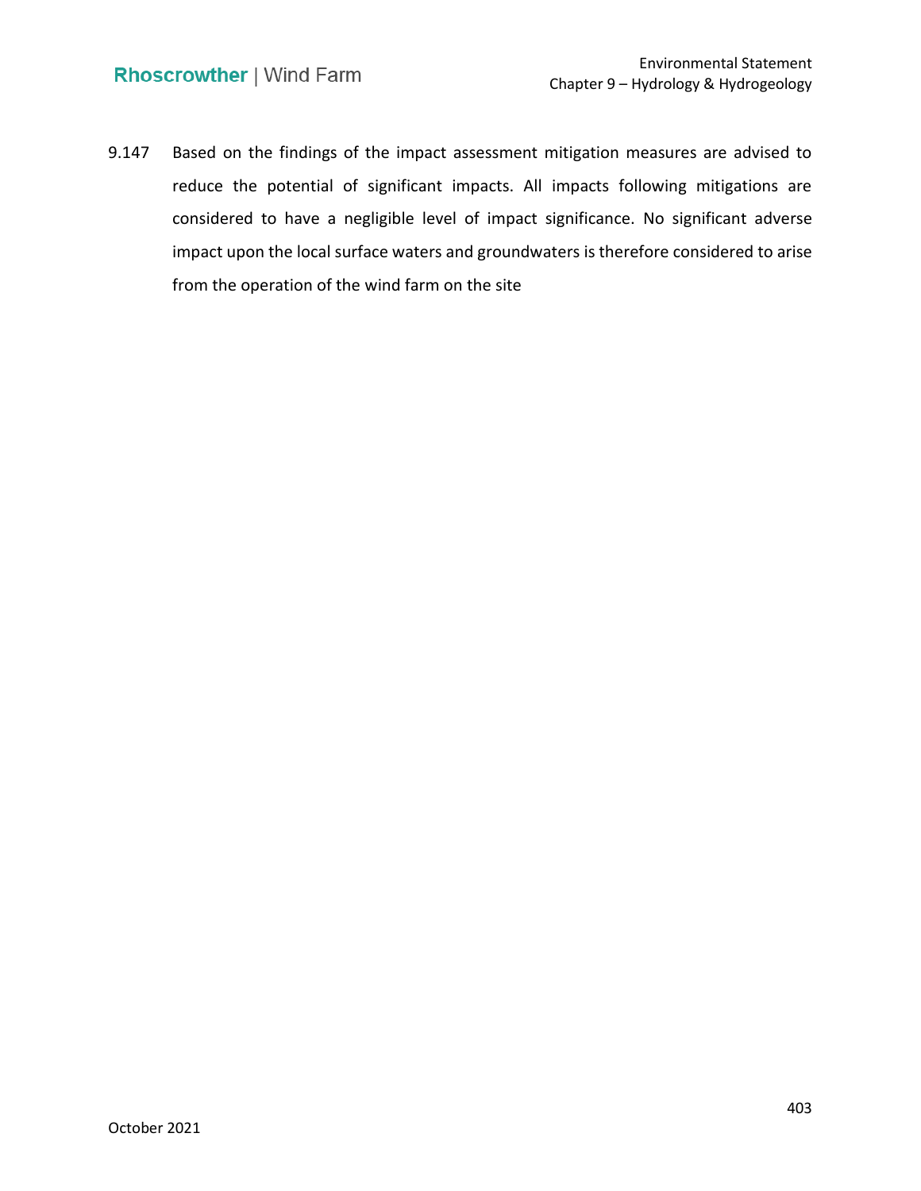9.147 Based on the findings of the impact assessment mitigation measures are advised to reduce the potential of significant impacts. All impacts following mitigations are considered to have a negligible level of impact significance. No significant adverse impact upon the local surface waters and groundwaters is therefore considered to arise from the operation of the wind farm on the site